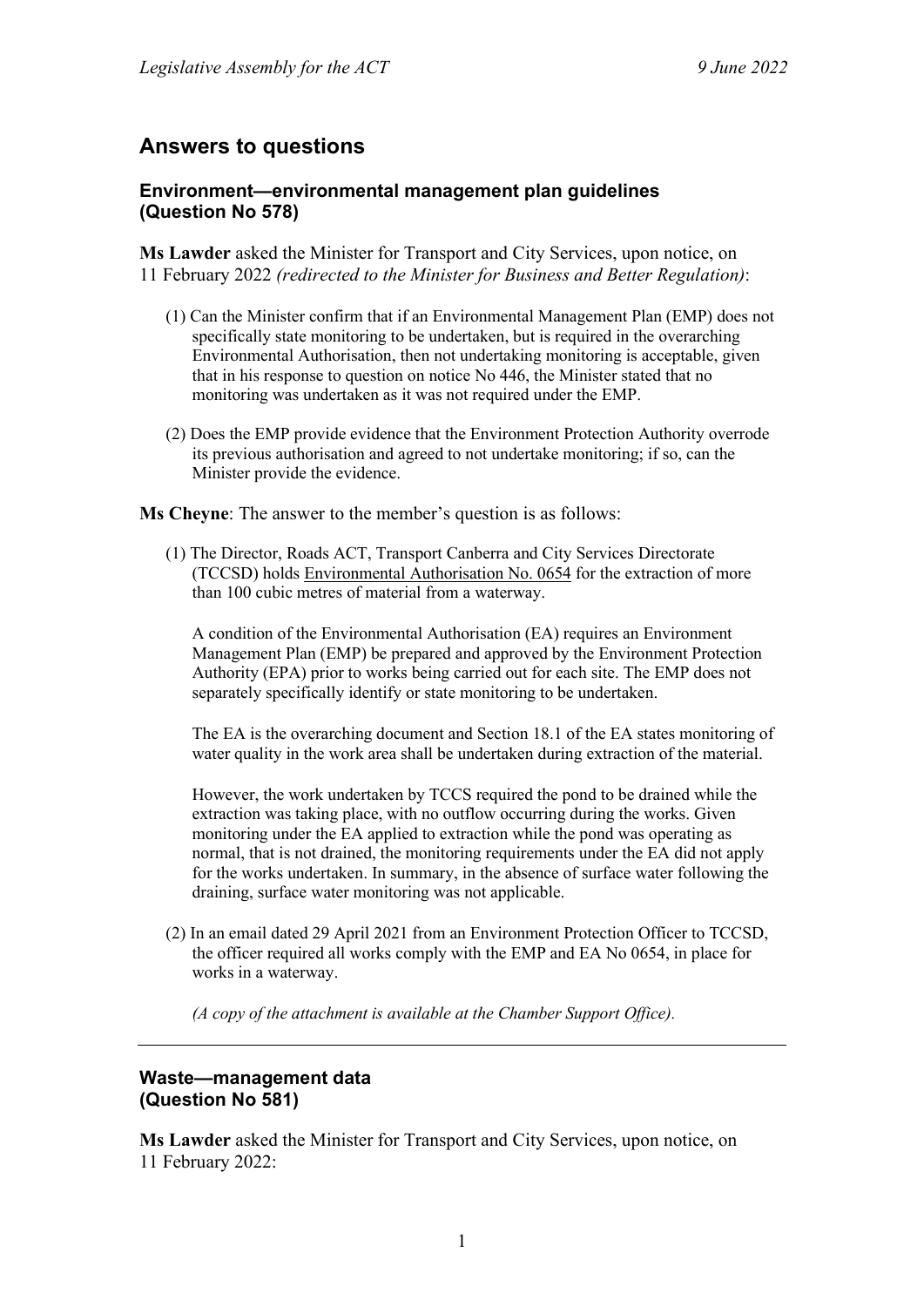# Answers to questions

## Environment—environmental management plan guidelines (Question No 578)

**Ms Lawder** asked the Minister for Transport and City Services, upon notice, on 11 February 2022 *(redirected to the Minister for Business and Better Regulation)*:

(1) Can the Minister confirm that if an Environmental Management Plan (EMP) does not specifically state monitoring to be undertaken, but is required in the overarching Environmental Authorisation, then not undertaking monitoring is acceptable, given that in his response to question on notice No 446, the Minister stated that no monitoring was undertaken as it was not required under the EMP.

(2) Does the EMP provide evidence that the Environment Protection Authority overrode its previous authorisation and agreed to not undertake monitoring; if so, can the Minister provide the evidence.

**Ms Cheyne**: The answer to the member's question is as follows:

(1) The Director, Roads ACT, Transport Canberra and City Services Directorate (TCCSD) holds Environmental Authorisation No. 0654 for the extraction of more than 100 cubic metres of material from a waterway.

A condition of the Environmental Authorisation (EA) requires an Environment Management Plan (EMP) be prepared and approved by the Environment Protection Authority (EPA) prior to works being carried out for each site. The EMP does not separately specifically identify or state monitoring to be undertaken.

The EA is the overarching document and Section 18.1 of the EA states monitoring of water quality in the work area shall be undertaken during extraction of the material.

However, the work undertaken by TCCS required the pond to be drained while the extraction was taking place, with no outflow occurring during the works. Given monitoring under the EA applied to extraction while the pond was operating as normal, that is not drained, the monitoring requirements under the EA did not apply for the works undertaken. In summary, in the absence of surface water following the draining, surface water monitoring was not applicable.

(2) In an email dated 29 April 2021 from an Environment Protection Officer to TCCSD, the officer required all works comply with the EMP and EA No 0654, in place for works in a waterway.

*(A copy of the attachment is available at the Chamber Support Office).*

---

## Waste—management data (Question No 581)

**Ms Lawder** asked the Minister for Transport and City Services, upon notice, on 11 February 2022: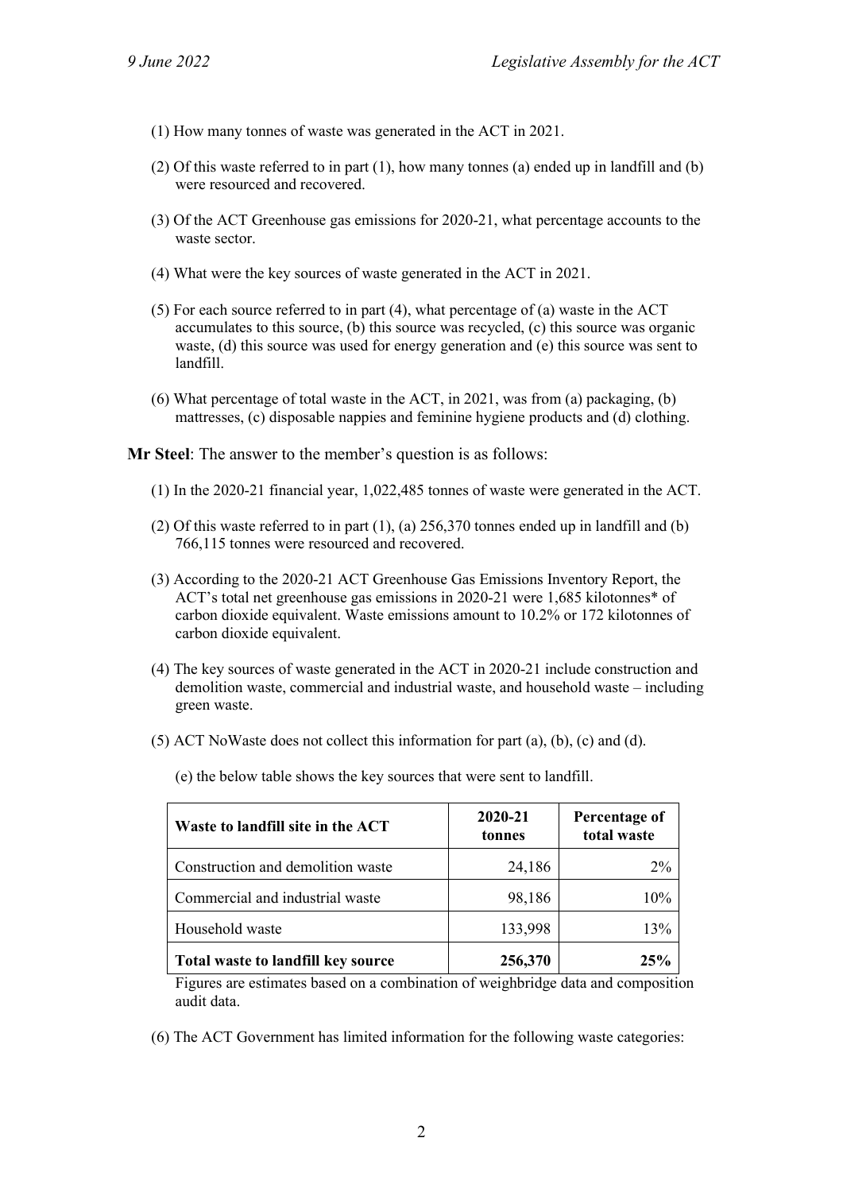(1) How many tonnes of waste was generated in the ACT in 2021.

(2) Of this waste referred to in part (1), how many tonnes (a) ended up in landfill and (b) were resourced and recovered.

(3) Of the ACT Greenhouse gas emissions for 2020-21, what percentage accounts to the waste sector.

(4) What were the key sources of waste generated in the ACT in 2021.

(5) For each source referred to in part (4), what percentage of (a) waste in the ACT accumulates to this source, (b) this source was recycled, (c) this source was organic waste, (d) this source was used for energy generation and (e) this source was sent to landfill.

(6) What percentage of total waste in the ACT, in 2021, was from (a) packaging, (b) mattresses, (c) disposable nappies and feminine hygiene products and (d) clothing.

**Mr Steel**: The answer to the member's question is as follows:

(1) In the 2020-21 financial year, 1,022,485 tonnes of waste were generated in the ACT.

(2) Of this waste referred to in part (1), (a) 256,370 tonnes ended up in landfill and (b) 766,115 tonnes were resourced and recovered.

(3) According to the 2020-21 ACT Greenhouse Gas Emissions Inventory Report, the ACT's total net greenhouse gas emissions in 2020-21 were 1,685 kilotonnes* of carbon dioxide equivalent. Waste emissions amount to 10.2% or 172 kilotonnes of carbon dioxide equivalent.

(4) The key sources of waste generated in the ACT in 2020-21 include construction and demolition waste, commercial and industrial waste, and household waste – including green waste.

(5) ACT NoWaste does not collect this information for part (a), (b), (c) and (d).

(e) the below table shows the key sources that were sent to landfill.

| Waste to landfill site in the ACT | 2020-21 tonnes | Percentage of total waste |
|---|---:|---:|
| Construction and demolition waste | 24,186 | 2% |
| Commercial and industrial waste | 98,186 | 10% |
| Household waste | 133,998 | 13% |
| **Total waste to landfill key source** | **256,370** | **25%** |

Figures are estimates based on a combination of weighbridge data and composition audit data.

(6) The ACT Government has limited information for the following waste categories: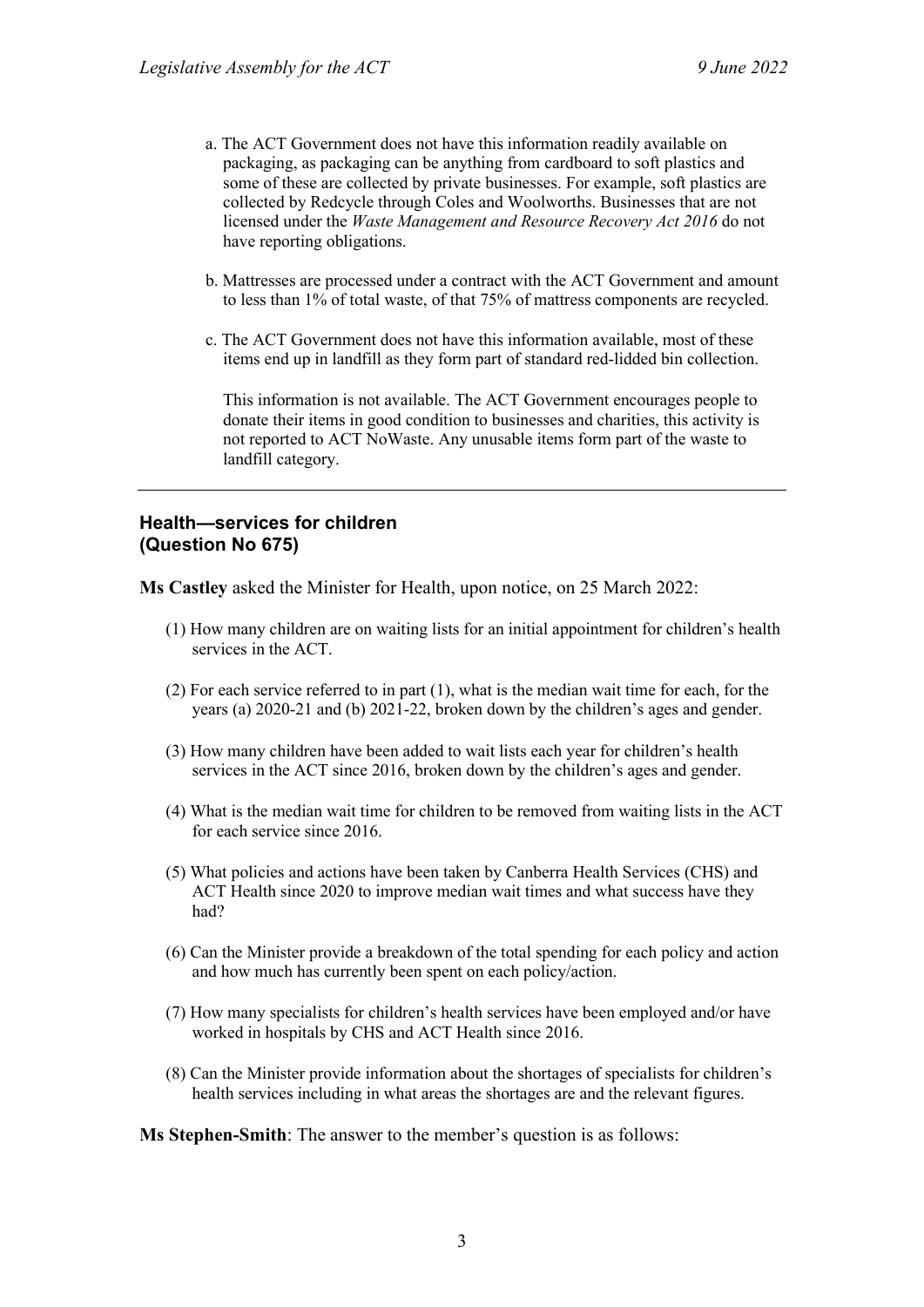a. The ACT Government does not have this information readily available on packaging, as packaging can be anything from cardboard to soft plastics and some of these are collected by private businesses. For example, soft plastics are collected by Redcycle through Coles and Woolworths. Businesses that are not licensed under the *Waste Management and Resource Recovery Act 2016* do not have reporting obligations.

b. Mattresses are processed under a contract with the ACT Government and amount to less than 1% of total waste, of that 75% of mattress components are recycled.

c. The ACT Government does not have this information available, most of these items end up in landfill as they form part of standard red-lidded bin collection.

This information is not available. The ACT Government encourages people to donate their items in good condition to businesses and charities, this activity is not reported to ACT NoWaste. Any unusable items form part of the waste to landfill category.

---

### Health—services for children (Question No 675)

**Ms Castley** asked the Minister for Health, upon notice, on 25 March 2022:

(1) How many children are on waiting lists for an initial appointment for children's health services in the ACT.

(2) For each service referred to in part (1), what is the median wait time for each, for the years (a) 2020-21 and (b) 2021-22, broken down by the children's ages and gender.

(3) How many children have been added to wait lists each year for children's health services in the ACT since 2016, broken down by the children's ages and gender.

(4) What is the median wait time for children to be removed from waiting lists in the ACT for each service since 2016.

(5) What policies and actions have been taken by Canberra Health Services (CHS) and ACT Health since 2020 to improve median wait times and what success have they had?

(6) Can the Minister provide a breakdown of the total spending for each policy and action and how much has currently been spent on each policy/action.

(7) How many specialists for children's health services have been employed and/or have worked in hospitals by CHS and ACT Health since 2016.

(8) Can the Minister provide information about the shortages of specialists for children's health services including in what areas the shortages are and the relevant figures.

**Ms Stephen-Smith**: The answer to the member's question is as follows: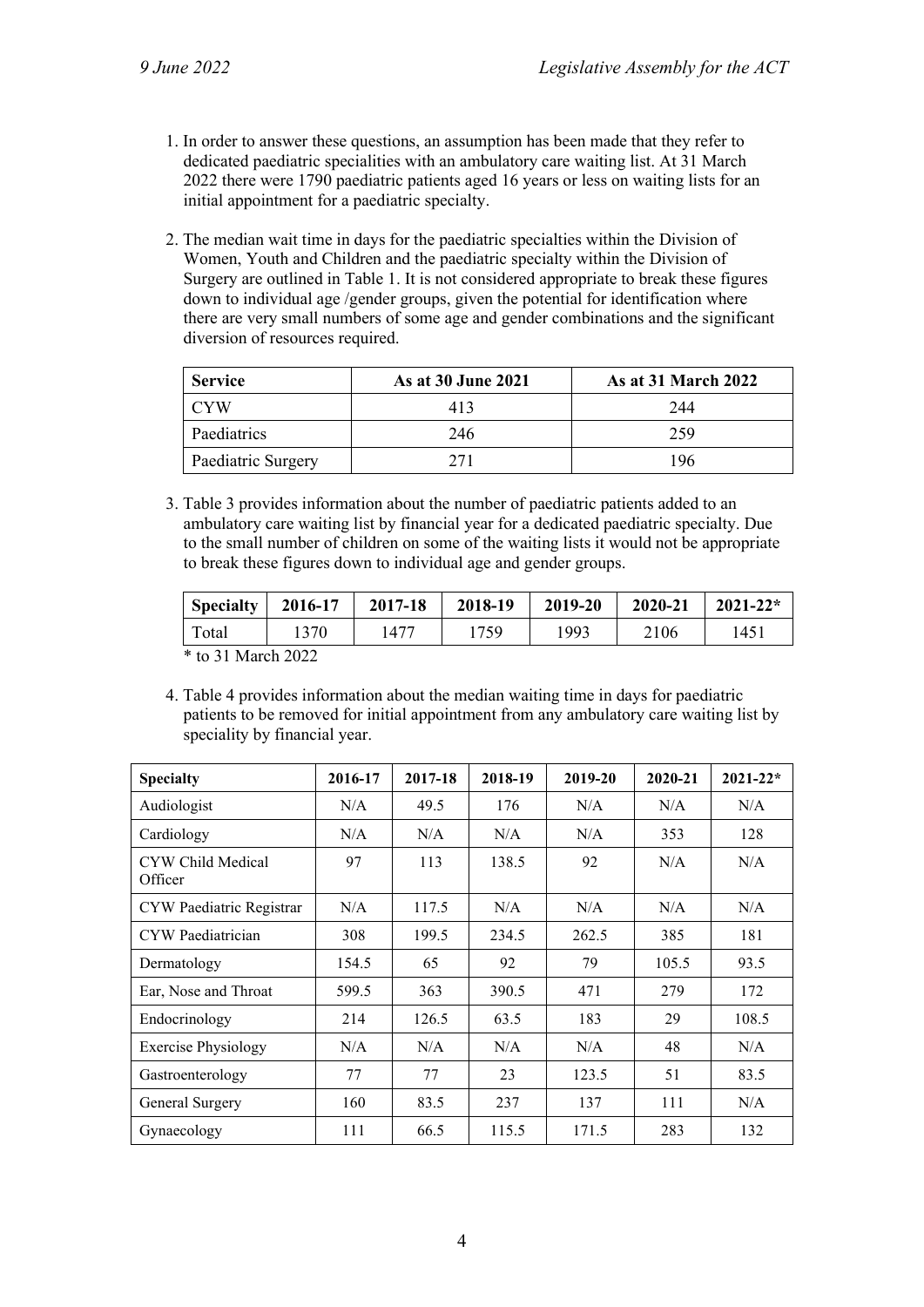1. In order to answer these questions, an assumption has been made that they refer to dedicated paediatric specialities with an ambulatory care waiting list. At 31 March 2022 there were 1790 paediatric patients aged 16 years or less on waiting lists for an initial appointment for a paediatric specialty.

2. The median wait time in days for the paediatric specialties within the Division of Women, Youth and Children and the paediatric specialty within the Division of Surgery are outlined in Table 1. It is not considered appropriate to break these figures down to individual age /gender groups, given the potential for identification where there are very small numbers of some age and gender combinations and the significant diversion of resources required.

| Service | As at 30 June 2021 | As at 31 March 2022 |
|---|---|---|
| CYW | 413 | 244 |
| Paediatrics | 246 | 259 |
| Paediatric Surgery | 271 | 196 |

3. Table 3 provides information about the number of paediatric patients added to an ambulatory care waiting list by financial year for a dedicated paediatric specialty. Due to the small number of children on some of the waiting lists it would not be appropriate to break these figures down to individual age and gender groups.

| Specialty | 2016-17 | 2017-18 | 2018-19 | 2019-20 | 2020-21 | 2021-22* |
|---|---|---|---|---|---|---|
| Total | 1370 | 1477 | 1759 | 1993 | 2106 | 1451 |

\* to 31 March 2022

4. Table 4 provides information about the median waiting time in days for paediatric patients to be removed for initial appointment from any ambulatory care waiting list by speciality by financial year.

| Specialty | 2016-17 | 2017-18 | 2018-19 | 2019-20 | 2020-21 | 2021-22* |
|---|---|---|---|---|---|---|
| Audiologist | N/A | 49.5 | 176 | N/A | N/A | N/A |
| Cardiology | N/A | N/A | N/A | N/A | 353 | 128 |
| CYW Child Medical Officer | 97 | 113 | 138.5 | 92 | N/A | N/A |
| CYW Paediatric Registrar | N/A | 117.5 | N/A | N/A | N/A | N/A |
| CYW Paediatrician | 308 | 199.5 | 234.5 | 262.5 | 385 | 181 |
| Dermatology | 154.5 | 65 | 92 | 79 | 105.5 | 93.5 |
| Ear, Nose and Throat | 599.5 | 363 | 390.5 | 471 | 279 | 172 |
| Endocrinology | 214 | 126.5 | 63.5 | 183 | 29 | 108.5 |
| Exercise Physiology | N/A | N/A | N/A | N/A | 48 | N/A |
| Gastroenterology | 77 | 77 | 23 | 123.5 | 51 | 83.5 |
| General Surgery | 160 | 83.5 | 237 | 137 | 111 | N/A |
| Gynaecology | 111 | 66.5 | 115.5 | 171.5 | 283 | 132 |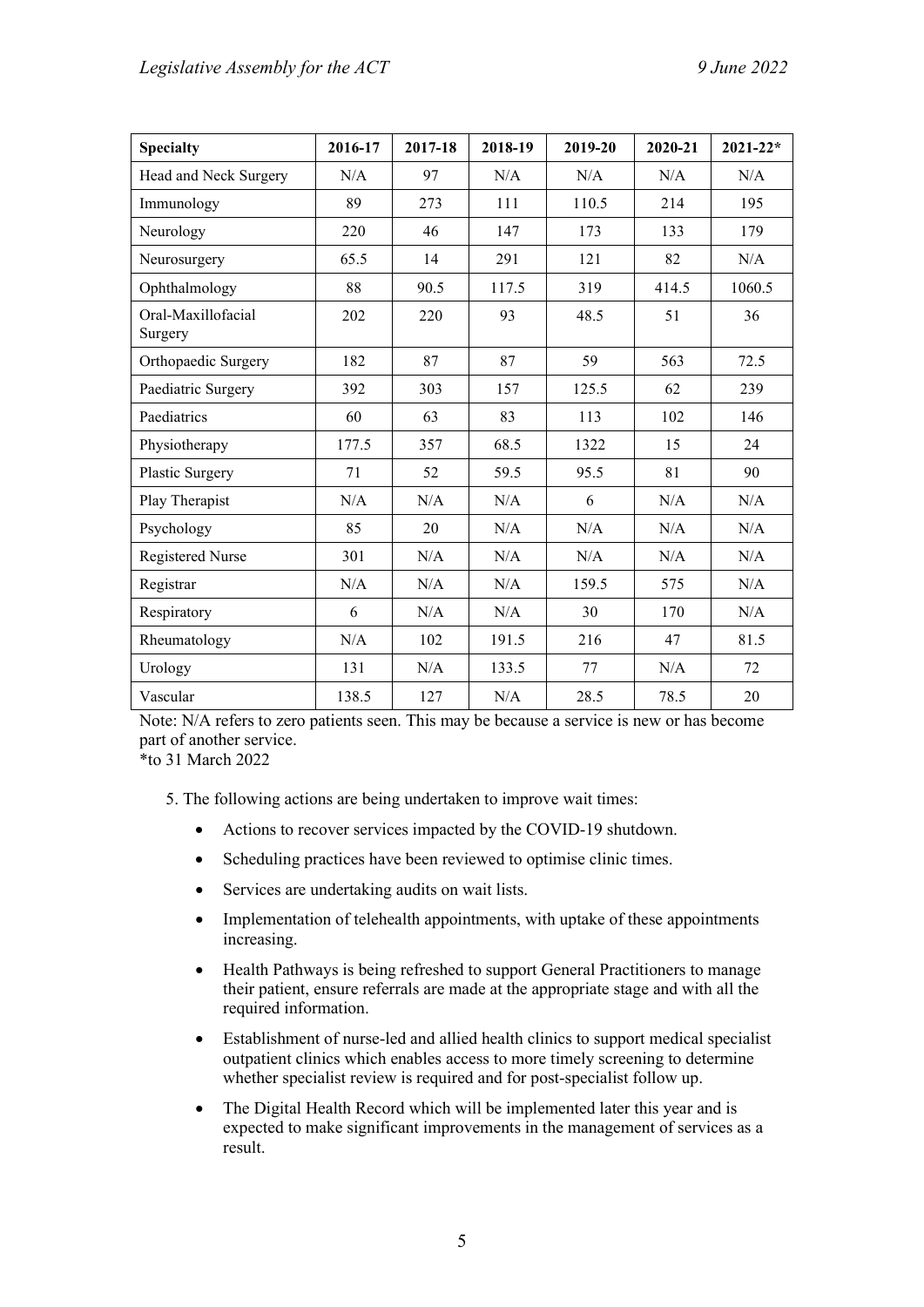| Specialty | 2016-17 | 2017-18 | 2018-19 | 2019-20 | 2020-21 | 2021-22* |
|---|---|---|---|---|---|---|
| Head and Neck Surgery | N/A | 97 | N/A | N/A | N/A | N/A |
| Immunology | 89 | 273 | 111 | 110.5 | 214 | 195 |
| Neurology | 220 | 46 | 147 | 173 | 133 | 179 |
| Neurosurgery | 65.5 | 14 | 291 | 121 | 82 | N/A |
| Ophthalmology | 88 | 90.5 | 117.5 | 319 | 414.5 | 1060.5 |
| Oral-Maxillofacial Surgery | 202 | 220 | 93 | 48.5 | 51 | 36 |
| Orthopaedic Surgery | 182 | 87 | 87 | 59 | 563 | 72.5 |
| Paediatric Surgery | 392 | 303 | 157 | 125.5 | 62 | 239 |
| Paediatrics | 60 | 63 | 83 | 113 | 102 | 146 |
| Physiotherapy | 177.5 | 357 | 68.5 | 1322 | 15 | 24 |
| Plastic Surgery | 71 | 52 | 59.5 | 95.5 | 81 | 90 |
| Play Therapist | N/A | N/A | N/A | 6 | N/A | N/A |
| Psychology | 85 | 20 | N/A | N/A | N/A | N/A |
| Registered Nurse | 301 | N/A | N/A | N/A | N/A | N/A |
| Registrar | N/A | N/A | N/A | 159.5 | 575 | N/A |
| Respiratory | 6 | N/A | N/A | 30 | 170 | N/A |
| Rheumatology | N/A | 102 | 191.5 | 216 | 47 | 81.5 |
| Urology | 131 | N/A | 133.5 | 77 | N/A | 72 |
| Vascular | 138.5 | 127 | N/A | 28.5 | 78.5 | 20 |

Note: N/A refers to zero patients seen. This may be because a service is new or has become part of another service.
*to 31 March 2022

5. The following actions are being undertaken to improve wait times:
   - Actions to recover services impacted by the COVID-19 shutdown.
   - Scheduling practices have been reviewed to optimise clinic times.
   - Services are undertaking audits on wait lists.
   - Implementation of telehealth appointments, with uptake of these appointments increasing.
   - Health Pathways is being refreshed to support General Practitioners to manage their patient, ensure referrals are made at the appropriate stage and with all the required information.
   - Establishment of nurse-led and allied health clinics to support medical specialist outpatient clinics which enables access to more timely screening to determine whether specialist review is required and for post-specialist follow up.
   - The Digital Health Record which will be implemented later this year and is expected to make significant improvements in the management of services as a result.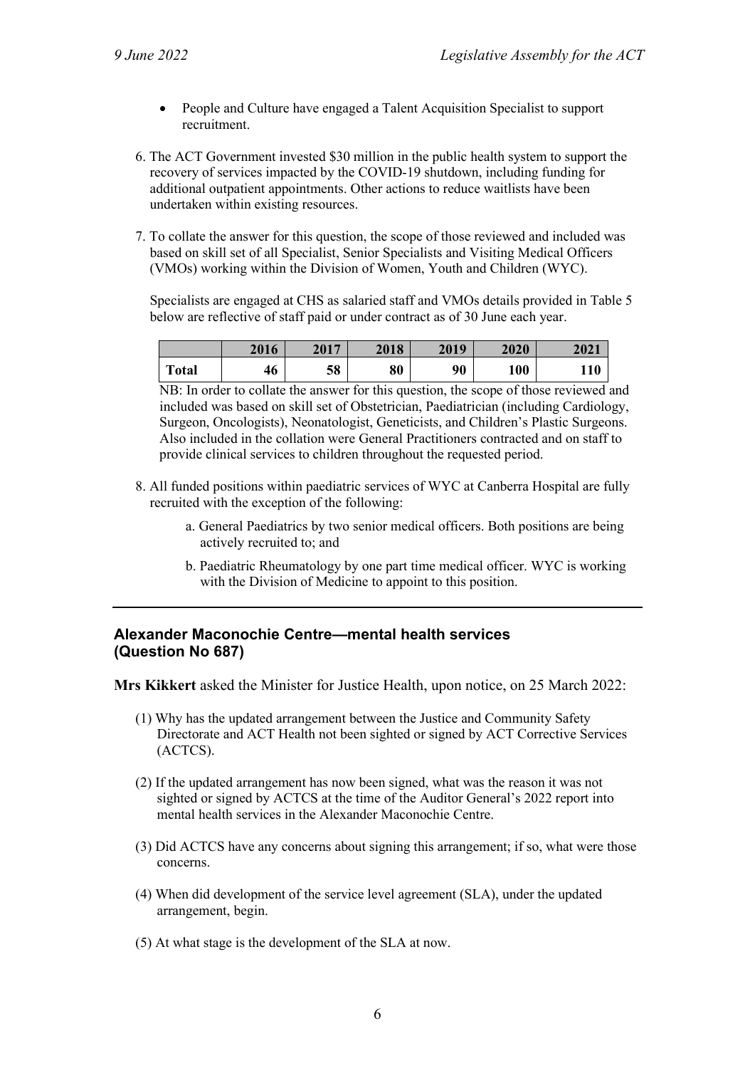- People and Culture have engaged a Talent Acquisition Specialist to support recruitment.

6. The ACT Government invested $30 million in the public health system to support the recovery of services impacted by the COVID-19 shutdown, including funding for additional outpatient appointments. Other actions to reduce waitlists have been undertaken within existing resources.

7. To collate the answer for this question, the scope of those reviewed and included was based on skill set of all Specialist, Senior Specialists and Visiting Medical Officers (VMOs) working within the Division of Women, Youth and Children (WYC).

   Specialists are engaged at CHS as salaried staff and VMOs details provided in Table 5 below are reflective of staff paid or under contract as of 30 June each year.

| | 2016 | 2017 | 2018 | 2019 | 2020 | 2021 |
|---|---|---|---|---|---|---|
| **Total** | 46 | 58 | 80 | 90 | 100 | 110 |

   NB: In order to collate the answer for this question, the scope of those reviewed and included was based on skill set of Obstetrician, Paediatrician (including Cardiology, Surgeon, Oncologists), Neonatologist, Geneticists, and Children's Plastic Surgeons. Also included in the collation were General Practitioners contracted and on staff to provide clinical services to children throughout the requested period.

8. All funded positions within paediatric services of WYC at Canberra Hospital are fully recruited with the exception of the following:

   a. General Paediatrics by two senior medical officers. Both positions are being actively recruited to; and

   b. Paediatric Rheumatology by one part time medical officer. WYC is working with the Division of Medicine to appoint to this position.

---

## Alexander Maconochie Centre—mental health services (Question No 687)

**Mrs Kikkert** asked the Minister for Justice Health, upon notice, on 25 March 2022:

(1) Why has the updated arrangement between the Justice and Community Safety Directorate and ACT Health not been sighted or signed by ACT Corrective Services (ACTCS).

(2) If the updated arrangement has now been signed, what was the reason it was not sighted or signed by ACTCS at the time of the Auditor General's 2022 report into mental health services in the Alexander Maconochie Centre.

(3) Did ACTCS have any concerns about signing this arrangement; if so, what were those concerns.

(4) When did development of the service level agreement (SLA), under the updated arrangement, begin.

(5) At what stage is the development of the SLA at now.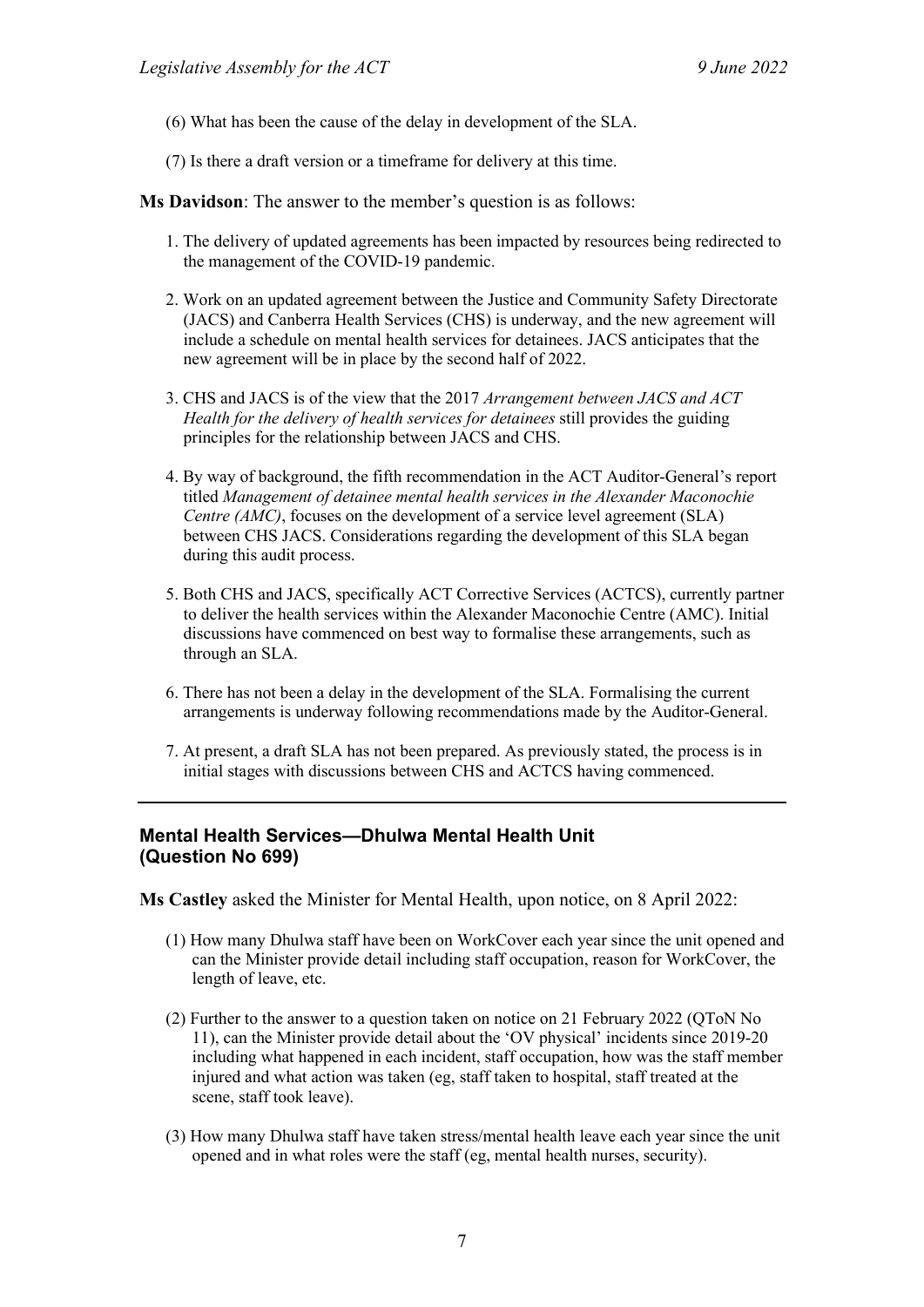(6) What has been the cause of the delay in development of the SLA.

(7) Is there a draft version or a timeframe for delivery at this time.

**Ms Davidson**: The answer to the member's question is as follows:

1. The delivery of updated agreements has been impacted by resources being redirected to the management of the COVID-19 pandemic.

2. Work on an updated agreement between the Justice and Community Safety Directorate (JACS) and Canberra Health Services (CHS) is underway, and the new agreement will include a schedule on mental health services for detainees. JACS anticipates that the new agreement will be in place by the second half of 2022.

3. CHS and JACS is of the view that the 2017 *Arrangement between JACS and ACT Health for the delivery of health services for detainees* still provides the guiding principles for the relationship between JACS and CHS.

4. By way of background, the fifth recommendation in the ACT Auditor-General's report titled *Management of detainee mental health services in the Alexander Maconochie Centre (AMC)*, focuses on the development of a service level agreement (SLA) between CHS JACS. Considerations regarding the development of this SLA began during this audit process.

5. Both CHS and JACS, specifically ACT Corrective Services (ACTCS), currently partner to deliver the health services within the Alexander Maconochie Centre (AMC). Initial discussions have commenced on best way to formalise these arrangements, such as through an SLA.

6. There has not been a delay in the development of the SLA. Formalising the current arrangements is underway following recommendations made by the Auditor-General.

7. At present, a draft SLA has not been prepared. As previously stated, the process is in initial stages with discussions between CHS and ACTCS having commenced.

---

## Mental Health Services—Dhulwa Mental Health Unit (Question No 699)

**Ms Castley** asked the Minister for Mental Health, upon notice, on 8 April 2022:

(1) How many Dhulwa staff have been on WorkCover each year since the unit opened and can the Minister provide detail including staff occupation, reason for WorkCover, the length of leave, etc.

(2) Further to the answer to a question taken on notice on 21 February 2022 (QToN No 11), can the Minister provide detail about the 'OV physical' incidents since 2019-20 including what happened in each incident, staff occupation, how was the staff member injured and what action was taken (eg, staff taken to hospital, staff treated at the scene, staff took leave).

(3) How many Dhulwa staff have taken stress/mental health leave each year since the unit opened and in what roles were the staff (eg, mental health nurses, security).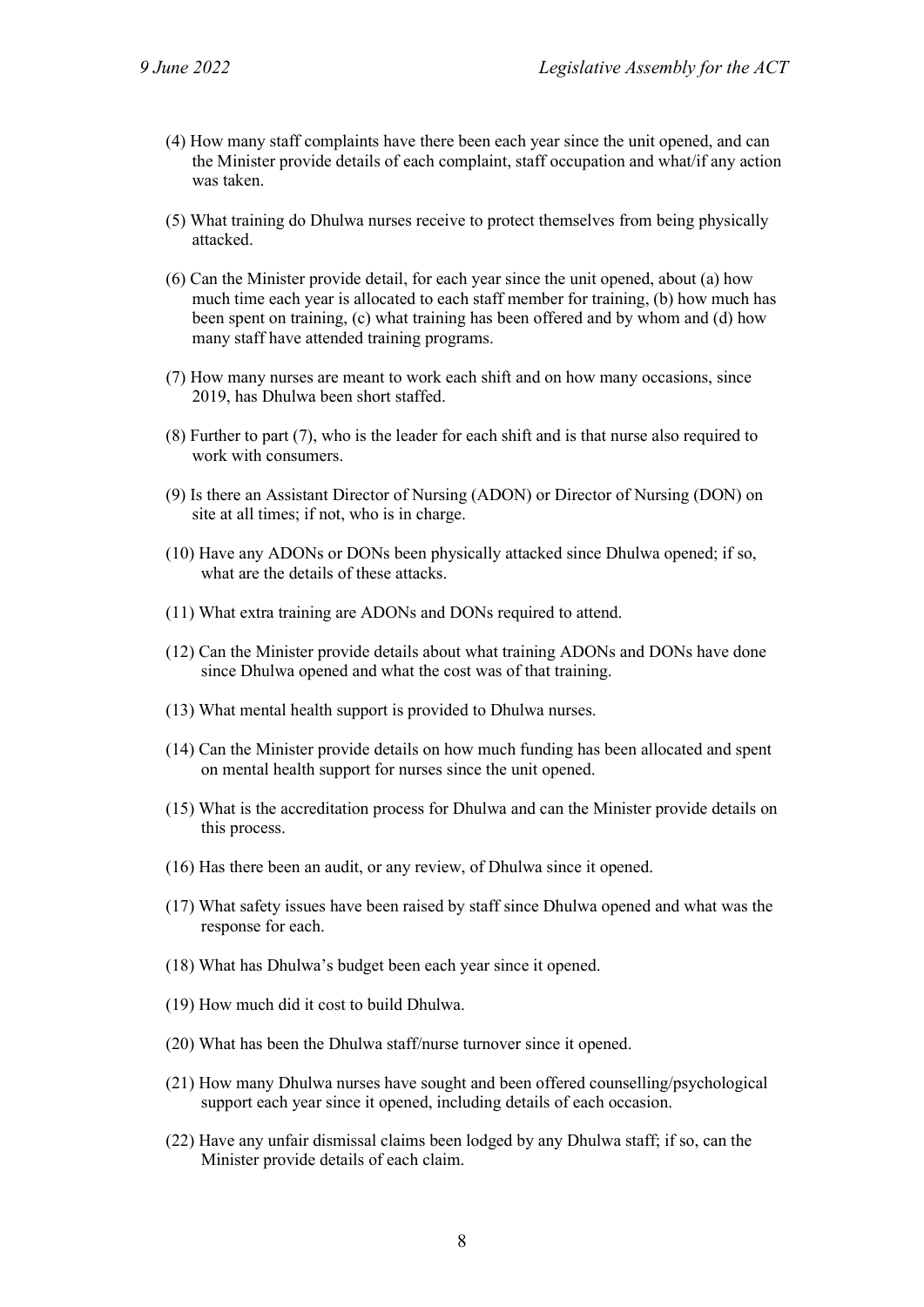(4) How many staff complaints have there been each year since the unit opened, and can the Minister provide details of each complaint, staff occupation and what/if any action was taken.

(5) What training do Dhulwa nurses receive to protect themselves from being physically attacked.

(6) Can the Minister provide detail, for each year since the unit opened, about (a) how much time each year is allocated to each staff member for training, (b) how much has been spent on training, (c) what training has been offered and by whom and (d) how many staff have attended training programs.

(7) How many nurses are meant to work each shift and on how many occasions, since 2019, has Dhulwa been short staffed.

(8) Further to part (7), who is the leader for each shift and is that nurse also required to work with consumers.

(9) Is there an Assistant Director of Nursing (ADON) or Director of Nursing (DON) on site at all times; if not, who is in charge.

(10) Have any ADONs or DONs been physically attacked since Dhulwa opened; if so, what are the details of these attacks.

(11) What extra training are ADONs and DONs required to attend.

(12) Can the Minister provide details about what training ADONs and DONs have done since Dhulwa opened and what the cost was of that training.

(13) What mental health support is provided to Dhulwa nurses.

(14) Can the Minister provide details on how much funding has been allocated and spent on mental health support for nurses since the unit opened.

(15) What is the accreditation process for Dhulwa and can the Minister provide details on this process.

(16) Has there been an audit, or any review, of Dhulwa since it opened.

(17) What safety issues have been raised by staff since Dhulwa opened and what was the response for each.

(18) What has Dhulwa's budget been each year since it opened.

(19) How much did it cost to build Dhulwa.

(20) What has been the Dhulwa staff/nurse turnover since it opened.

(21) How many Dhulwa nurses have sought and been offered counselling/psychological support each year since it opened, including details of each occasion.

(22) Have any unfair dismissal claims been lodged by any Dhulwa staff; if so, can the Minister provide details of each claim.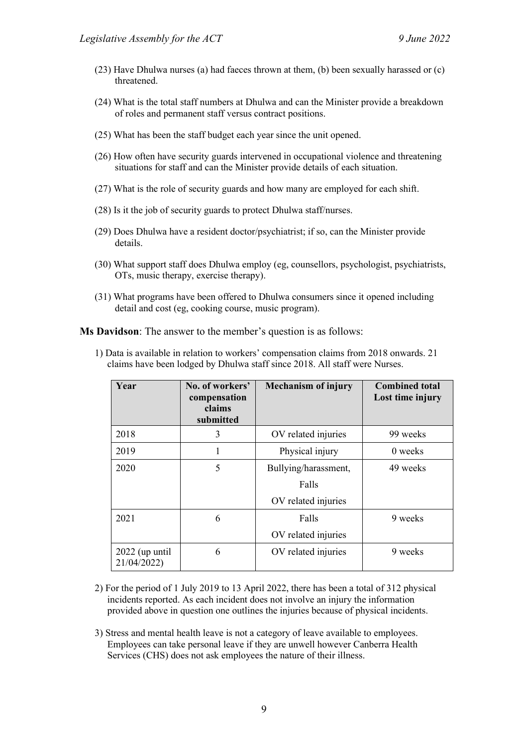(23) Have Dhulwa nurses (a) had faeces thrown at them, (b) been sexually harassed or (c) threatened.

(24) What is the total staff numbers at Dhulwa and can the Minister provide a breakdown of roles and permanent staff versus contract positions.

(25) What has been the staff budget each year since the unit opened.

(26) How often have security guards intervened in occupational violence and threatening situations for staff and can the Minister provide details of each situation.

(27) What is the role of security guards and how many are employed for each shift.

(28) Is it the job of security guards to protect Dhulwa staff/nurses.

(29) Does Dhulwa have a resident doctor/psychiatrist; if so, can the Minister provide details.

(30) What support staff does Dhulwa employ (eg, counsellors, psychologist, psychiatrists, OTs, music therapy, exercise therapy).

(31) What programs have been offered to Dhulwa consumers since it opened including detail and cost (eg, cooking course, music program).

**Ms Davidson**: The answer to the member's question is as follows:

1) Data is available in relation to workers' compensation claims from 2018 onwards. 21 claims have been lodged by Dhulwa staff since 2018. All staff were Nurses.

| Year | No. of workers' compensation claims submitted | Mechanism of injury | Combined total Lost time injury |
|---|---|---|---|
| 2018 | 3 | OV related injuries | 99 weeks |
| 2019 | 1 | Physical injury | 0 weeks |
| 2020 | 5 | Bullying/harassment, Falls OV related injuries | 49 weeks |
| 2021 | 6 | Falls OV related injuries | 9 weeks |
| 2022 (up until 21/04/2022) | 6 | OV related injuries | 9 weeks |

2) For the period of 1 July 2019 to 13 April 2022, there has been a total of 312 physical incidents reported. As each incident does not involve an injury the information provided above in question one outlines the injuries because of physical incidents.

3) Stress and mental health leave is not a category of leave available to employees. Employees can take personal leave if they are unwell however Canberra Health Services (CHS) does not ask employees the nature of their illness.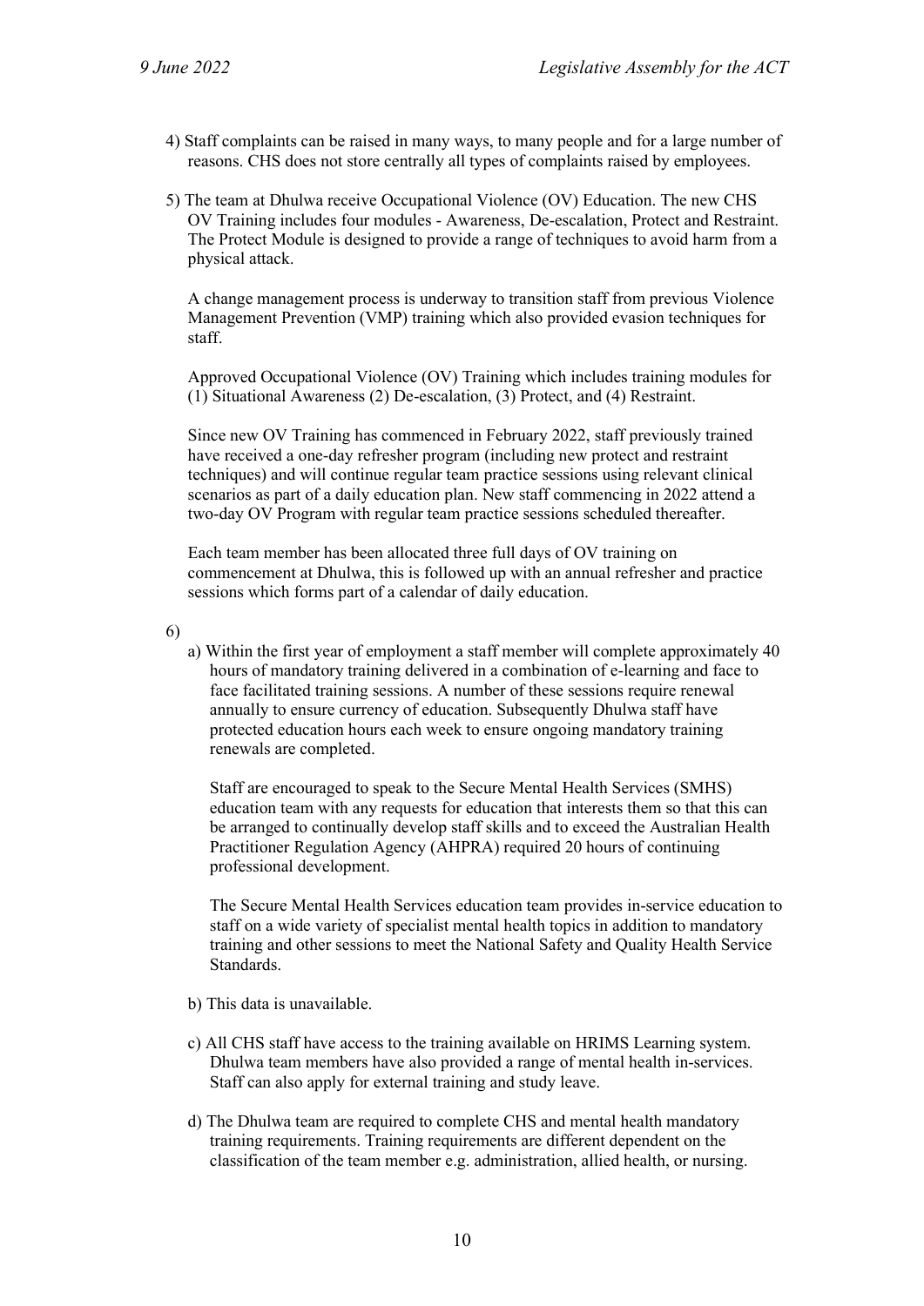4) Staff complaints can be raised in many ways, to many people and for a large number of reasons. CHS does not store centrally all types of complaints raised by employees.

5) The team at Dhulwa receive Occupational Violence (OV) Education. The new CHS OV Training includes four modules - Awareness, De-escalation, Protect and Restraint. The Protect Module is designed to provide a range of techniques to avoid harm from a physical attack.

   A change management process is underway to transition staff from previous Violence Management Prevention (VMP) training which also provided evasion techniques for staff.

   Approved Occupational Violence (OV) Training which includes training modules for (1) Situational Awareness (2) De-escalation, (3) Protect, and (4) Restraint.

   Since new OV Training has commenced in February 2022, staff previously trained have received a one-day refresher program (including new protect and restraint techniques) and will continue regular team practice sessions using relevant clinical scenarios as part of a daily education plan. New staff commencing in 2022 attend a two-day OV Program with regular team practice sessions scheduled thereafter.

   Each team member has been allocated three full days of OV training on commencement at Dhulwa, this is followed up with an annual refresher and practice sessions which forms part of a calendar of daily education.

6)
   a) Within the first year of employment a staff member will complete approximately 40 hours of mandatory training delivered in a combination of e-learning and face to face facilitated training sessions. A number of these sessions require renewal annually to ensure currency of education. Subsequently Dhulwa staff have protected education hours each week to ensure ongoing mandatory training renewals are completed.

      Staff are encouraged to speak to the Secure Mental Health Services (SMHS) education team with any requests for education that interests them so that this can be arranged to continually develop staff skills and to exceed the Australian Health Practitioner Regulation Agency (AHPRA) required 20 hours of continuing professional development.

      The Secure Mental Health Services education team provides in-service education to staff on a wide variety of specialist mental health topics in addition to mandatory training and other sessions to meet the National Safety and Quality Health Service Standards.

   b) This data is unavailable.

   c) All CHS staff have access to the training available on HRIMS Learning system. Dhulwa team members have also provided a range of mental health in-services. Staff can also apply for external training and study leave.

   d) The Dhulwa team are required to complete CHS and mental health mandatory training requirements. Training requirements are different dependent on the classification of the team member e.g. administration, allied health, or nursing.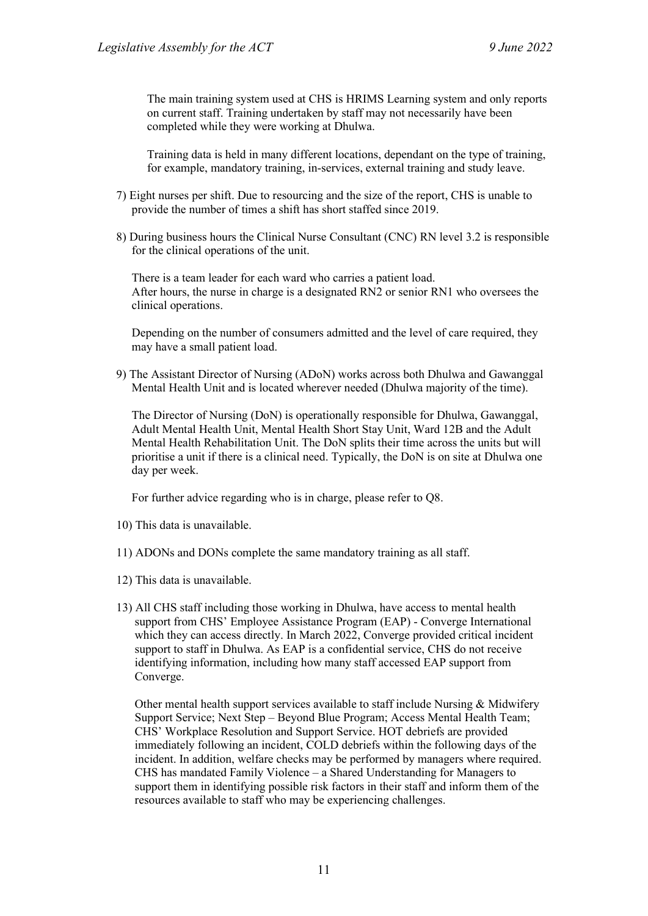The main training system used at CHS is HRIMS Learning system and only reports on current staff. Training undertaken by staff may not necessarily have been completed while they were working at Dhulwa.

Training data is held in many different locations, dependant on the type of training, for example, mandatory training, in-services, external training and study leave.

7) Eight nurses per shift. Due to resourcing and the size of the report, CHS is unable to provide the number of times a shift has short staffed since 2019.

8) During business hours the Clinical Nurse Consultant (CNC) RN level 3.2 is responsible for the clinical operations of the unit.

   There is a team leader for each ward who carries a patient load.
   After hours, the nurse in charge is a designated RN2 or senior RN1 who oversees the clinical operations.

   Depending on the number of consumers admitted and the level of care required, they may have a small patient load.

9) The Assistant Director of Nursing (ADoN) works across both Dhulwa and Gawanggal Mental Health Unit and is located wherever needed (Dhulwa majority of the time).

   The Director of Nursing (DoN) is operationally responsible for Dhulwa, Gawanggal, Adult Mental Health Unit, Mental Health Short Stay Unit, Ward 12B and the Adult Mental Health Rehabilitation Unit. The DoN splits their time across the units but will prioritise a unit if there is a clinical need. Typically, the DoN is on site at Dhulwa one day per week.

   For further advice regarding who is in charge, please refer to Q8.

10) This data is unavailable.

11) ADONs and DONs complete the same mandatory training as all staff.

12) This data is unavailable.

13) All CHS staff including those working in Dhulwa, have access to mental health support from CHS' Employee Assistance Program (EAP) - Converge International which they can access directly. In March 2022, Converge provided critical incident support to staff in Dhulwa. As EAP is a confidential service, CHS do not receive identifying information, including how many staff accessed EAP support from Converge.

    Other mental health support services available to staff include Nursing & Midwifery Support Service; Next Step – Beyond Blue Program; Access Mental Health Team; CHS' Workplace Resolution and Support Service. HOT debriefs are provided immediately following an incident, COLD debriefs within the following days of the incident. In addition, welfare checks may be performed by managers where required. CHS has mandated Family Violence – a Shared Understanding for Managers to support them in identifying possible risk factors in their staff and inform them of the resources available to staff who may be experiencing challenges.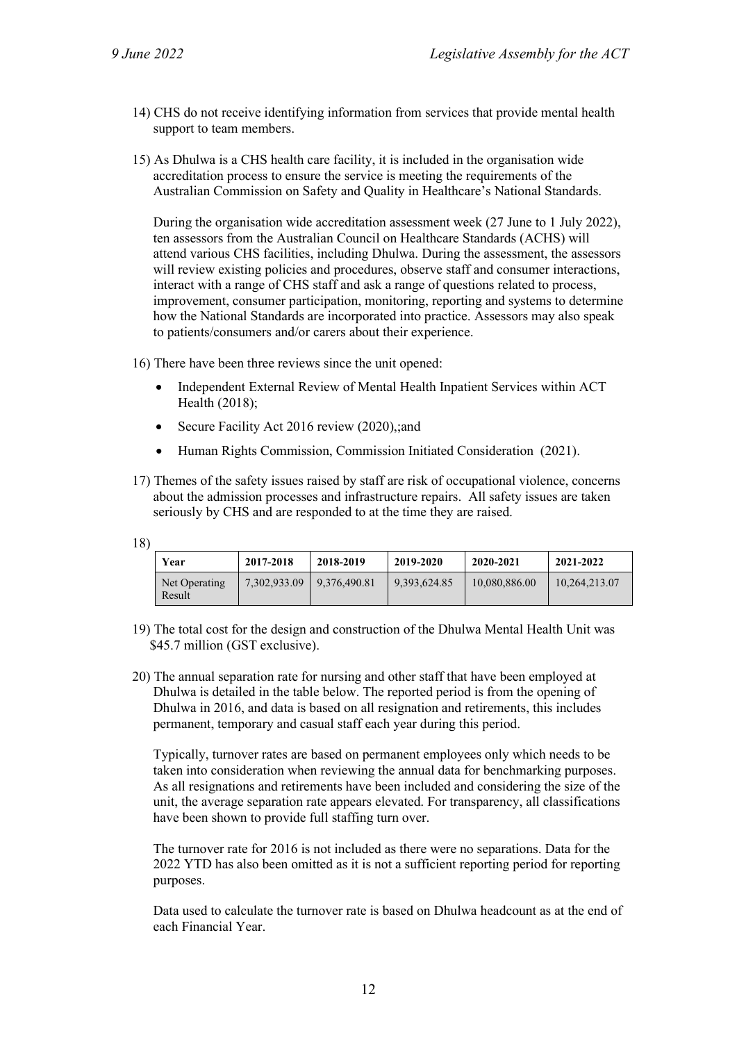14) CHS do not receive identifying information from services that provide mental health support to team members.

15) As Dhulwa is a CHS health care facility, it is included in the organisation wide accreditation process to ensure the service is meeting the requirements of the Australian Commission on Safety and Quality in Healthcare's National Standards.

    During the organisation wide accreditation assessment week (27 June to 1 July 2022), ten assessors from the Australian Council on Healthcare Standards (ACHS) will attend various CHS facilities, including Dhulwa. During the assessment, the assessors will review existing policies and procedures, observe staff and consumer interactions, interact with a range of CHS staff and ask a range of questions related to process, improvement, consumer participation, monitoring, reporting and systems to determine how the National Standards are incorporated into practice. Assessors may also speak to patients/consumers and/or carers about their experience.

16) There have been three reviews since the unit opened:

    - Independent External Review of Mental Health Inpatient Services within ACT Health (2018);
    - Secure Facility Act 2016 review (2020),;and
    - Human Rights Commission, Commission Initiated Consideration (2021).

17) Themes of the safety issues raised by staff are risk of occupational violence, concerns about the admission processes and infrastructure repairs. All safety issues are taken seriously by CHS and are responded to at the time they are raised.

18)

| Year | 2017-2018 | 2018-2019 | 2019-2020 | 2020-2021 | 2021-2022 |
|---|---|---|---|---|---|
| Net Operating Result | 7,302,933.09 | 9,376,490.81 | 9,393,624.85 | 10,080,886.00 | 10,264,213.07 |

19) The total cost for the design and construction of the Dhulwa Mental Health Unit was $45.7 million (GST exclusive).

20) The annual separation rate for nursing and other staff that have been employed at Dhulwa is detailed in the table below. The reported period is from the opening of Dhulwa in 2016, and data is based on all resignation and retirements, this includes permanent, temporary and casual staff each year during this period.

    Typically, turnover rates are based on permanent employees only which needs to be taken into consideration when reviewing the annual data for benchmarking purposes. As all resignations and retirements have been included and considering the size of the unit, the average separation rate appears elevated. For transparency, all classifications have been shown to provide full staffing turn over.

    The turnover rate for 2016 is not included as there were no separations. Data for the 2022 YTD has also been omitted as it is not a sufficient reporting period for reporting purposes.

    Data used to calculate the turnover rate is based on Dhulwa headcount as at the end of each Financial Year.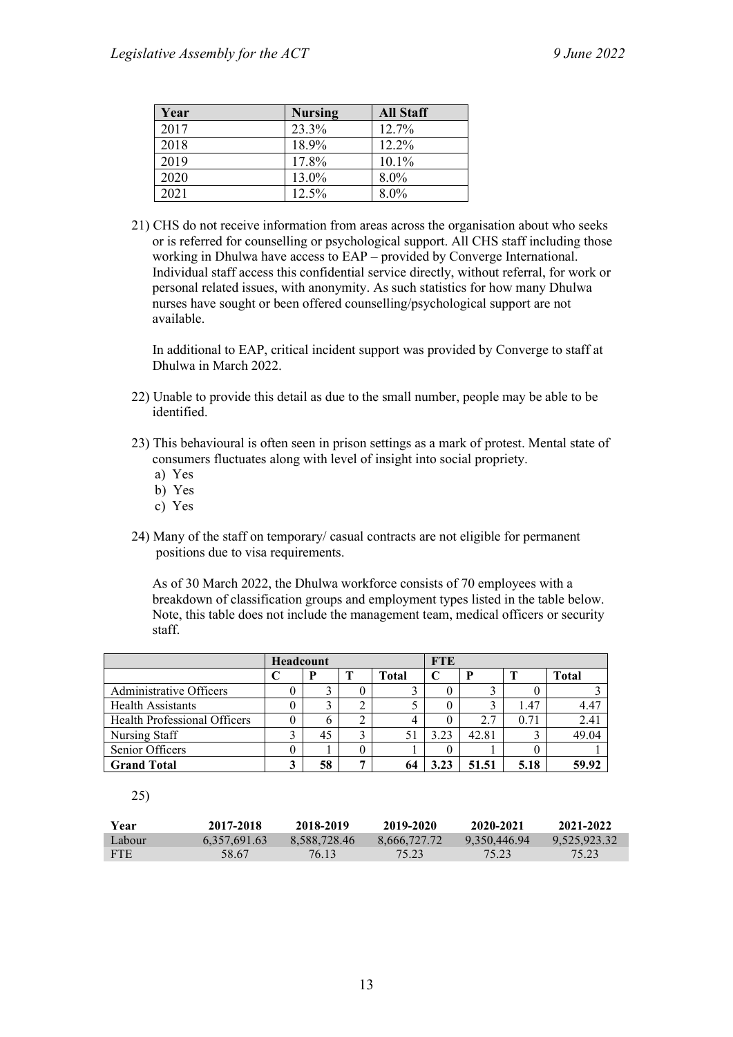| Year | Nursing | All Staff |
|---|---|---|
| 2017 | 23.3% | 12.7% |
| 2018 | 18.9% | 12.2% |
| 2019 | 17.8% | 10.1% |
| 2020 | 13.0% | 8.0% |
| 2021 | 12.5% | 8.0% |

21) CHS do not receive information from areas across the organisation about who seeks or is referred for counselling or psychological support. All CHS staff including those working in Dhulwa have access to EAP – provided by Converge International. Individual staff access this confidential service directly, without referral, for work or personal related issues, with anonymity. As such statistics for how many Dhulwa nurses have sought or been offered counselling/psychological support are not available.

    In additional to EAP, critical incident support was provided by Converge to staff at Dhulwa in March 2022.

22) Unable to provide this detail as due to the small number, people may be able to be identified.

23) This behavioural is often seen in prison settings as a mark of protest. Mental state of consumers fluctuates along with level of insight into social propriety.
    a) Yes
    b) Yes
    c) Yes

24) Many of the staff on temporary/ casual contracts are not eligible for permanent positions due to visa requirements.

    As of 30 March 2022, the Dhulwa workforce consists of 70 employees with a breakdown of classification groups and employment types listed in the table below. Note, this table does not include the management team, medical officers or security staff.

| | Headcount | | | | FTE | | | |
|---|---|---|---|---|---|---|---|---|
| | C | P | T | Total | C | P | T | Total |
| Administrative Officers | 0 | 3 | 0 | 3 | 0 | 3 | 0 | 3 |
| Health Assistants | 0 | 3 | 2 | 5 | 0 | 3 | 1.47 | 4.47 |
| Health Professional Officers | 0 | 6 | 2 | 4 | 0 | 2.7 | 0.71 | 2.41 |
| Nursing Staff | 3 | 45 | 3 | 51 | 3.23 | 42.81 | 3 | 49.04 |
| Senior Officers | 0 | 1 | 0 | 1 | 0 | 1 | 0 | 1 |
| **Grand Total** | **3** | **58** | **7** | **64** | **3.23** | **51.51** | **5.18** | **59.92** |

25)

| Year | 2017-2018 | 2018-2019 | 2019-2020 | 2020-2021 | 2021-2022 |
|---|---|---|---|---|---|
| Labour | 6,357,691.63 | 8,588,728.46 | 8,666,727.72 | 9,350,446.94 | 9,525,923.32 |
| FTE | 58.67 | 76.13 | 75.23 | 75.23 | 75.23 |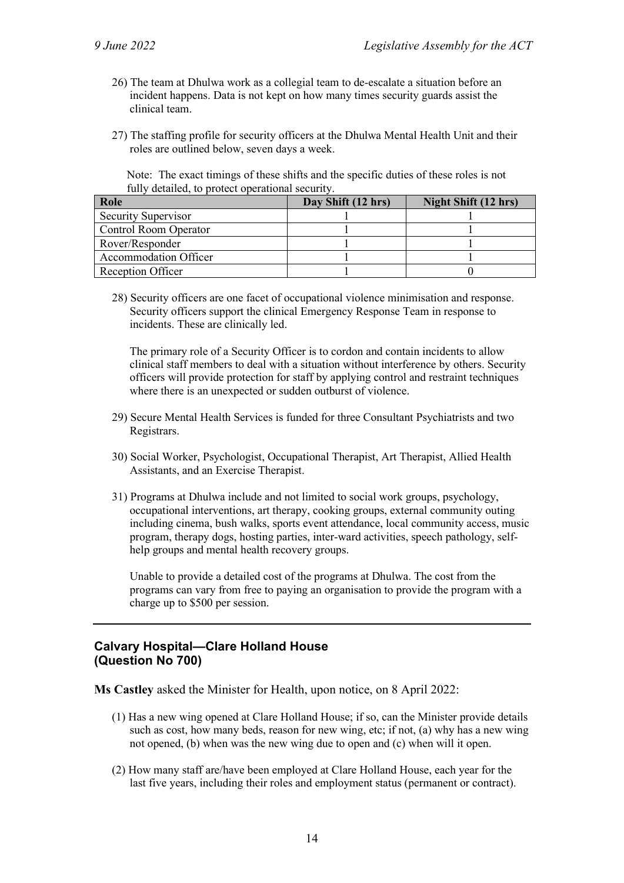26) The team at Dhulwa work as a collegial team to de-escalate a situation before an incident happens. Data is not kept on how many times security guards assist the clinical team.

27) The staffing profile for security officers at the Dhulwa Mental Health Unit and their roles are outlined below, seven days a week.

Note: The exact timings of these shifts and the specific duties of these roles is not fully detailed, to protect operational security.

| Role | Day Shift (12 hrs) | Night Shift (12 hrs) |
|---|---|---|
| Security Supervisor | 1 | 1 |
| Control Room Operator | 1 | 1 |
| Rover/Responder | 1 | 1 |
| Accommodation Officer | 1 | 1 |
| Reception Officer | 1 | 0 |

28) Security officers are one facet of occupational violence minimisation and response. Security officers support the clinical Emergency Response Team in response to incidents. These are clinically led.

The primary role of a Security Officer is to cordon and contain incidents to allow clinical staff members to deal with a situation without interference by others. Security officers will provide protection for staff by applying control and restraint techniques where there is an unexpected or sudden outburst of violence.

29) Secure Mental Health Services is funded for three Consultant Psychiatrists and two Registrars.

30) Social Worker, Psychologist, Occupational Therapist, Art Therapist, Allied Health Assistants, and an Exercise Therapist.

31) Programs at Dhulwa include and not limited to social work groups, psychology, occupational interventions, art therapy, cooking groups, external community outing including cinema, bush walks, sports event attendance, local community access, music program, therapy dogs, hosting parties, inter-ward activities, speech pathology, self-help groups and mental health recovery groups.

Unable to provide a detailed cost of the programs at Dhulwa. The cost from the programs can vary from free to paying an organisation to provide the program with a charge up to $500 per session.

---

## Calvary Hospital—Clare Holland House (Question No 700)

**Ms Castley** asked the Minister for Health, upon notice, on 8 April 2022:

(1) Has a new wing opened at Clare Holland House; if so, can the Minister provide details such as cost, how many beds, reason for new wing, etc; if not, (a) why has a new wing not opened, (b) when was the new wing due to open and (c) when will it open.

(2) How many staff are/have been employed at Clare Holland House, each year for the last five years, including their roles and employment status (permanent or contract).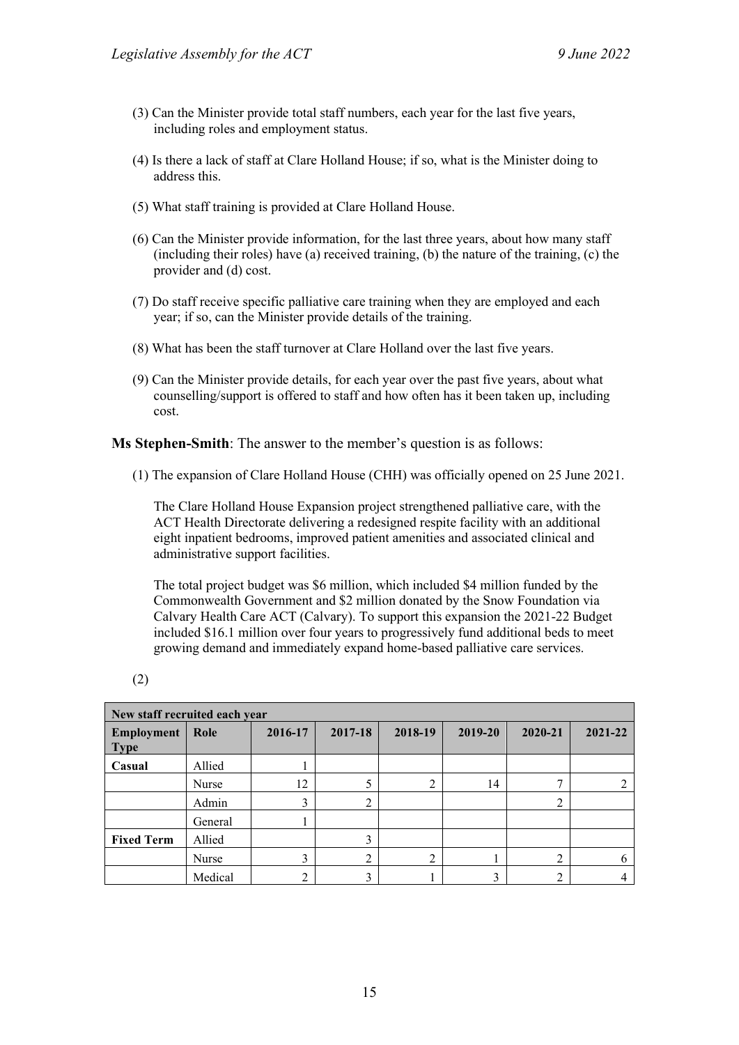(3) Can the Minister provide total staff numbers, each year for the last five years, including roles and employment status.

(4) Is there a lack of staff at Clare Holland House; if so, what is the Minister doing to address this.

(5) What staff training is provided at Clare Holland House.

(6) Can the Minister provide information, for the last three years, about how many staff (including their roles) have (a) received training, (b) the nature of the training, (c) the provider and (d) cost.

(7) Do staff receive specific palliative care training when they are employed and each year; if so, can the Minister provide details of the training.

(8) What has been the staff turnover at Clare Holland over the last five years.

(9) Can the Minister provide details, for each year over the past five years, about what counselling/support is offered to staff and how often has it been taken up, including cost.

**Ms Stephen-Smith**: The answer to the member's question is as follows:

(1) The expansion of Clare Holland House (CHH) was officially opened on 25 June 2021.

The Clare Holland House Expansion project strengthened palliative care, with the ACT Health Directorate delivering a redesigned respite facility with an additional eight inpatient bedrooms, improved patient amenities and associated clinical and administrative support facilities.

The total project budget was $6 million, which included $4 million funded by the Commonwealth Government and $2 million donated by the Snow Foundation via Calvary Health Care ACT (Calvary). To support this expansion the 2021-22 Budget included $16.1 million over four years to progressively fund additional beds to meet growing demand and immediately expand home-based palliative care services.

(2)

| New staff recruited each year | | | | | | | |
|---|---|---|---|---|---|---|---|
| **Employment Type** | **Role** | **2016-17** | **2017-18** | **2018-19** | **2019-20** | **2020-21** | **2021-22** |
| **Casual** | Allied | 1 | | | | | |
| | Nurse | 12 | 5 | 2 | 14 | 7 | 2 |
| | Admin | 3 | 2 | | | 2 | |
| | General | 1 | | | | | |
| **Fixed Term** | Allied | | 3 | | | | |
| | Nurse | 3 | 2 | 2 | 1 | 2 | 6 |
| | Medical | 2 | 3 | 1 | 3 | 2 | 4 |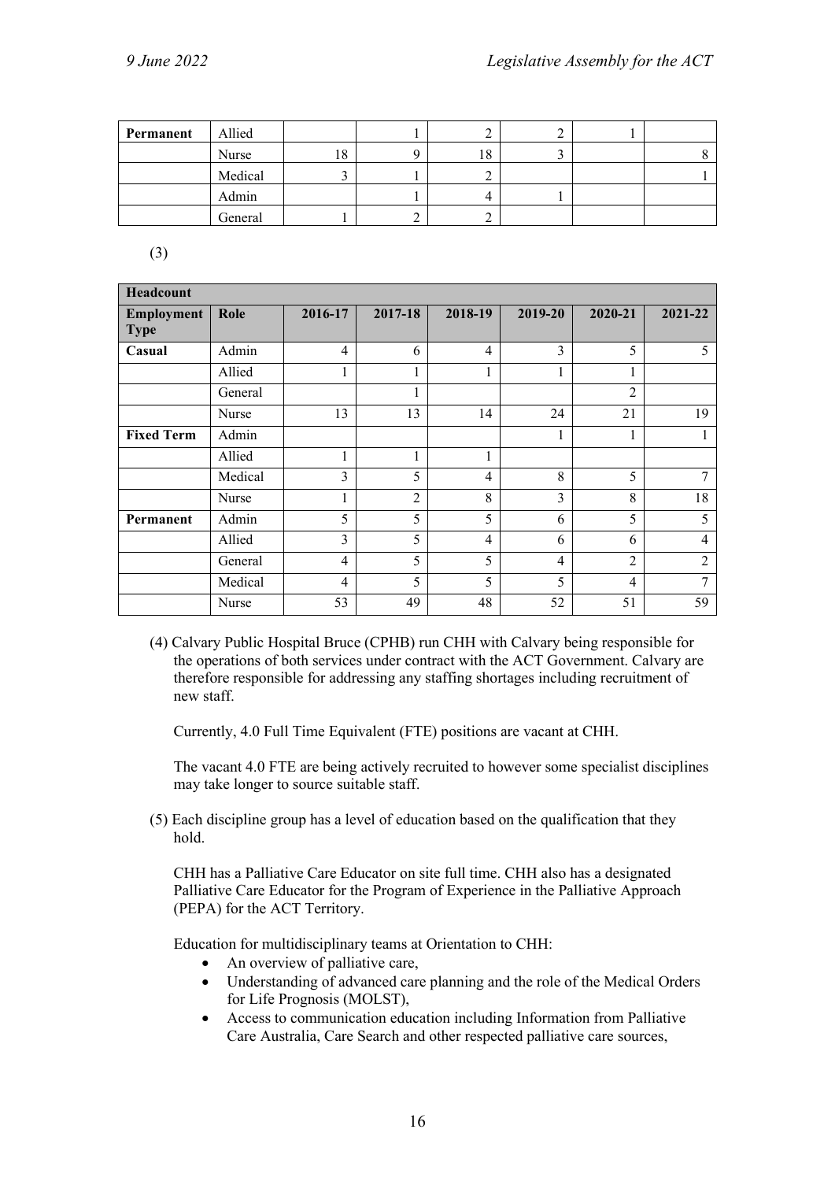| | | | | | | | |
|---|---|---|---|---|---|---|---|
| **Permanent** | Allied | | 1 | 2 | 2 | 1 | |
| | Nurse | 18 | 9 | 18 | 3 | | 8 |
| | Medical | 3 | 1 | 2 | | | 1 |
| | Admin | | 1 | 4 | 1 | | |
| | General | 1 | 2 | 2 | | | |

(3)

| **Headcount** | | | | | | | |
|---|---|---|---|---|---|---|---|
| **Employment Type** | **Role** | **2016-17** | **2017-18** | **2018-19** | **2019-20** | **2020-21** | **2021-22** |
| **Casual** | Admin | 4 | 6 | 4 | 3 | 5 | 5 |
| | Allied | 1 | 1 | 1 | 1 | 1 | |
| | General | | 1 | | | 2 | |
| | Nurse | 13 | 13 | 14 | 24 | 21 | 19 |
| **Fixed Term** | Admin | | | | 1 | 1 | 1 |
| | Allied | 1 | 1 | 1 | | | |
| | Medical | 3 | 5 | 4 | 8 | 5 | 7 |
| | Nurse | 1 | 2 | 8 | 3 | 8 | 18 |
| **Permanent** | Admin | 5 | 5 | 5 | 6 | 5 | 5 |
| | Allied | 3 | 5 | 4 | 6 | 6 | 4 |
| | General | 4 | 5 | 5 | 4 | 2 | 2 |
| | Medical | 4 | 5 | 5 | 5 | 4 | 7 |
| | Nurse | 53 | 49 | 48 | 52 | 51 | 59 |

(4) Calvary Public Hospital Bruce (CPHB) run CHH with Calvary being responsible for the operations of both services under contract with the ACT Government. Calvary are therefore responsible for addressing any staffing shortages including recruitment of new staff.

Currently, 4.0 Full Time Equivalent (FTE) positions are vacant at CHH.

The vacant 4.0 FTE are being actively recruited to however some specialist disciplines may take longer to source suitable staff.

(5) Each discipline group has a level of education based on the qualification that they hold.

CHH has a Palliative Care Educator on site full time. CHH also has a designated Palliative Care Educator for the Program of Experience in the Palliative Approach (PEPA) for the ACT Territory.

Education for multidisciplinary teams at Orientation to CHH:

- An overview of palliative care,
- Understanding of advanced care planning and the role of the Medical Orders for Life Prognosis (MOLST),
- Access to communication education including Information from Palliative Care Australia, Care Search and other respected palliative care sources,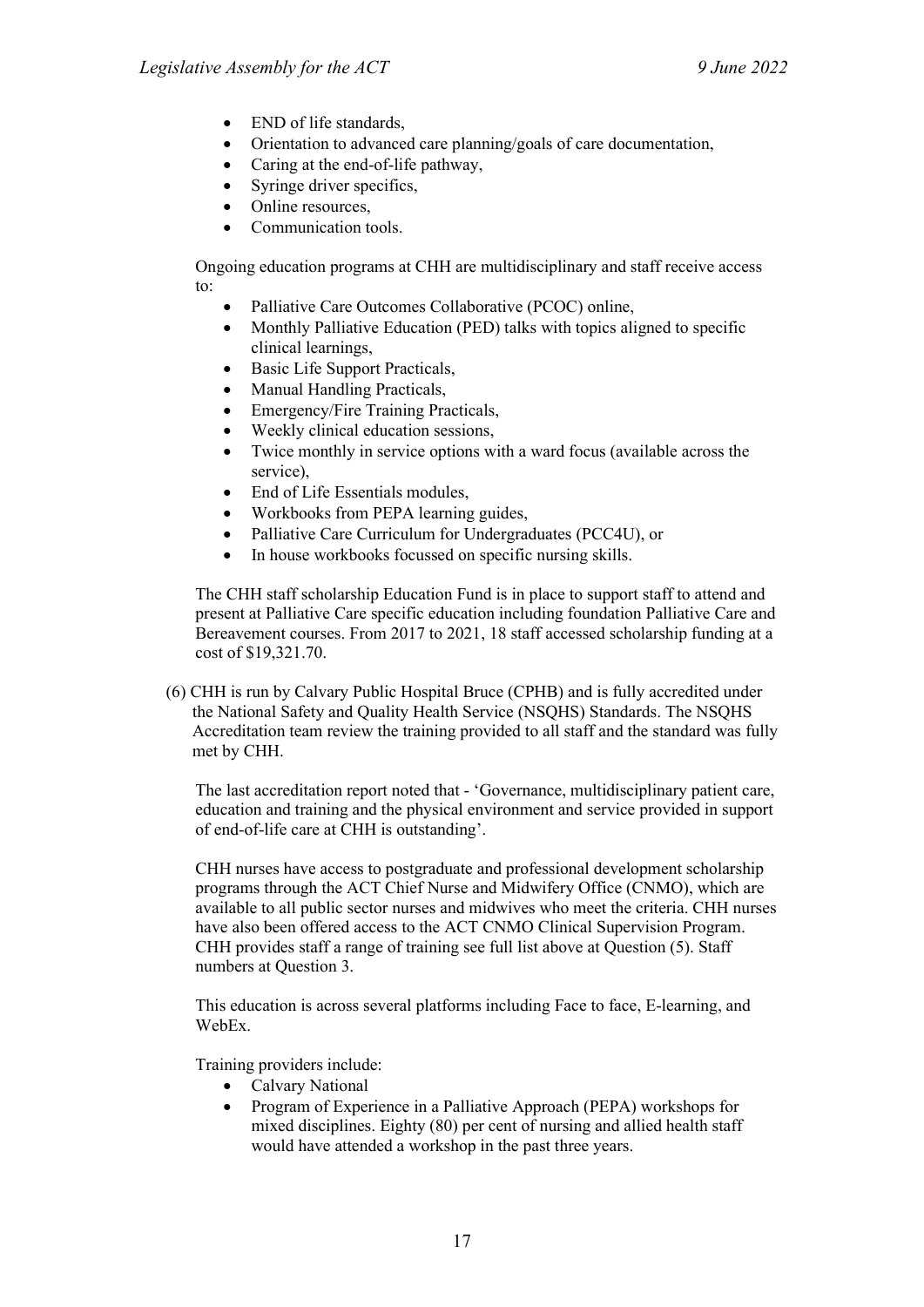- END of life standards,
- Orientation to advanced care planning/goals of care documentation,
- Caring at the end-of-life pathway,
- Syringe driver specifics,
- Online resources,
- Communication tools.

Ongoing education programs at CHH are multidisciplinary and staff receive access to:

- Palliative Care Outcomes Collaborative (PCOC) online,
- Monthly Palliative Education (PED) talks with topics aligned to specific clinical learnings,
- Basic Life Support Practicals,
- Manual Handling Practicals,
- Emergency/Fire Training Practicals,
- Weekly clinical education sessions,
- Twice monthly in service options with a ward focus (available across the service),
- End of Life Essentials modules,
- Workbooks from PEPA learning guides,
- Palliative Care Curriculum for Undergraduates (PCC4U), or
- In house workbooks focussed on specific nursing skills.

The CHH staff scholarship Education Fund is in place to support staff to attend and present at Palliative Care specific education including foundation Palliative Care and Bereavement courses. From 2017 to 2021, 18 staff accessed scholarship funding at a cost of $19,321.70.

(6) CHH is run by Calvary Public Hospital Bruce (CPHB) and is fully accredited under the National Safety and Quality Health Service (NSQHS) Standards. The NSQHS Accreditation team review the training provided to all staff and the standard was fully met by CHH.

The last accreditation report noted that - 'Governance, multidisciplinary patient care, education and training and the physical environment and service provided in support of end-of-life care at CHH is outstanding'.

CHH nurses have access to postgraduate and professional development scholarship programs through the ACT Chief Nurse and Midwifery Office (CNMO), which are available to all public sector nurses and midwives who meet the criteria. CHH nurses have also been offered access to the ACT CNMO Clinical Supervision Program. CHH provides staff a range of training see full list above at Question (5). Staff numbers at Question 3.

This education is across several platforms including Face to face, E-learning, and WebEx.

Training providers include:

- Calvary National
- Program of Experience in a Palliative Approach (PEPA) workshops for mixed disciplines. Eighty (80) per cent of nursing and allied health staff would have attended a workshop in the past three years.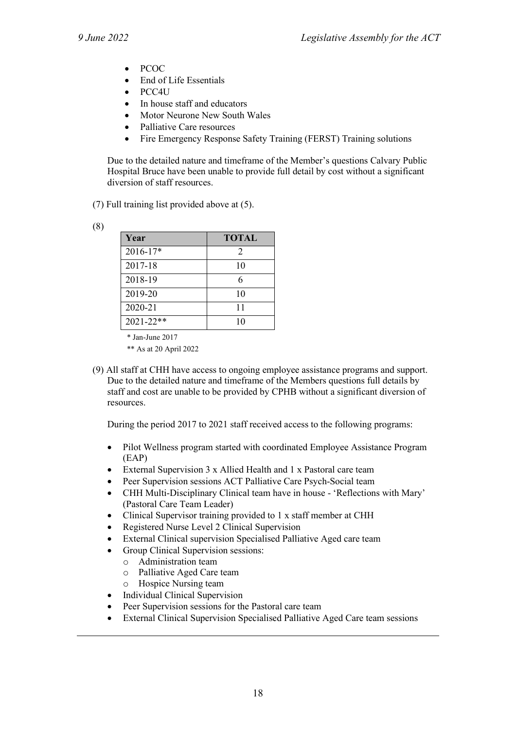- PCOC
- End of Life Essentials
- PCC4U
- In house staff and educators
- Motor Neurone New South Wales
- Palliative Care resources
- Fire Emergency Response Safety Training (FERST) Training solutions

Due to the detailed nature and timeframe of the Member's questions Calvary Public Hospital Bruce have been unable to provide full detail by cost without a significant diversion of staff resources.

(7) Full training list provided above at (5).

(8)

| Year | TOTAL |
|---|---|
| 2016-17* | 2 |
| 2017-18 | 10 |
| 2018-19 | 6 |
| 2019-20 | 10 |
| 2020-21 | 11 |
| 2021-22** | 10 |

\* Jan-June 2017

\*\* As at 20 April 2022

(9) All staff at CHH have access to ongoing employee assistance programs and support. Due to the detailed nature and timeframe of the Members questions full details by staff and cost are unable to be provided by CPHB without a significant diversion of resources.

During the period 2017 to 2021 staff received access to the following programs:

- Pilot Wellness program started with coordinated Employee Assistance Program (EAP)
- External Supervision 3 x Allied Health and 1 x Pastoral care team
- Peer Supervision sessions ACT Palliative Care Psych-Social team
- CHH Multi-Disciplinary Clinical team have in house - 'Reflections with Mary' (Pastoral Care Team Leader)
- Clinical Supervisor training provided to 1 x staff member at CHH
- Registered Nurse Level 2 Clinical Supervision
- External Clinical supervision Specialised Palliative Aged care team
- Group Clinical Supervision sessions:
  - Administration team
  - Palliative Aged Care team
  - Hospice Nursing team
- Individual Clinical Supervision
- Peer Supervision sessions for the Pastoral care team
- External Clinical Supervision Specialised Palliative Aged Care team sessions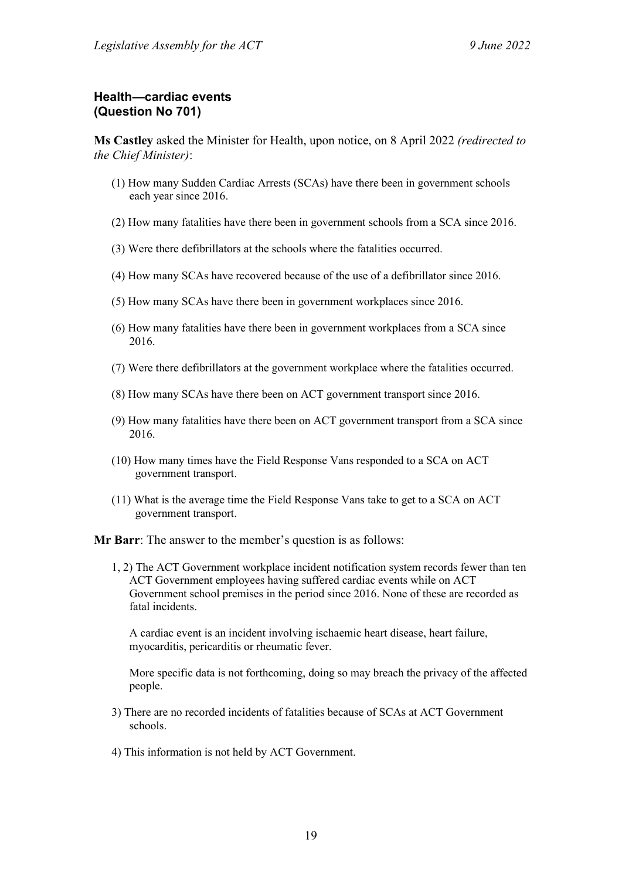### Health—cardiac events
### (Question No 701)

**Ms Castley** asked the Minister for Health, upon notice, on 8 April 2022 *(redirected to the Chief Minister)*:

(1) How many Sudden Cardiac Arrests (SCAs) have there been in government schools each year since 2016.

(2) How many fatalities have there been in government schools from a SCA since 2016.

(3) Were there defibrillators at the schools where the fatalities occurred.

(4) How many SCAs have recovered because of the use of a defibrillator since 2016.

(5) How many SCAs have there been in government workplaces since 2016.

(6) How many fatalities have there been in government workplaces from a SCA since 2016.

(7) Were there defibrillators at the government workplace where the fatalities occurred.

(8) How many SCAs have there been on ACT government transport since 2016.

(9) How many fatalities have there been on ACT government transport from a SCA since 2016.

(10) How many times have the Field Response Vans responded to a SCA on ACT government transport.

(11) What is the average time the Field Response Vans take to get to a SCA on ACT government transport.

**Mr Barr**: The answer to the member's question is as follows:

1, 2) The ACT Government workplace incident notification system records fewer than ten ACT Government employees having suffered cardiac events while on ACT Government school premises in the period since 2016. None of these are recorded as fatal incidents.

A cardiac event is an incident involving ischaemic heart disease, heart failure, myocarditis, pericarditis or rheumatic fever.

More specific data is not forthcoming, doing so may breach the privacy of the affected people.

3) There are no recorded incidents of fatalities because of SCAs at ACT Government schools.

4) This information is not held by ACT Government.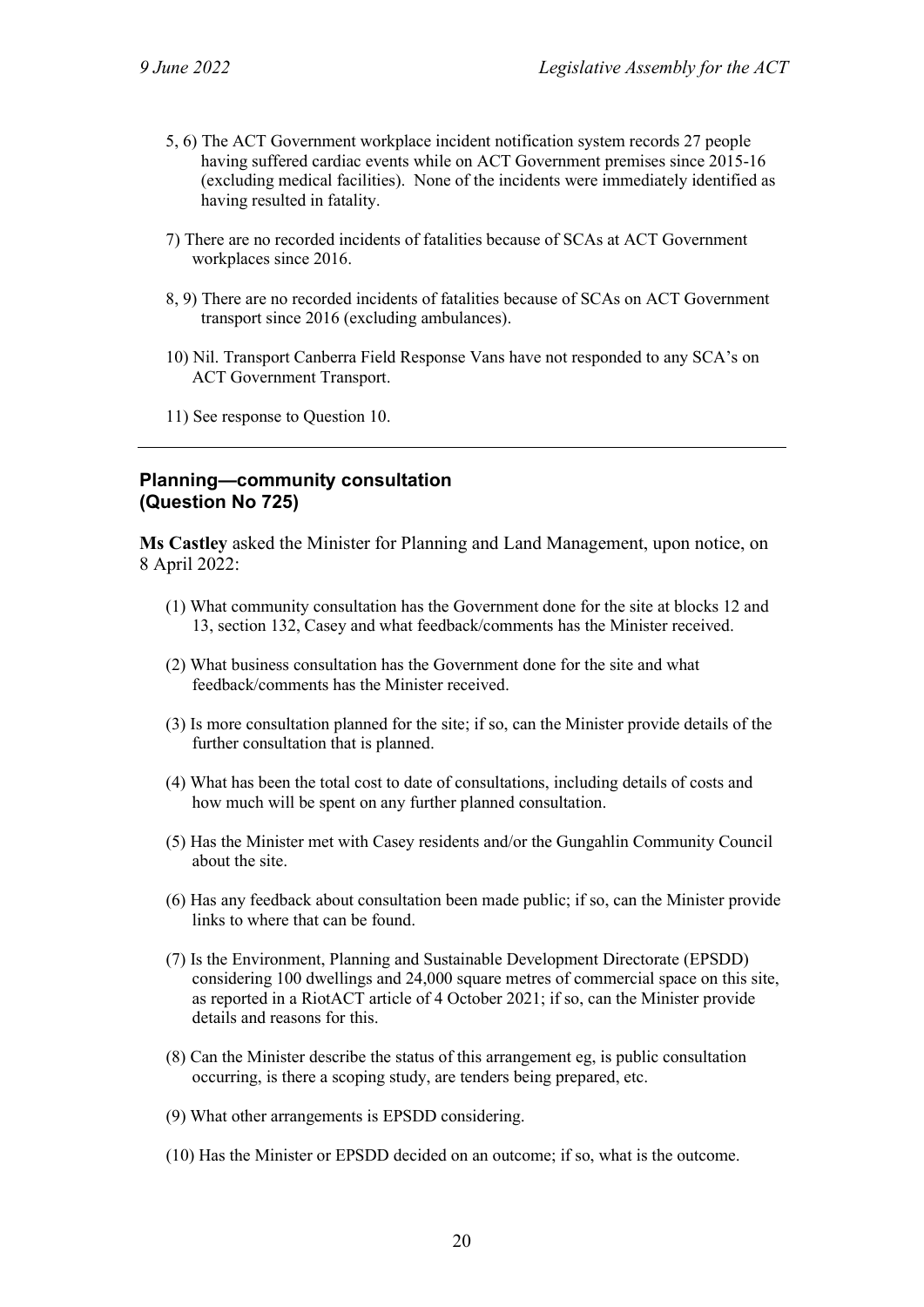5, 6) The ACT Government workplace incident notification system records 27 people having suffered cardiac events while on ACT Government premises since 2015-16 (excluding medical facilities). None of the incidents were immediately identified as having resulted in fatality.

7) There are no recorded incidents of fatalities because of SCAs at ACT Government workplaces since 2016.

8, 9) There are no recorded incidents of fatalities because of SCAs on ACT Government transport since 2016 (excluding ambulances).

10) Nil. Transport Canberra Field Response Vans have not responded to any SCA's on ACT Government Transport.

11) See response to Question 10.

---

## Planning—community consultation (Question No 725)

**Ms Castley** asked the Minister for Planning and Land Management, upon notice, on 8 April 2022:

(1) What community consultation has the Government done for the site at blocks 12 and 13, section 132, Casey and what feedback/comments has the Minister received.

(2) What business consultation has the Government done for the site and what feedback/comments has the Minister received.

(3) Is more consultation planned for the site; if so, can the Minister provide details of the further consultation that is planned.

(4) What has been the total cost to date of consultations, including details of costs and how much will be spent on any further planned consultation.

(5) Has the Minister met with Casey residents and/or the Gungahlin Community Council about the site.

(6) Has any feedback about consultation been made public; if so, can the Minister provide links to where that can be found.

(7) Is the Environment, Planning and Sustainable Development Directorate (EPSDD) considering 100 dwellings and 24,000 square metres of commercial space on this site, as reported in a RiotACT article of 4 October 2021; if so, can the Minister provide details and reasons for this.

(8) Can the Minister describe the status of this arrangement eg, is public consultation occurring, is there a scoping study, are tenders being prepared, etc.

(9) What other arrangements is EPSDD considering.

(10) Has the Minister or EPSDD decided on an outcome; if so, what is the outcome.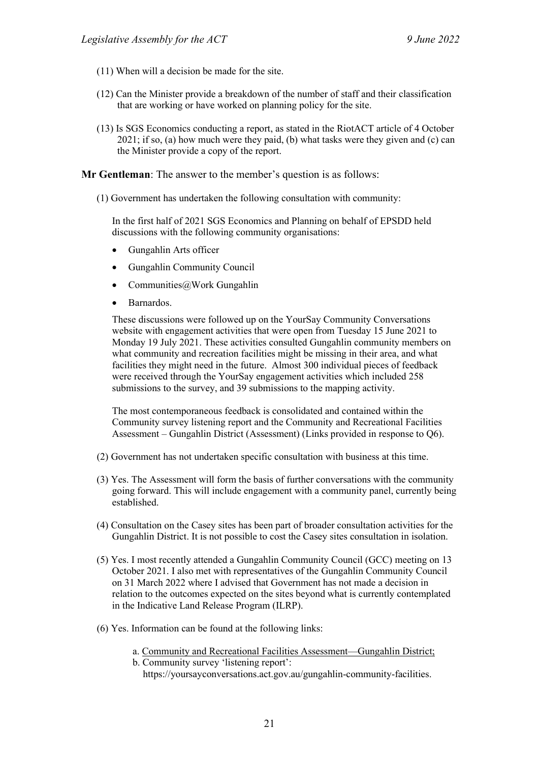(11) When will a decision be made for the site.

(12) Can the Minister provide a breakdown of the number of staff and their classification that are working or have worked on planning policy for the site.

(13) Is SGS Economics conducting a report, as stated in the RiotACT article of 4 October 2021; if so, (a) how much were they paid, (b) what tasks were they given and (c) can the Minister provide a copy of the report.

**Mr Gentleman**: The answer to the member's question is as follows:

(1) Government has undertaken the following consultation with community:

In the first half of 2021 SGS Economics and Planning on behalf of EPSDD held discussions with the following community organisations:

- Gungahlin Arts officer
- Gungahlin Community Council
- Communities@Work Gungahlin
- Barnardos.

These discussions were followed up on the YourSay Community Conversations website with engagement activities that were open from Tuesday 15 June 2021 to Monday 19 July 2021. These activities consulted Gungahlin community members on what community and recreation facilities might be missing in their area, and what facilities they might need in the future. Almost 300 individual pieces of feedback were received through the YourSay engagement activities which included 258 submissions to the survey, and 39 submissions to the mapping activity.

The most contemporaneous feedback is consolidated and contained within the Community survey listening report and the Community and Recreational Facilities Assessment – Gungahlin District (Assessment) (Links provided in response to Q6).

(2) Government has not undertaken specific consultation with business at this time.

(3) Yes. The Assessment will form the basis of further conversations with the community going forward. This will include engagement with a community panel, currently being established.

(4) Consultation on the Casey sites has been part of broader consultation activities for the Gungahlin District. It is not possible to cost the Casey sites consultation in isolation.

(5) Yes. I most recently attended a Gungahlin Community Council (GCC) meeting on 13 October 2021. I also met with representatives of the Gungahlin Community Council on 31 March 2022 where I advised that Government has not made a decision in relation to the outcomes expected on the sites beyond what is currently contemplated in the Indicative Land Release Program (ILRP).

(6) Yes. Information can be found at the following links:

a. Community and Recreational Facilities Assessment—Gungahlin District;
b. Community survey 'listening report': https://yoursayconversations.act.gov.au/gungahlin-community-facilities.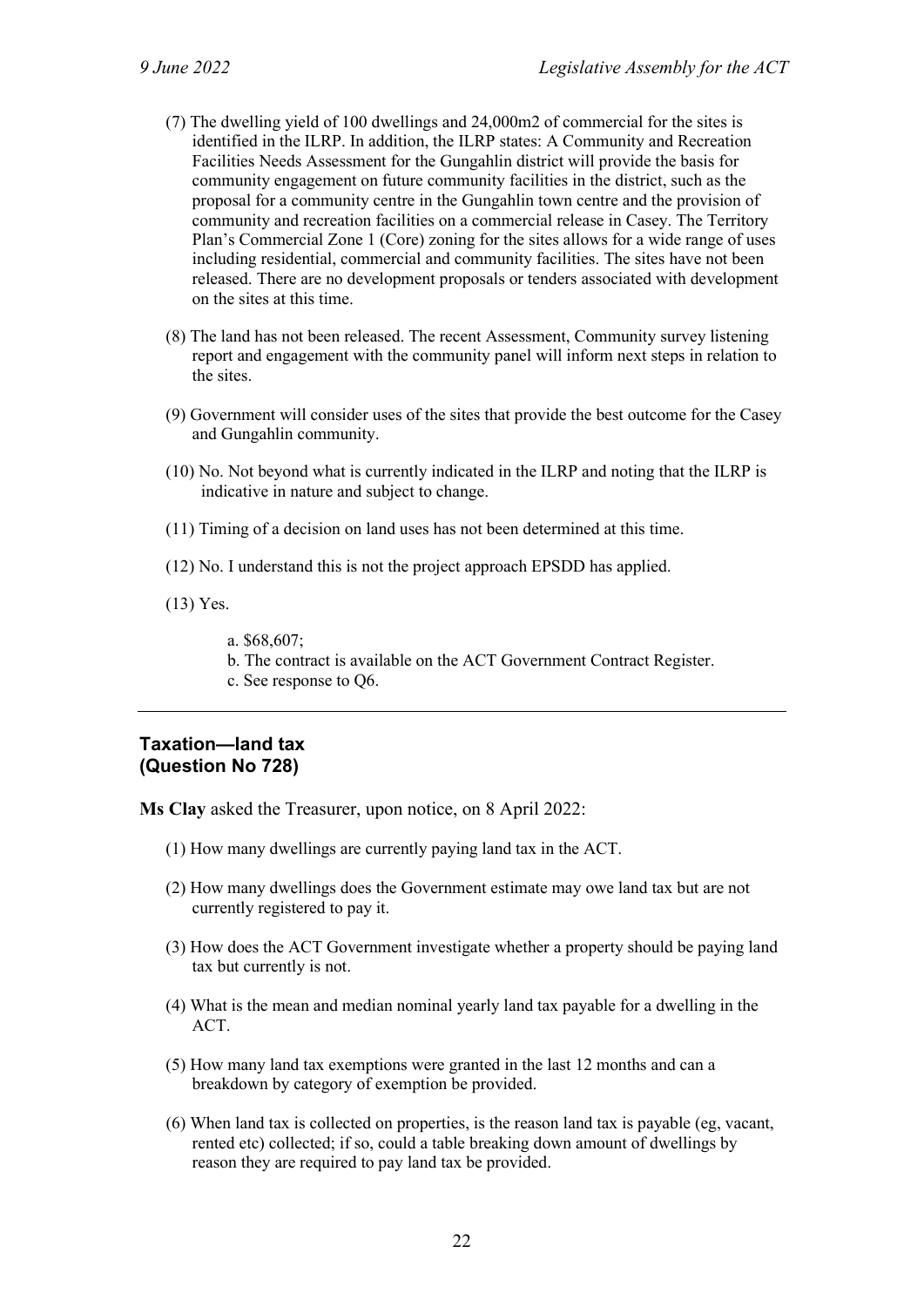(7) The dwelling yield of 100 dwellings and 24,000m2 of commercial for the sites is identified in the ILRP. In addition, the ILRP states: A Community and Recreation Facilities Needs Assessment for the Gungahlin district will provide the basis for community engagement on future community facilities in the district, such as the proposal for a community centre in the Gungahlin town centre and the provision of community and recreation facilities on a commercial release in Casey. The Territory Plan's Commercial Zone 1 (Core) zoning for the sites allows for a wide range of uses including residential, commercial and community facilities. The sites have not been released. There are no development proposals or tenders associated with development on the sites at this time.

(8) The land has not been released. The recent Assessment, Community survey listening report and engagement with the community panel will inform next steps in relation to the sites.

(9) Government will consider uses of the sites that provide the best outcome for the Casey and Gungahlin community.

(10) No. Not beyond what is currently indicated in the ILRP and noting that the ILRP is indicative in nature and subject to change.

(11) Timing of a decision on land uses has not been determined at this time.

(12) No. I understand this is not the project approach EPSDD has applied.

(13) Yes.

a. $68,607;
b. The contract is available on the ACT Government Contract Register.
c. See response to Q6.

---

## Taxation—land tax (Question No 728)

**Ms Clay** asked the Treasurer, upon notice, on 8 April 2022:

(1) How many dwellings are currently paying land tax in the ACT.

(2) How many dwellings does the Government estimate may owe land tax but are not currently registered to pay it.

(3) How does the ACT Government investigate whether a property should be paying land tax but currently is not.

(4) What is the mean and median nominal yearly land tax payable for a dwelling in the ACT.

(5) How many land tax exemptions were granted in the last 12 months and can a breakdown by category of exemption be provided.

(6) When land tax is collected on properties, is the reason land tax is payable (eg, vacant, rented etc) collected; if so, could a table breaking down amount of dwellings by reason they are required to pay land tax be provided.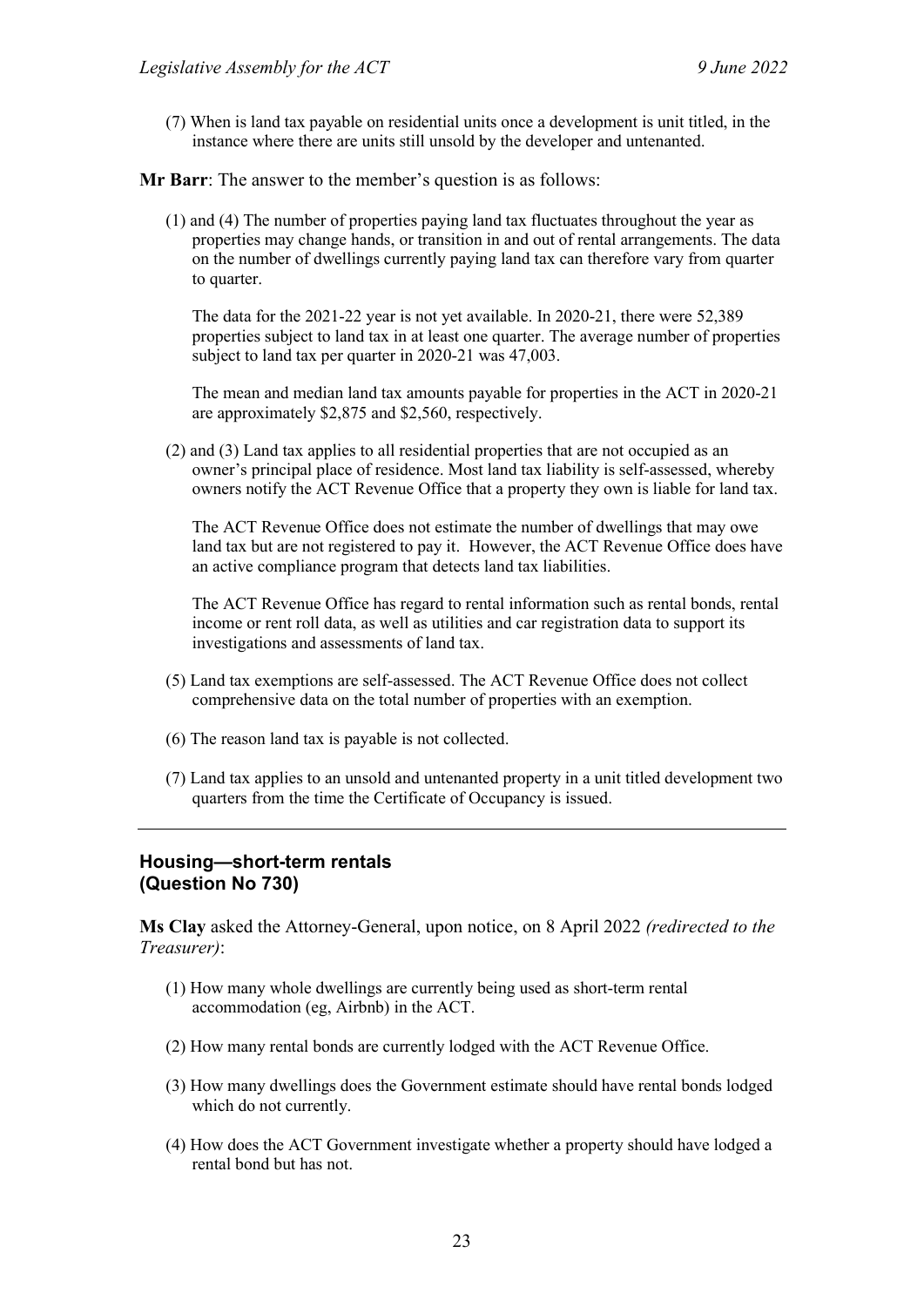(7) When is land tax payable on residential units once a development is unit titled, in the instance where there are units still unsold by the developer and untenanted.

**Mr Barr**: The answer to the member's question is as follows:

(1) and (4) The number of properties paying land tax fluctuates throughout the year as properties may change hands, or transition in and out of rental arrangements. The data on the number of dwellings currently paying land tax can therefore vary from quarter to quarter.

The data for the 2021-22 year is not yet available. In 2020-21, there were 52,389 properties subject to land tax in at least one quarter. The average number of properties subject to land tax per quarter in 2020-21 was 47,003.

The mean and median land tax amounts payable for properties in the ACT in 2020-21 are approximately $2,875 and $2,560, respectively.

(2) and (3) Land tax applies to all residential properties that are not occupied as an owner's principal place of residence. Most land tax liability is self-assessed, whereby owners notify the ACT Revenue Office that a property they own is liable for land tax.

The ACT Revenue Office does not estimate the number of dwellings that may owe land tax but are not registered to pay it. However, the ACT Revenue Office does have an active compliance program that detects land tax liabilities.

The ACT Revenue Office has regard to rental information such as rental bonds, rental income or rent roll data, as well as utilities and car registration data to support its investigations and assessments of land tax.

(5) Land tax exemptions are self-assessed. The ACT Revenue Office does not collect comprehensive data on the total number of properties with an exemption.

(6) The reason land tax is payable is not collected.

(7) Land tax applies to an unsold and untenanted property in a unit titled development two quarters from the time the Certificate of Occupancy is issued.

---

## Housing—short-term rentals (Question No 730)

**Ms Clay** asked the Attorney-General, upon notice, on 8 April 2022 *(redirected to the Treasurer)*:

(1) How many whole dwellings are currently being used as short-term rental accommodation (eg, Airbnb) in the ACT.

(2) How many rental bonds are currently lodged with the ACT Revenue Office.

(3) How many dwellings does the Government estimate should have rental bonds lodged which do not currently.

(4) How does the ACT Government investigate whether a property should have lodged a rental bond but has not.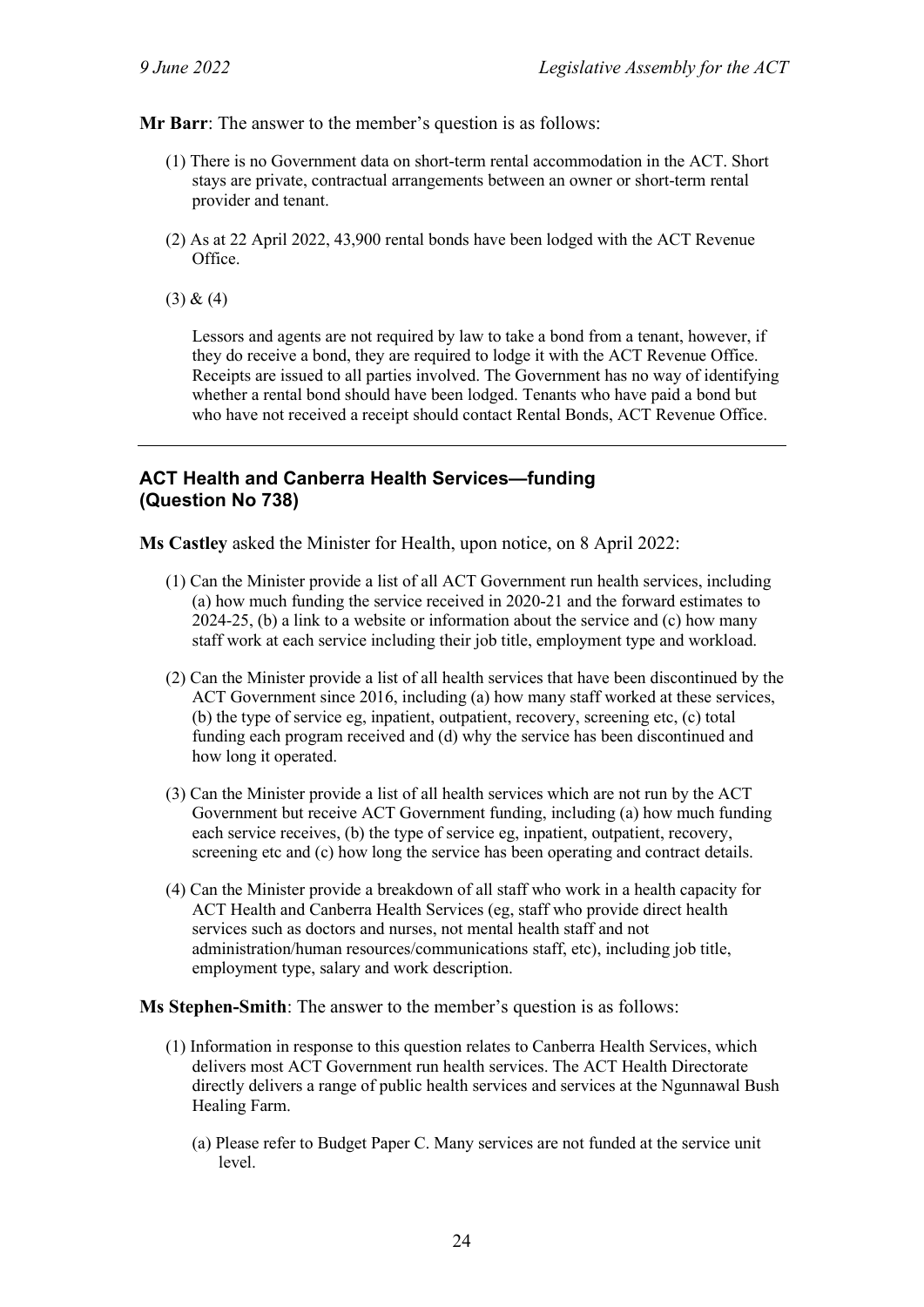**Mr Barr**: The answer to the member's question is as follows:

(1) There is no Government data on short-term rental accommodation in the ACT. Short stays are private, contractual arrangements between an owner or short-term rental provider and tenant.

(2) As at 22 April 2022, 43,900 rental bonds have been lodged with the ACT Revenue Office.

(3) & (4)

Lessors and agents are not required by law to take a bond from a tenant, however, if they do receive a bond, they are required to lodge it with the ACT Revenue Office. Receipts are issued to all parties involved. The Government has no way of identifying whether a rental bond should have been lodged. Tenants who have paid a bond but who have not received a receipt should contact Rental Bonds, ACT Revenue Office.

---

## ACT Health and Canberra Health Services—funding (Question No 738)

**Ms Castley** asked the Minister for Health, upon notice, on 8 April 2022:

(1) Can the Minister provide a list of all ACT Government run health services, including (a) how much funding the service received in 2020-21 and the forward estimates to 2024-25, (b) a link to a website or information about the service and (c) how many staff work at each service including their job title, employment type and workload.

(2) Can the Minister provide a list of all health services that have been discontinued by the ACT Government since 2016, including (a) how many staff worked at these services, (b) the type of service eg, inpatient, outpatient, recovery, screening etc, (c) total funding each program received and (d) why the service has been discontinued and how long it operated.

(3) Can the Minister provide a list of all health services which are not run by the ACT Government but receive ACT Government funding, including (a) how much funding each service receives, (b) the type of service eg, inpatient, outpatient, recovery, screening etc and (c) how long the service has been operating and contract details.

(4) Can the Minister provide a breakdown of all staff who work in a health capacity for ACT Health and Canberra Health Services (eg, staff who provide direct health services such as doctors and nurses, not mental health staff and not administration/human resources/communications staff, etc), including job title, employment type, salary and work description.

**Ms Stephen-Smith**: The answer to the member's question is as follows:

(1) Information in response to this question relates to Canberra Health Services, which delivers most ACT Government run health services. The ACT Health Directorate directly delivers a range of public health services and services at the Ngunnawal Bush Healing Farm.

   (a) Please refer to Budget Paper C. Many services are not funded at the service unit level.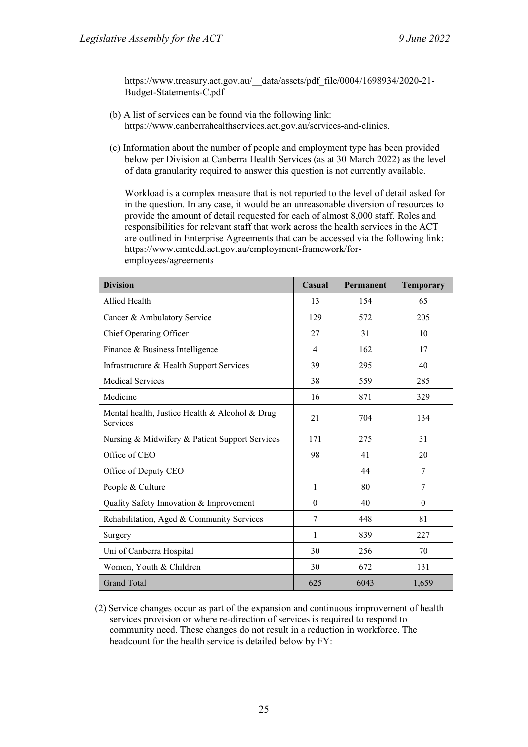https://www.treasury.act.gov.au/__data/assets/pdf_file/0004/1698934/2020-21-Budget-Statements-C.pdf

(b) A list of services can be found via the following link: https://www.canberrahealthservices.act.gov.au/services-and-clinics.

(c) Information about the number of people and employment type has been provided below per Division at Canberra Health Services (as at 30 March 2022) as the level of data granularity required to answer this question is not currently available.

Workload is a complex measure that is not reported to the level of detail asked for in the question. In any case, it would be an unreasonable diversion of resources to provide the amount of detail requested for each of almost 8,000 staff. Roles and responsibilities for relevant staff that work across the health services in the ACT are outlined in Enterprise Agreements that can be accessed via the following link: https://www.cmtedd.act.gov.au/employment-framework/for-employees/agreements

| Division | Casual | Permanent | Temporary |
|---|---|---|---|
| Allied Health | 13 | 154 | 65 |
| Cancer & Ambulatory Service | 129 | 572 | 205 |
| Chief Operating Officer | 27 | 31 | 10 |
| Finance & Business Intelligence | 4 | 162 | 17 |
| Infrastructure & Health Support Services | 39 | 295 | 40 |
| Medical Services | 38 | 559 | 285 |
| Medicine | 16 | 871 | 329 |
| Mental health, Justice Health & Alcohol & Drug Services | 21 | 704 | 134 |
| Nursing & Midwifery & Patient Support Services | 171 | 275 | 31 |
| Office of CEO | 98 | 41 | 20 |
| Office of Deputy CEO | | 44 | 7 |
| People & Culture | 1 | 80 | 7 |
| Quality Safety Innovation & Improvement | 0 | 40 | 0 |
| Rehabilitation, Aged & Community Services | 7 | 448 | 81 |
| Surgery | 1 | 839 | 227 |
| Uni of Canberra Hospital | 30 | 256 | 70 |
| Women, Youth & Children | 30 | 672 | 131 |
| Grand Total | 625 | 6043 | 1,659 |

(2) Service changes occur as part of the expansion and continuous improvement of health services provision or where re-direction of services is required to respond to community need. These changes do not result in a reduction in workforce. The headcount for the health service is detailed below by FY: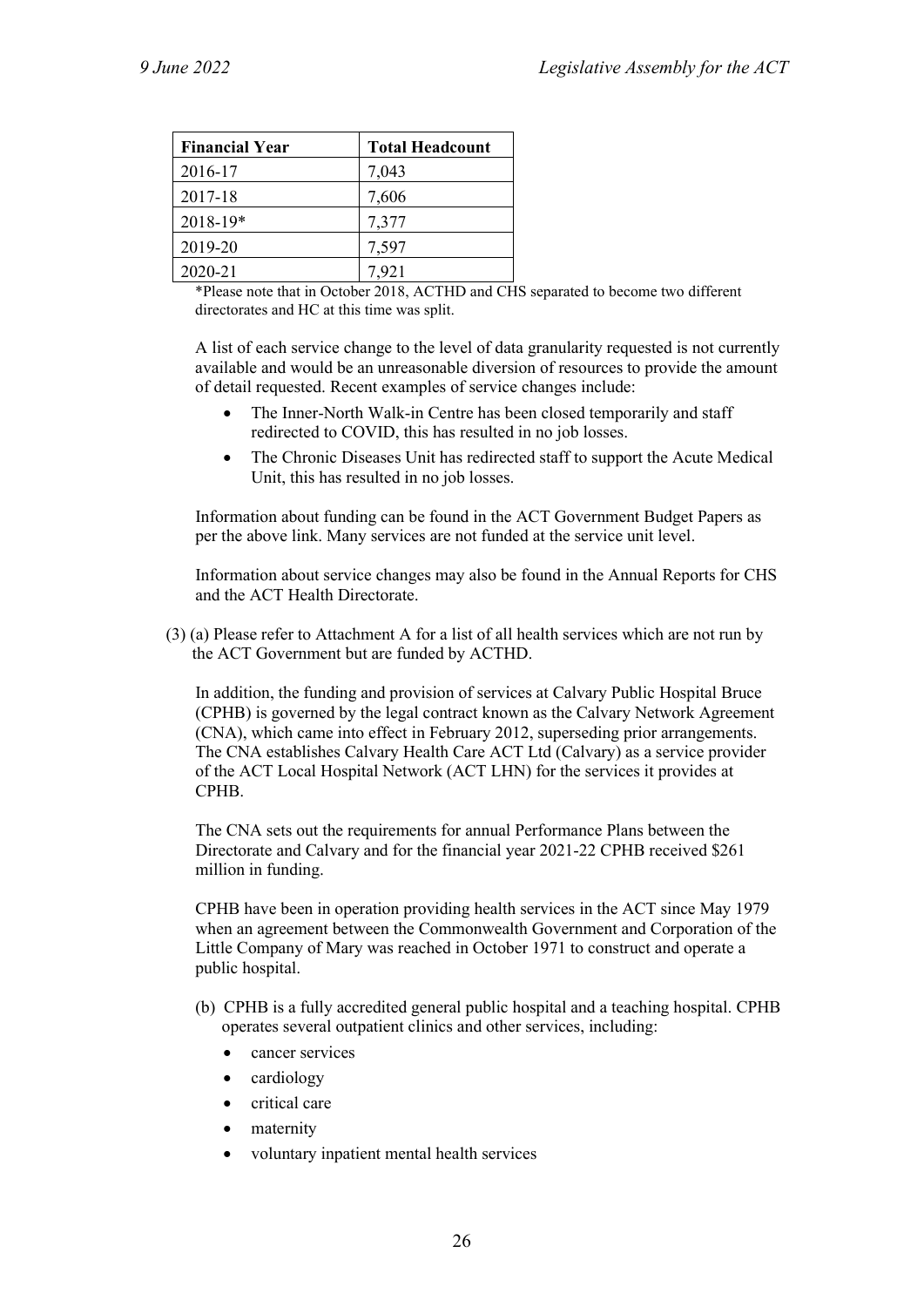| Financial Year | Total Headcount |
|---|---|
| 2016-17 | 7,043 |
| 2017-18 | 7,606 |
| 2018-19* | 7,377 |
| 2019-20 | 7,597 |
| 2020-21 | 7,921 |

*Please note that in October 2018, ACTHD and CHS separated to become two different directorates and HC at this time was split.

A list of each service change to the level of data granularity requested is not currently available and would be an unreasonable diversion of resources to provide the amount of detail requested. Recent examples of service changes include:

- The Inner-North Walk-in Centre has been closed temporarily and staff redirected to COVID, this has resulted in no job losses.
- The Chronic Diseases Unit has redirected staff to support the Acute Medical Unit, this has resulted in no job losses.

Information about funding can be found in the ACT Government Budget Papers as per the above link. Many services are not funded at the service unit level.

Information about service changes may also be found in the Annual Reports for CHS and the ACT Health Directorate.

(3) (a) Please refer to Attachment A for a list of all health services which are not run by the ACT Government but are funded by ACTHD.

In addition, the funding and provision of services at Calvary Public Hospital Bruce (CPHB) is governed by the legal contract known as the Calvary Network Agreement (CNA), which came into effect in February 2012, superseding prior arrangements. The CNA establishes Calvary Health Care ACT Ltd (Calvary) as a service provider of the ACT Local Hospital Network (ACT LHN) for the services it provides at CPHB.

The CNA sets out the requirements for annual Performance Plans between the Directorate and Calvary and for the financial year 2021-22 CPHB received $261 million in funding.

CPHB have been in operation providing health services in the ACT since May 1979 when an agreement between the Commonwealth Government and Corporation of the Little Company of Mary was reached in October 1971 to construct and operate a public hospital.

(b) CPHB is a fully accredited general public hospital and a teaching hospital. CPHB operates several outpatient clinics and other services, including:

- cancer services
- cardiology
- critical care
- maternity
- voluntary inpatient mental health services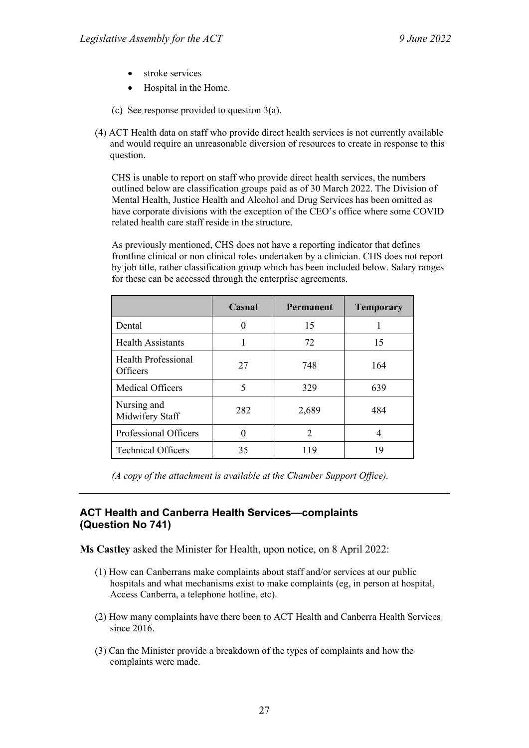- stroke services
- Hospital in the Home.

(c) See response provided to question 3(a).

(4) ACT Health data on staff who provide direct health services is not currently available and would require an unreasonable diversion of resources to create in response to this question.

CHS is unable to report on staff who provide direct health services, the numbers outlined below are classification groups paid as of 30 March 2022. The Division of Mental Health, Justice Health and Alcohol and Drug Services has been omitted as have corporate divisions with the exception of the CEO's office where some COVID related health care staff reside in the structure.

As previously mentioned, CHS does not have a reporting indicator that defines frontline clinical or non clinical roles undertaken by a clinician. CHS does not report by job title, rather classification group which has been included below. Salary ranges for these can be accessed through the enterprise agreements.

| | Casual | Permanent | Temporary |
|---|---|---|---|
| Dental | 0 | 15 | 1 |
| Health Assistants | 1 | 72 | 15 |
| Health Professional Officers | 27 | 748 | 164 |
| Medical Officers | 5 | 329 | 639 |
| Nursing and Midwifery Staff | 282 | 2,689 | 484 |
| Professional Officers | 0 | 2 | 4 |
| Technical Officers | 35 | 119 | 19 |

*(A copy of the attachment is available at the Chamber Support Office).*

---

## ACT Health and Canberra Health Services—complaints (Question No 741)

**Ms Castley** asked the Minister for Health, upon notice, on 8 April 2022:

(1) How can Canberrans make complaints about staff and/or services at our public hospitals and what mechanisms exist to make complaints (eg, in person at hospital, Access Canberra, a telephone hotline, etc).

(2) How many complaints have there been to ACT Health and Canberra Health Services since 2016.

(3) Can the Minister provide a breakdown of the types of complaints and how the complaints were made.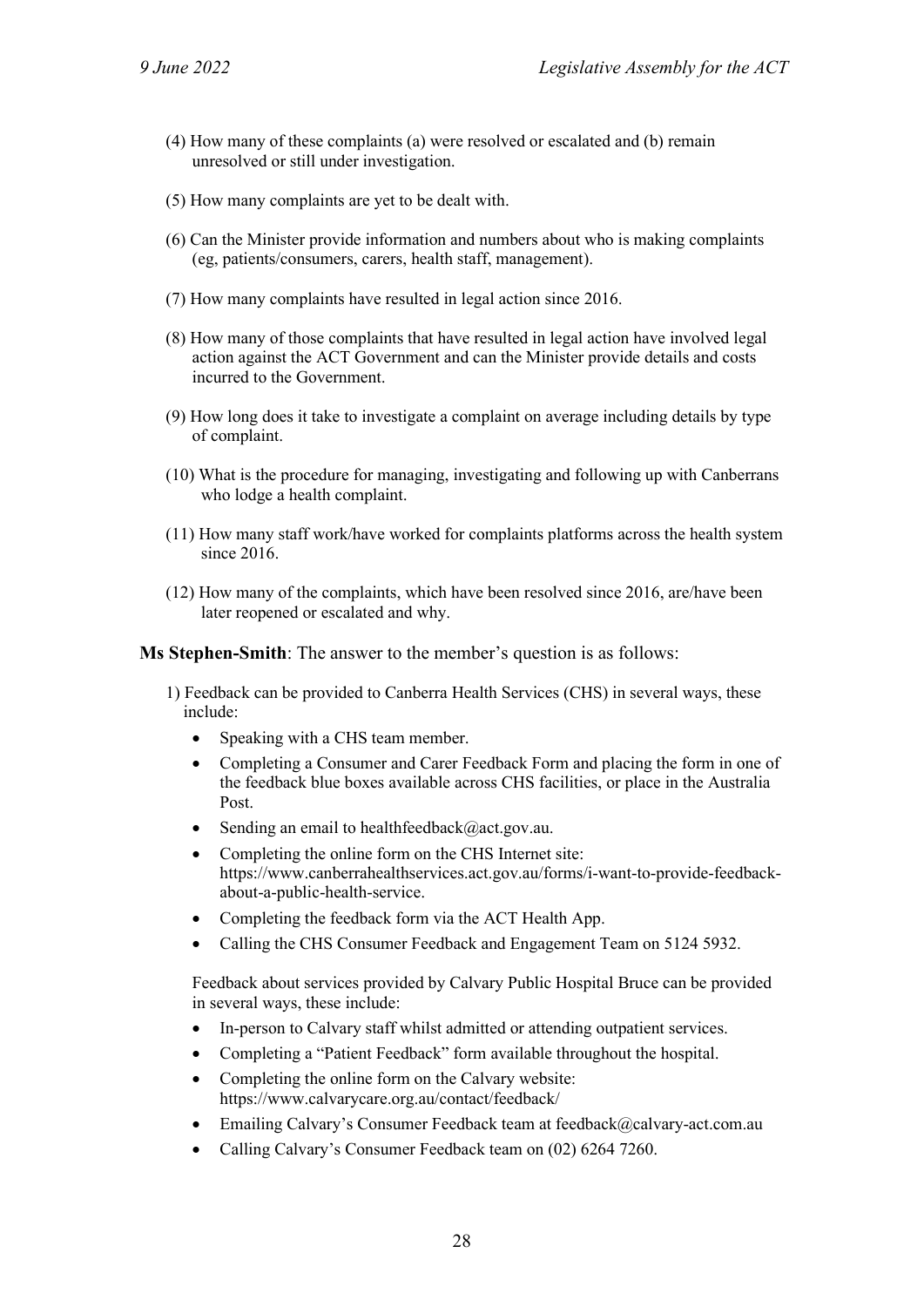(4) How many of these complaints (a) were resolved or escalated and (b) remain unresolved or still under investigation.

(5) How many complaints are yet to be dealt with.

(6) Can the Minister provide information and numbers about who is making complaints (eg, patients/consumers, carers, health staff, management).

(7) How many complaints have resulted in legal action since 2016.

(8) How many of those complaints that have resulted in legal action have involved legal action against the ACT Government and can the Minister provide details and costs incurred to the Government.

(9) How long does it take to investigate a complaint on average including details by type of complaint.

(10) What is the procedure for managing, investigating and following up with Canberrans who lodge a health complaint.

(11) How many staff work/have worked for complaints platforms across the health system since 2016.

(12) How many of the complaints, which have been resolved since 2016, are/have been later reopened or escalated and why.

**Ms Stephen-Smith**: The answer to the member's question is as follows:

1) Feedback can be provided to Canberra Health Services (CHS) in several ways, these include:

- Speaking with a CHS team member.
- Completing a Consumer and Carer Feedback Form and placing the form in one of the feedback blue boxes available across CHS facilities, or place in the Australia Post.
- Sending an email to healthfeedback@act.gov.au.
- Completing the online form on the CHS Internet site: https://www.canberrahealthservices.act.gov.au/forms/i-want-to-provide-feedback-about-a-public-health-service.
- Completing the feedback form via the ACT Health App.
- Calling the CHS Consumer Feedback and Engagement Team on 5124 5932.

Feedback about services provided by Calvary Public Hospital Bruce can be provided in several ways, these include:

- In-person to Calvary staff whilst admitted or attending outpatient services.
- Completing a "Patient Feedback" form available throughout the hospital.
- Completing the online form on the Calvary website: https://www.calvarycare.org.au/contact/feedback/
- Emailing Calvary's Consumer Feedback team at feedback@calvary-act.com.au
- Calling Calvary's Consumer Feedback team on (02) 6264 7260.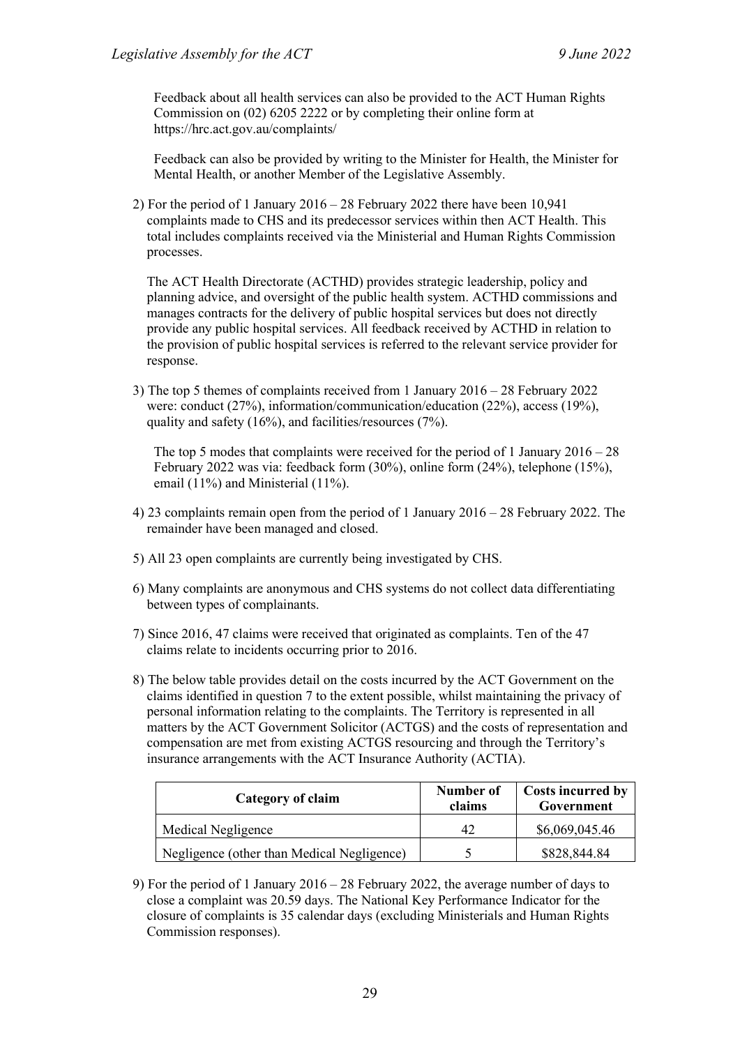Feedback about all health services can also be provided to the ACT Human Rights Commission on (02) 6205 2222 or by completing their online form at https://hrc.act.gov.au/complaints/

Feedback can also be provided by writing to the Minister for Health, the Minister for Mental Health, or another Member of the Legislative Assembly.

2) For the period of 1 January 2016 – 28 February 2022 there have been 10,941 complaints made to CHS and its predecessor services within then ACT Health. This total includes complaints received via the Ministerial and Human Rights Commission processes.

   The ACT Health Directorate (ACTHD) provides strategic leadership, policy and planning advice, and oversight of the public health system. ACTHD commissions and manages contracts for the delivery of public hospital services but does not directly provide any public hospital services. All feedback received by ACTHD in relation to the provision of public hospital services is referred to the relevant service provider for response.

3) The top 5 themes of complaints received from 1 January 2016 – 28 February 2022 were: conduct (27%), information/communication/education (22%), access (19%), quality and safety (16%), and facilities/resources (7%).

   The top 5 modes that complaints were received for the period of 1 January 2016 – 28 February 2022 was via: feedback form (30%), online form (24%), telephone (15%), email (11%) and Ministerial (11%).

4) 23 complaints remain open from the period of 1 January 2016 – 28 February 2022. The remainder have been managed and closed.

5) All 23 open complaints are currently being investigated by CHS.

6) Many complaints are anonymous and CHS systems do not collect data differentiating between types of complainants.

7) Since 2016, 47 claims were received that originated as complaints. Ten of the 47 claims relate to incidents occurring prior to 2016.

8) The below table provides detail on the costs incurred by the ACT Government on the claims identified in question 7 to the extent possible, whilst maintaining the privacy of personal information relating to the complaints. The Territory is represented in all matters by the ACT Government Solicitor (ACTGS) and the costs of representation and compensation are met from existing ACTGS resourcing and through the Territory's insurance arrangements with the ACT Insurance Authority (ACTIA).

| Category of claim | Number of claims | Costs incurred by Government |
|---|---|---|
| Medical Negligence | 42 | $6,069,045.46 |
| Negligence (other than Medical Negligence) | 5 | $828,844.84 |

9) For the period of 1 January 2016 – 28 February 2022, the average number of days to close a complaint was 20.59 days. The National Key Performance Indicator for the closure of complaints is 35 calendar days (excluding Ministerials and Human Rights Commission responses).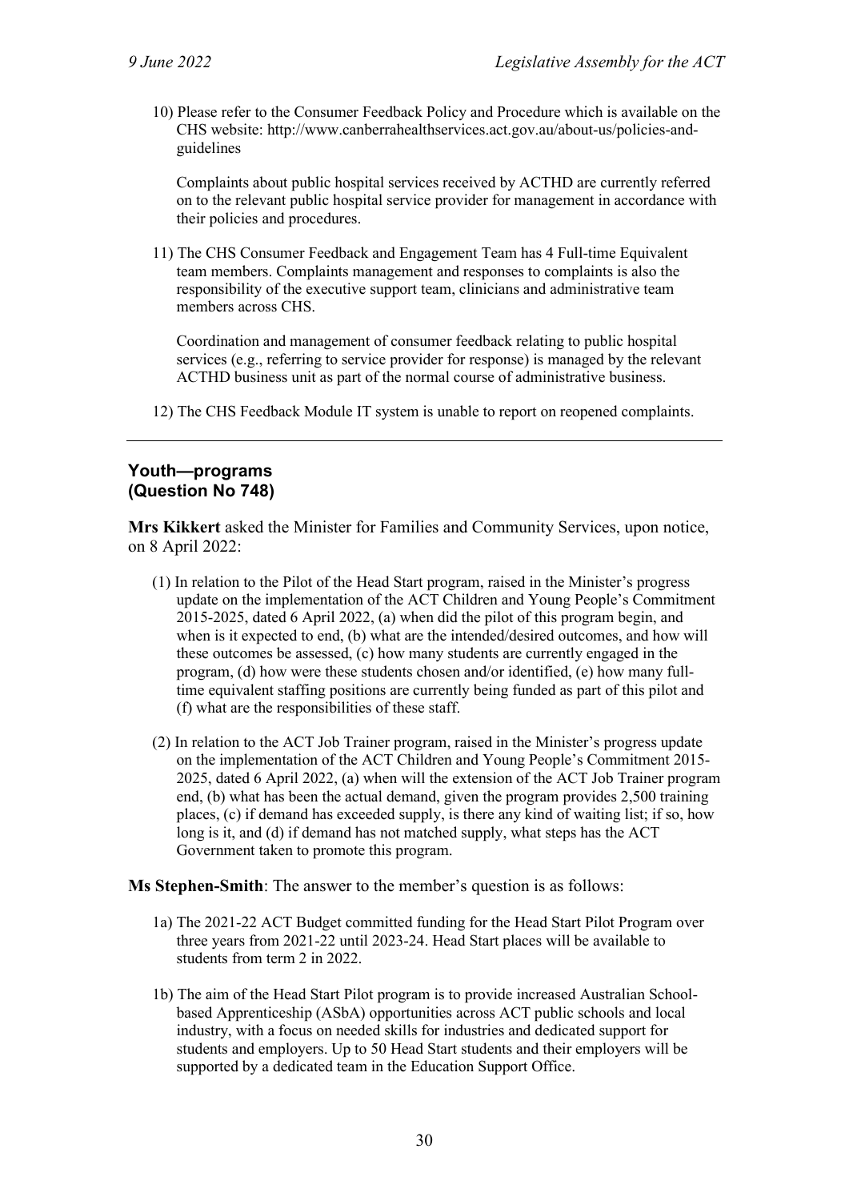10) Please refer to the Consumer Feedback Policy and Procedure which is available on the CHS website: http://www.canberrahealthservices.act.gov.au/about-us/policies-and-guidelines

    Complaints about public hospital services received by ACTHD are currently referred on to the relevant public hospital service provider for management in accordance with their policies and procedures.

11) The CHS Consumer Feedback and Engagement Team has 4 Full-time Equivalent team members. Complaints management and responses to complaints is also the responsibility of the executive support team, clinicians and administrative team members across CHS.

    Coordination and management of consumer feedback relating to public hospital services (e.g., referring to service provider for response) is managed by the relevant ACTHD business unit as part of the normal course of administrative business.

12) The CHS Feedback Module IT system is unable to report on reopened complaints.

---

### Youth—programs (Question No 748)

**Mrs Kikkert** asked the Minister for Families and Community Services, upon notice, on 8 April 2022:

(1) In relation to the Pilot of the Head Start program, raised in the Minister's progress update on the implementation of the ACT Children and Young People's Commitment 2015-2025, dated 6 April 2022, (a) when did the pilot of this program begin, and when is it expected to end, (b) what are the intended/desired outcomes, and how will these outcomes be assessed, (c) how many students are currently engaged in the program, (d) how were these students chosen and/or identified, (e) how many full-time equivalent staffing positions are currently being funded as part of this pilot and (f) what are the responsibilities of these staff.

(2) In relation to the ACT Job Trainer program, raised in the Minister's progress update on the implementation of the ACT Children and Young People's Commitment 2015-2025, dated 6 April 2022, (a) when will the extension of the ACT Job Trainer program end, (b) what has been the actual demand, given the program provides 2,500 training places, (c) if demand has exceeded supply, is there any kind of waiting list; if so, how long is it, and (d) if demand has not matched supply, what steps has the ACT Government taken to promote this program.

**Ms Stephen-Smith**: The answer to the member's question is as follows:

1a) The 2021-22 ACT Budget committed funding for the Head Start Pilot Program over three years from 2021-22 until 2023-24. Head Start places will be available to students from term 2 in 2022.

1b) The aim of the Head Start Pilot program is to provide increased Australian School-based Apprenticeship (ASbA) opportunities across ACT public schools and local industry, with a focus on needed skills for industries and dedicated support for students and employers. Up to 50 Head Start students and their employers will be supported by a dedicated team in the Education Support Office.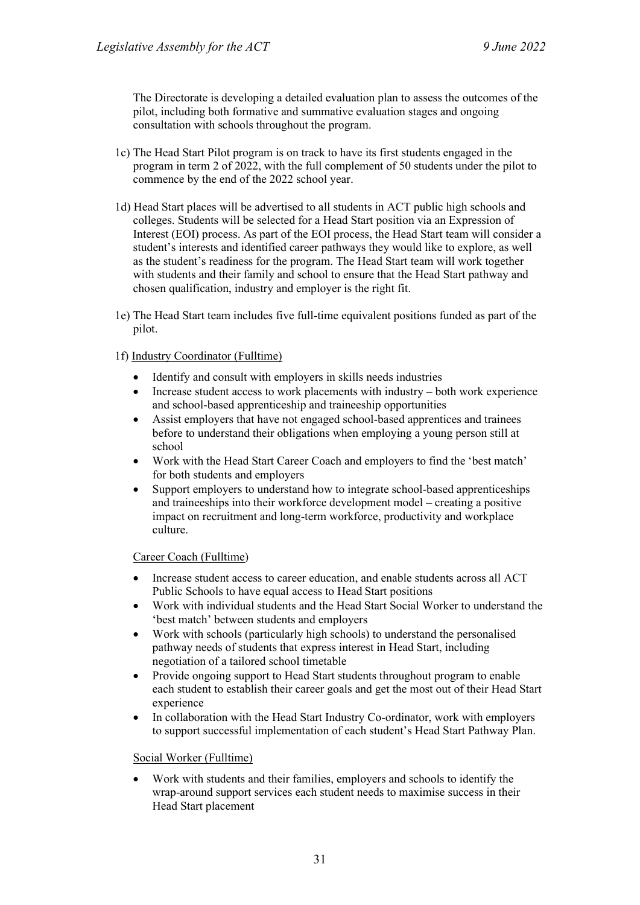The Directorate is developing a detailed evaluation plan to assess the outcomes of the pilot, including both formative and summative evaluation stages and ongoing consultation with schools throughout the program.

1c) The Head Start Pilot program is on track to have its first students engaged in the program in term 2 of 2022, with the full complement of 50 students under the pilot to commence by the end of the 2022 school year.

1d) Head Start places will be advertised to all students in ACT public high schools and colleges. Students will be selected for a Head Start position via an Expression of Interest (EOI) process. As part of the EOI process, the Head Start team will consider a student's interests and identified career pathways they would like to explore, as well as the student's readiness for the program. The Head Start team will work together with students and their family and school to ensure that the Head Start pathway and chosen qualification, industry and employer is the right fit.

1e) The Head Start team includes five full-time equivalent positions funded as part of the pilot.

1f) Industry Coordinator (Fulltime)

- Identify and consult with employers in skills needs industries
- Increase student access to work placements with industry – both work experience and school-based apprenticeship and traineeship opportunities
- Assist employers that have not engaged school-based apprentices and trainees before to understand their obligations when employing a young person still at school
- Work with the Head Start Career Coach and employers to find the 'best match' for both students and employers
- Support employers to understand how to integrate school-based apprenticeships and traineeships into their workforce development model – creating a positive impact on recruitment and long-term workforce, productivity and workplace culture.

Career Coach (Fulltime)

- Increase student access to career education, and enable students across all ACT Public Schools to have equal access to Head Start positions
- Work with individual students and the Head Start Social Worker to understand the 'best match' between students and employers
- Work with schools (particularly high schools) to understand the personalised pathway needs of students that express interest in Head Start, including negotiation of a tailored school timetable
- Provide ongoing support to Head Start students throughout program to enable each student to establish their career goals and get the most out of their Head Start experience
- In collaboration with the Head Start Industry Co-ordinator, work with employers to support successful implementation of each student's Head Start Pathway Plan.

Social Worker (Fulltime)

- Work with students and their families, employers and schools to identify the wrap-around support services each student needs to maximise success in their Head Start placement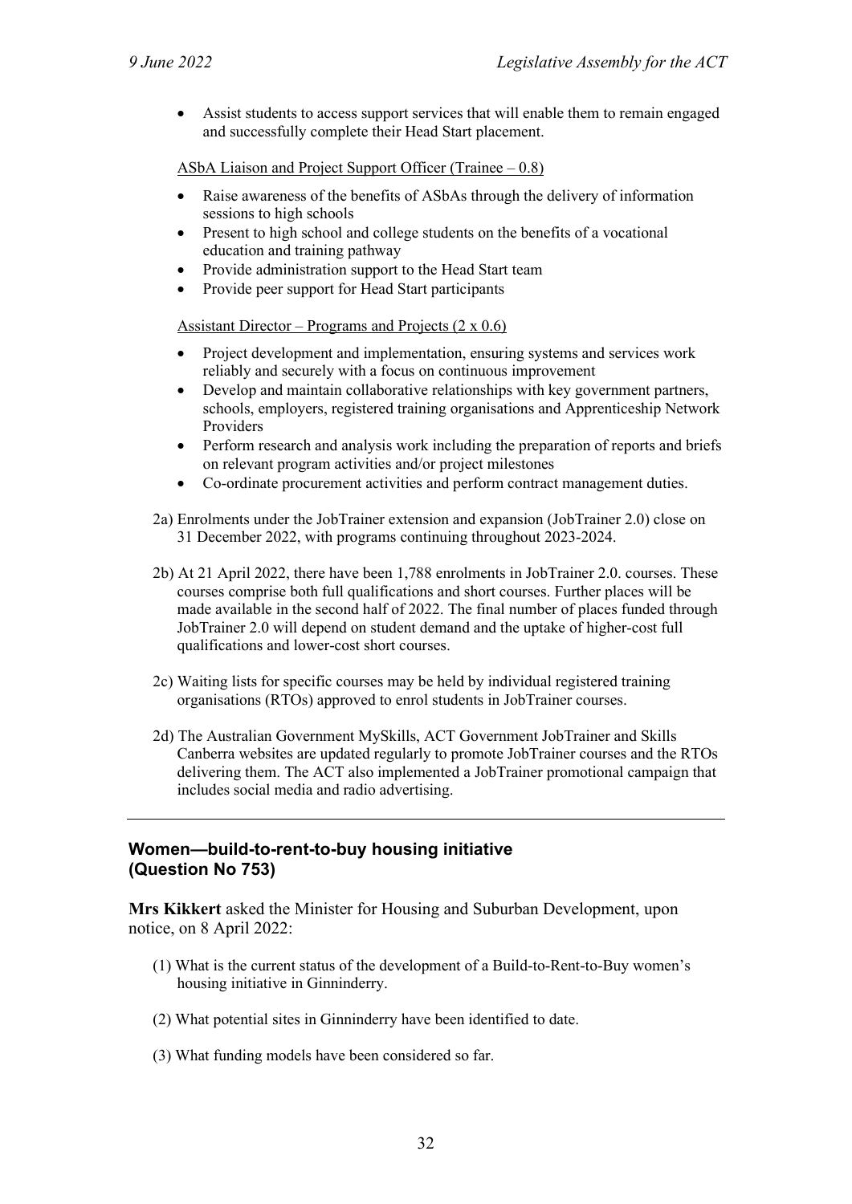- Assist students to access support services that will enable them to remain engaged and successfully complete their Head Start placement.

ASbA Liaison and Project Support Officer (Trainee – 0.8)

- Raise awareness of the benefits of ASbAs through the delivery of information sessions to high schools
- Present to high school and college students on the benefits of a vocational education and training pathway
- Provide administration support to the Head Start team
- Provide peer support for Head Start participants

Assistant Director – Programs and Projects (2 x 0.6)

- Project development and implementation, ensuring systems and services work reliably and securely with a focus on continuous improvement
- Develop and maintain collaborative relationships with key government partners, schools, employers, registered training organisations and Apprenticeship Network Providers
- Perform research and analysis work including the preparation of reports and briefs on relevant program activities and/or project milestones
- Co-ordinate procurement activities and perform contract management duties.

2a) Enrolments under the JobTrainer extension and expansion (JobTrainer 2.0) close on 31 December 2022, with programs continuing throughout 2023-2024.

2b) At 21 April 2022, there have been 1,788 enrolments in JobTrainer 2.0. courses. These courses comprise both full qualifications and short courses. Further places will be made available in the second half of 2022. The final number of places funded through JobTrainer 2.0 will depend on student demand and the uptake of higher-cost full qualifications and lower-cost short courses.

2c) Waiting lists for specific courses may be held by individual registered training organisations (RTOs) approved to enrol students in JobTrainer courses.

2d) The Australian Government MySkills, ACT Government JobTrainer and Skills Canberra websites are updated regularly to promote JobTrainer courses and the RTOs delivering them. The ACT also implemented a JobTrainer promotional campaign that includes social media and radio advertising.

---

## Women—build-to-rent-to-buy housing initiative (Question No 753)

**Mrs Kikkert** asked the Minister for Housing and Suburban Development, upon notice, on 8 April 2022:

(1) What is the current status of the development of a Build-to-Rent-to-Buy women's housing initiative in Ginninderry.

(2) What potential sites in Ginninderry have been identified to date.

(3) What funding models have been considered so far.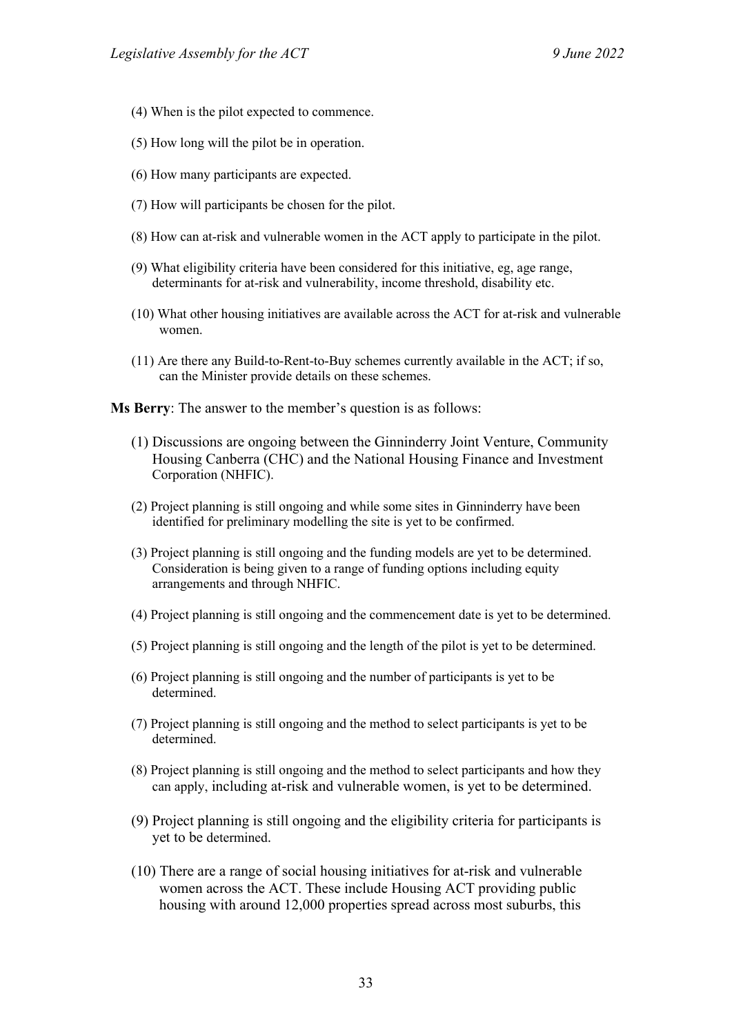(4) When is the pilot expected to commence.

(5) How long will the pilot be in operation.

(6) How many participants are expected.

(7) How will participants be chosen for the pilot.

(8) How can at-risk and vulnerable women in the ACT apply to participate in the pilot.

(9) What eligibility criteria have been considered for this initiative, eg, age range, determinants for at-risk and vulnerability, income threshold, disability etc.

(10) What other housing initiatives are available across the ACT for at-risk and vulnerable women.

(11) Are there any Build-to-Rent-to-Buy schemes currently available in the ACT; if so, can the Minister provide details on these schemes.

**Ms Berry**: The answer to the member's question is as follows:

(1) Discussions are ongoing between the Ginninderry Joint Venture, Community Housing Canberra (CHC) and the National Housing Finance and Investment Corporation (NHFIC).

(2) Project planning is still ongoing and while some sites in Ginninderry have been identified for preliminary modelling the site is yet to be confirmed.

(3) Project planning is still ongoing and the funding models are yet to be determined. Consideration is being given to a range of funding options including equity arrangements and through NHFIC.

(4) Project planning is still ongoing and the commencement date is yet to be determined.

(5) Project planning is still ongoing and the length of the pilot is yet to be determined.

(6) Project planning is still ongoing and the number of participants is yet to be determined.

(7) Project planning is still ongoing and the method to select participants is yet to be determined.

(8) Project planning is still ongoing and the method to select participants and how they can apply, including at-risk and vulnerable women, is yet to be determined.

(9) Project planning is still ongoing and the eligibility criteria for participants is yet to be determined.

(10) There are a range of social housing initiatives for at-risk and vulnerable women across the ACT. These include Housing ACT providing public housing with around 12,000 properties spread across most suburbs, this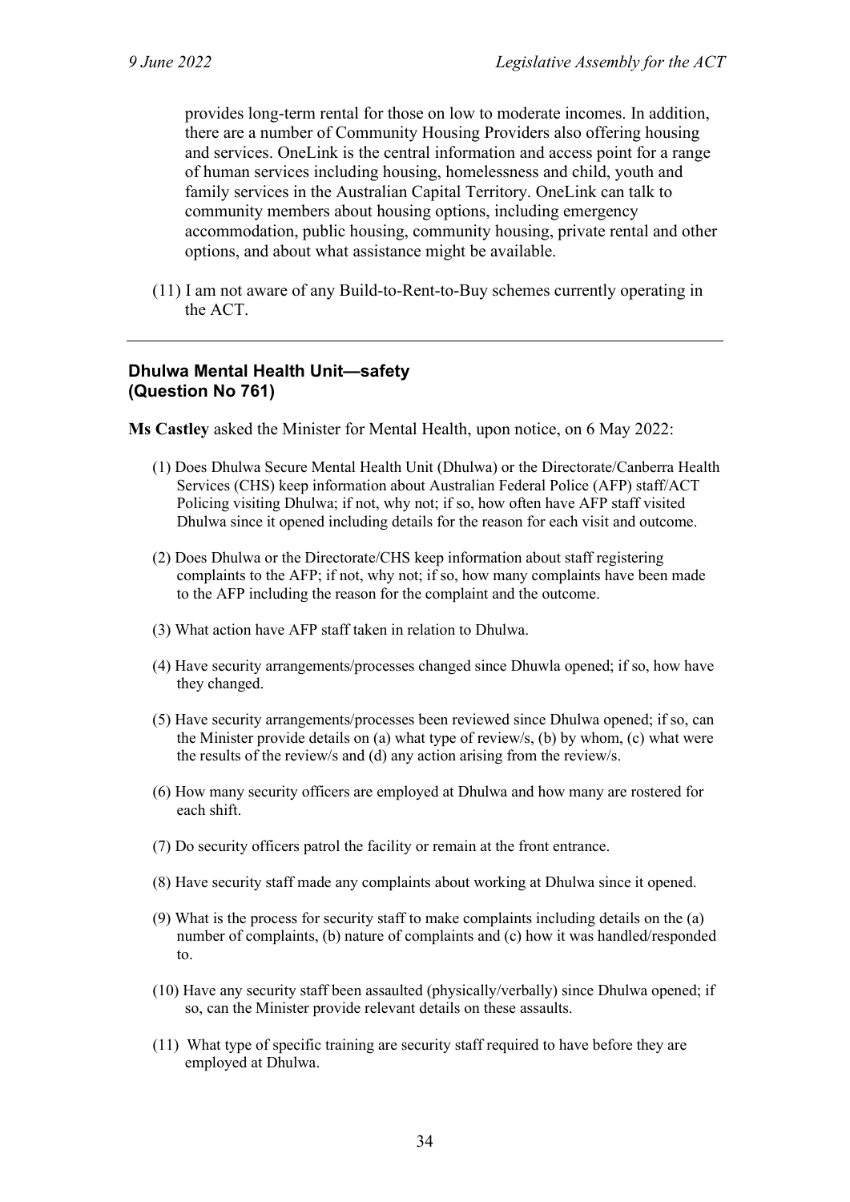provides long-term rental for those on low to moderate incomes. In addition, there are a number of Community Housing Providers also offering housing and services. OneLink is the central information and access point for a range of human services including housing, homelessness and child, youth and family services in the Australian Capital Territory. OneLink can talk to community members about housing options, including emergency accommodation, public housing, community housing, private rental and other options, and about what assistance might be available.

(11) I am not aware of any Build-to-Rent-to-Buy schemes currently operating in the ACT.

---

### Dhulwa Mental Health Unit—safety (Question No 761)

**Ms Castley** asked the Minister for Mental Health, upon notice, on 6 May 2022:

(1) Does Dhulwa Secure Mental Health Unit (Dhulwa) or the Directorate/Canberra Health Services (CHS) keep information about Australian Federal Police (AFP) staff/ACT Policing visiting Dhulwa; if not, why not; if so, how often have AFP staff visited Dhulwa since it opened including details for the reason for each visit and outcome.

(2) Does Dhulwa or the Directorate/CHS keep information about staff registering complaints to the AFP; if not, why not; if so, how many complaints have been made to the AFP including the reason for the complaint and the outcome.

(3) What action have AFP staff taken in relation to Dhulwa.

(4) Have security arrangements/processes changed since Dhuwla opened; if so, how have they changed.

(5) Have security arrangements/processes been reviewed since Dhulwa opened; if so, can the Minister provide details on (a) what type of review/s, (b) by whom, (c) what were the results of the review/s and (d) any action arising from the review/s.

(6) How many security officers are employed at Dhulwa and how many are rostered for each shift.

(7) Do security officers patrol the facility or remain at the front entrance.

(8) Have security staff made any complaints about working at Dhulwa since it opened.

(9) What is the process for security staff to make complaints including details on the (a) number of complaints, (b) nature of complaints and (c) how it was handled/responded to.

(10) Have any security staff been assaulted (physically/verbally) since Dhulwa opened; if so, can the Minister provide relevant details on these assaults.

(11) What type of specific training are security staff required to have before they are employed at Dhulwa.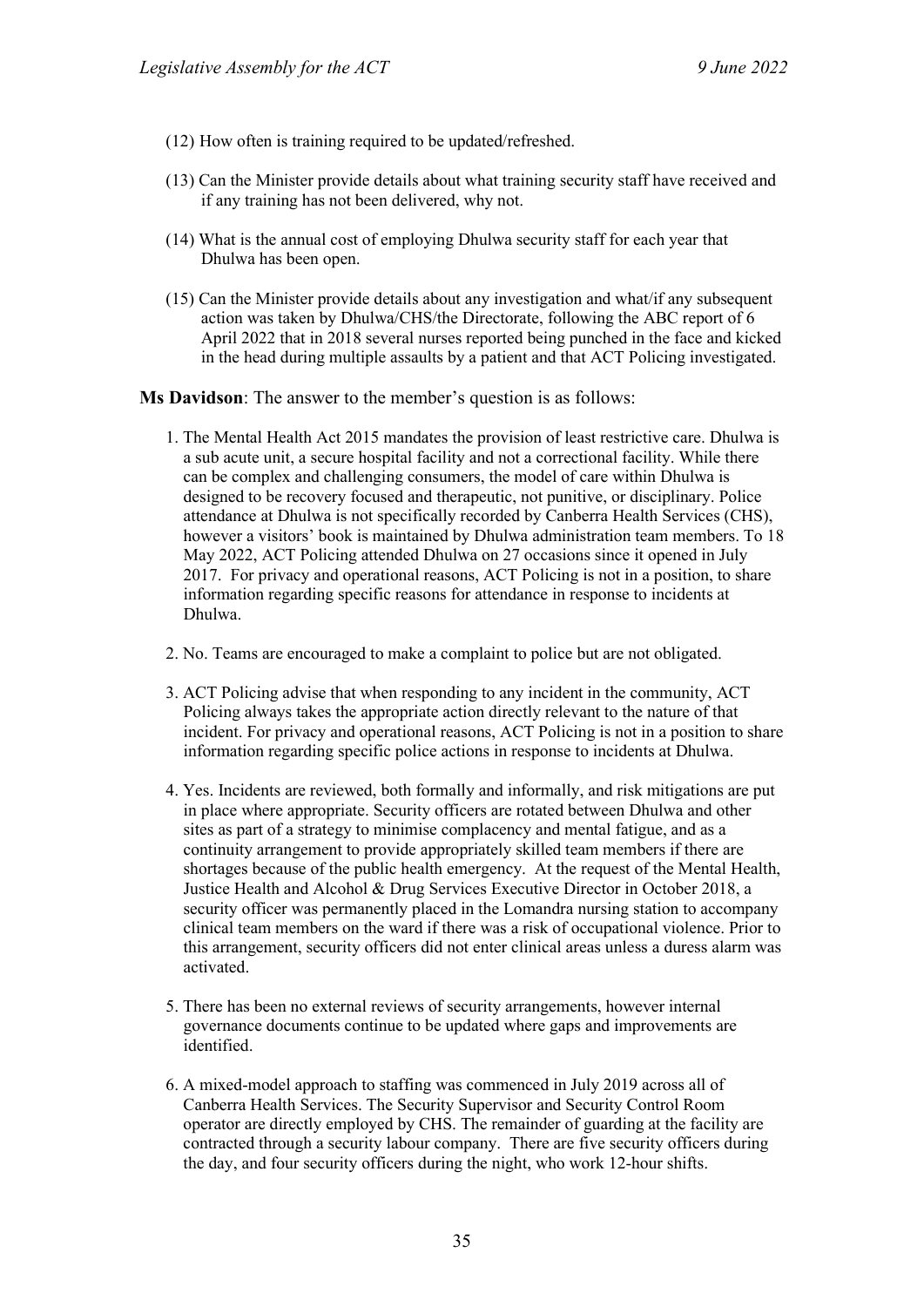(12) How often is training required to be updated/refreshed.

(13) Can the Minister provide details about what training security staff have received and if any training has not been delivered, why not.

(14) What is the annual cost of employing Dhulwa security staff for each year that Dhulwa has been open.

(15) Can the Minister provide details about any investigation and what/if any subsequent action was taken by Dhulwa/CHS/the Directorate, following the ABC report of 6 April 2022 that in 2018 several nurses reported being punched in the face and kicked in the head during multiple assaults by a patient and that ACT Policing investigated.

**Ms Davidson**: The answer to the member's question is as follows:

1. The Mental Health Act 2015 mandates the provision of least restrictive care. Dhulwa is a sub acute unit, a secure hospital facility and not a correctional facility. While there can be complex and challenging consumers, the model of care within Dhulwa is designed to be recovery focused and therapeutic, not punitive, or disciplinary. Police attendance at Dhulwa is not specifically recorded by Canberra Health Services (CHS), however a visitors' book is maintained by Dhulwa administration team members. To 18 May 2022, ACT Policing attended Dhulwa on 27 occasions since it opened in July 2017. For privacy and operational reasons, ACT Policing is not in a position, to share information regarding specific reasons for attendance in response to incidents at Dhulwa.

2. No. Teams are encouraged to make a complaint to police but are not obligated.

3. ACT Policing advise that when responding to any incident in the community, ACT Policing always takes the appropriate action directly relevant to the nature of that incident. For privacy and operational reasons, ACT Policing is not in a position to share information regarding specific police actions in response to incidents at Dhulwa.

4. Yes. Incidents are reviewed, both formally and informally, and risk mitigations are put in place where appropriate. Security officers are rotated between Dhulwa and other sites as part of a strategy to minimise complacency and mental fatigue, and as a continuity arrangement to provide appropriately skilled team members if there are shortages because of the public health emergency. At the request of the Mental Health, Justice Health and Alcohol & Drug Services Executive Director in October 2018, a security officer was permanently placed in the Lomandra nursing station to accompany clinical team members on the ward if there was a risk of occupational violence. Prior to this arrangement, security officers did not enter clinical areas unless a duress alarm was activated.

5. There has been no external reviews of security arrangements, however internal governance documents continue to be updated where gaps and improvements are identified.

6. A mixed-model approach to staffing was commenced in July 2019 across all of Canberra Health Services. The Security Supervisor and Security Control Room operator are directly employed by CHS. The remainder of guarding at the facility are contracted through a security labour company. There are five security officers during the day, and four security officers during the night, who work 12-hour shifts.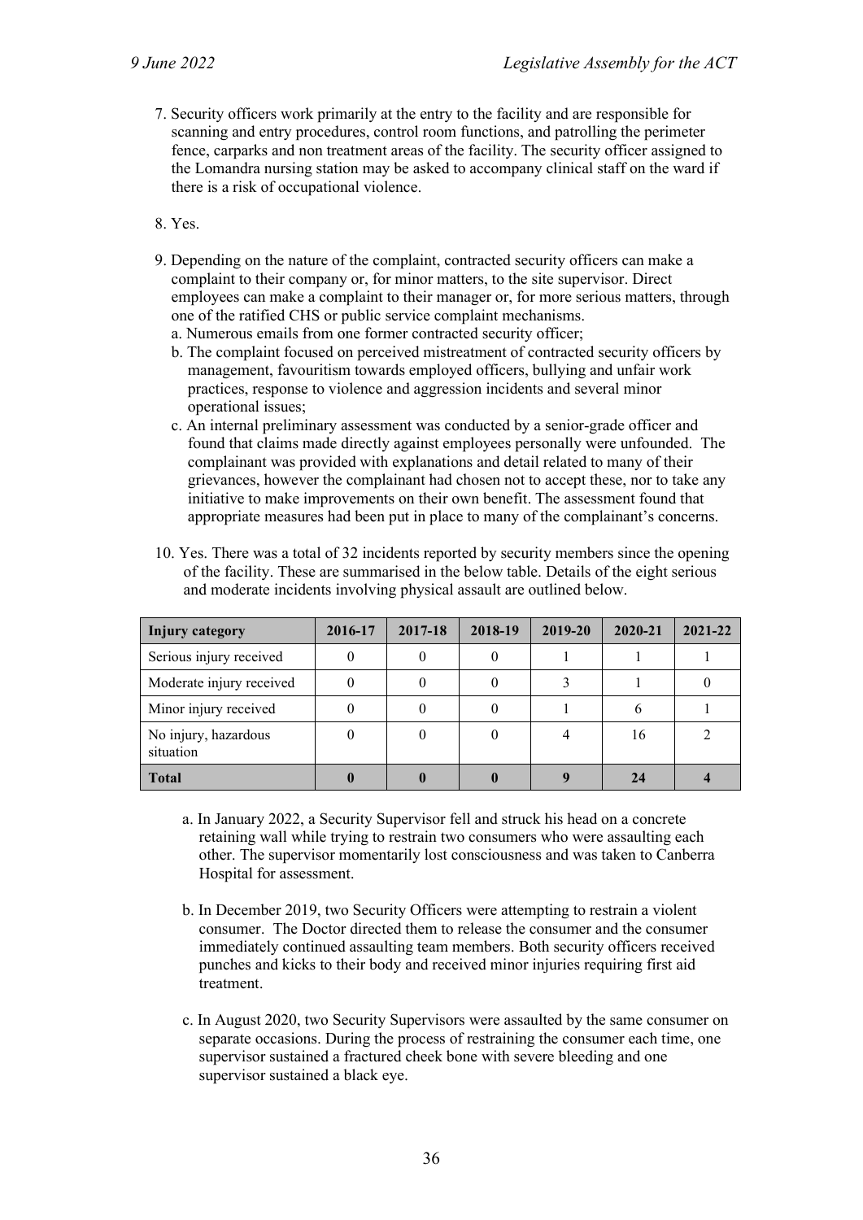7. Security officers work primarily at the entry to the facility and are responsible for scanning and entry procedures, control room functions, and patrolling the perimeter fence, carparks and non treatment areas of the facility. The security officer assigned to the Lomandra nursing station may be asked to accompany clinical staff on the ward if there is a risk of occupational violence.

8. Yes.

9. Depending on the nature of the complaint, contracted security officers can make a complaint to their company or, for minor matters, to the site supervisor. Direct employees can make a complaint to their manager or, for more serious matters, through one of the ratified CHS or public service complaint mechanisms.
   a. Numerous emails from one former contracted security officer;
   b. The complaint focused on perceived mistreatment of contracted security officers by management, favouritism towards employed officers, bullying and unfair work practices, response to violence and aggression incidents and several minor operational issues;
   c. An internal preliminary assessment was conducted by a senior-grade officer and found that claims made directly against employees personally were unfounded. The complainant was provided with explanations and detail related to many of their grievances, however the complainant had chosen not to accept these, nor to take any initiative to make improvements on their own benefit. The assessment found that appropriate measures had been put in place to many of the complainant's concerns.

10. Yes. There was a total of 32 incidents reported by security members since the opening of the facility. These are summarised in the below table. Details of the eight serious and moderate incidents involving physical assault are outlined below.

| Injury category | 2016-17 | 2017-18 | 2018-19 | 2019-20 | 2020-21 | 2021-22 |
|---|---|---|---|---|---|---|
| Serious injury received | 0 | 0 | 0 | 1 | 1 | 1 |
| Moderate injury received | 0 | 0 | 0 | 3 | 1 | 0 |
| Minor injury received | 0 | 0 | 0 | 1 | 6 | 1 |
| No injury, hazardous situation | 0 | 0 | 0 | 4 | 16 | 2 |
| **Total** | **0** | **0** | **0** | **9** | **24** | **4** |

   a. In January 2022, a Security Supervisor fell and struck his head on a concrete retaining wall while trying to restrain two consumers who were assaulting each other. The supervisor momentarily lost consciousness and was taken to Canberra Hospital for assessment.

   b. In December 2019, two Security Officers were attempting to restrain a violent consumer. The Doctor directed them to release the consumer and the consumer immediately continued assaulting team members. Both security officers received punches and kicks to their body and received minor injuries requiring first aid treatment.

   c. In August 2020, two Security Supervisors were assaulted by the same consumer on separate occasions. During the process of restraining the consumer each time, one supervisor sustained a fractured cheek bone with severe bleeding and one supervisor sustained a black eye.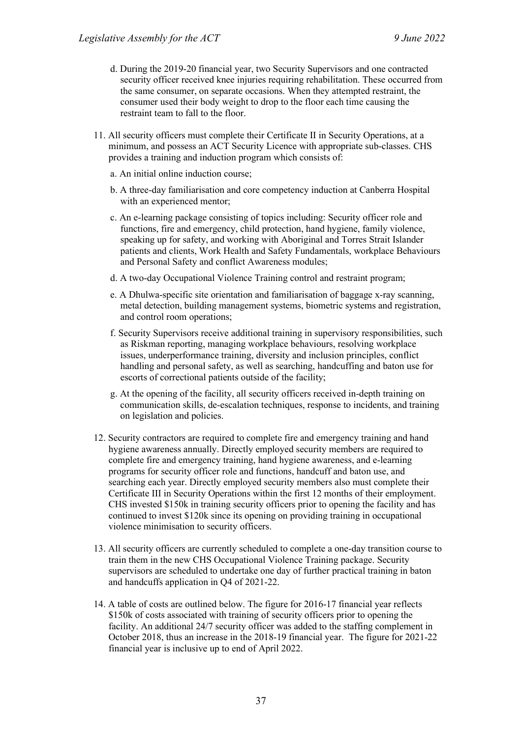d. During the 2019-20 financial year, two Security Supervisors and one contracted security officer received knee injuries requiring rehabilitation. These occurred from the same consumer, on separate occasions. When they attempted restraint, the consumer used their body weight to drop to the floor each time causing the restraint team to fall to the floor.

11. All security officers must complete their Certificate II in Security Operations, at a minimum, and possess an ACT Security Licence with appropriate sub-classes. CHS provides a training and induction program which consists of:

    a. An initial online induction course;

    b. A three-day familiarisation and core competency induction at Canberra Hospital with an experienced mentor;

    c. An e-learning package consisting of topics including: Security officer role and functions, fire and emergency, child protection, hand hygiene, family violence, speaking up for safety, and working with Aboriginal and Torres Strait Islander patients and clients, Work Health and Safety Fundamentals, workplace Behaviours and Personal Safety and conflict Awareness modules;

    d. A two-day Occupational Violence Training control and restraint program;

    e. A Dhulwa-specific site orientation and familiarisation of baggage x-ray scanning, metal detection, building management systems, biometric systems and registration, and control room operations;

    f. Security Supervisors receive additional training in supervisory responsibilities, such as Riskman reporting, managing workplace behaviours, resolving workplace issues, underperformance training, diversity and inclusion principles, conflict handling and personal safety, as well as searching, handcuffing and baton use for escorts of correctional patients outside of the facility;

    g. At the opening of the facility, all security officers received in-depth training on communication skills, de-escalation techniques, response to incidents, and training on legislation and policies.

12. Security contractors are required to complete fire and emergency training and hand hygiene awareness annually. Directly employed security members are required to complete fire and emergency training, hand hygiene awareness, and e-learning programs for security officer role and functions, handcuff and baton use, and searching each year. Directly employed security members also must complete their Certificate III in Security Operations within the first 12 months of their employment. CHS invested $150k in training security officers prior to opening the facility and has continued to invest $120k since its opening on providing training in occupational violence minimisation to security officers.

13. All security officers are currently scheduled to complete a one-day transition course to train them in the new CHS Occupational Violence Training package. Security supervisors are scheduled to undertake one day of further practical training in baton and handcuffs application in Q4 of 2021-22.

14. A table of costs are outlined below. The figure for 2016-17 financial year reflects $150k of costs associated with training of security officers prior to opening the facility. An additional 24/7 security officer was added to the staffing complement in October 2018, thus an increase in the 2018-19 financial year. The figure for 2021-22 financial year is inclusive up to end of April 2022.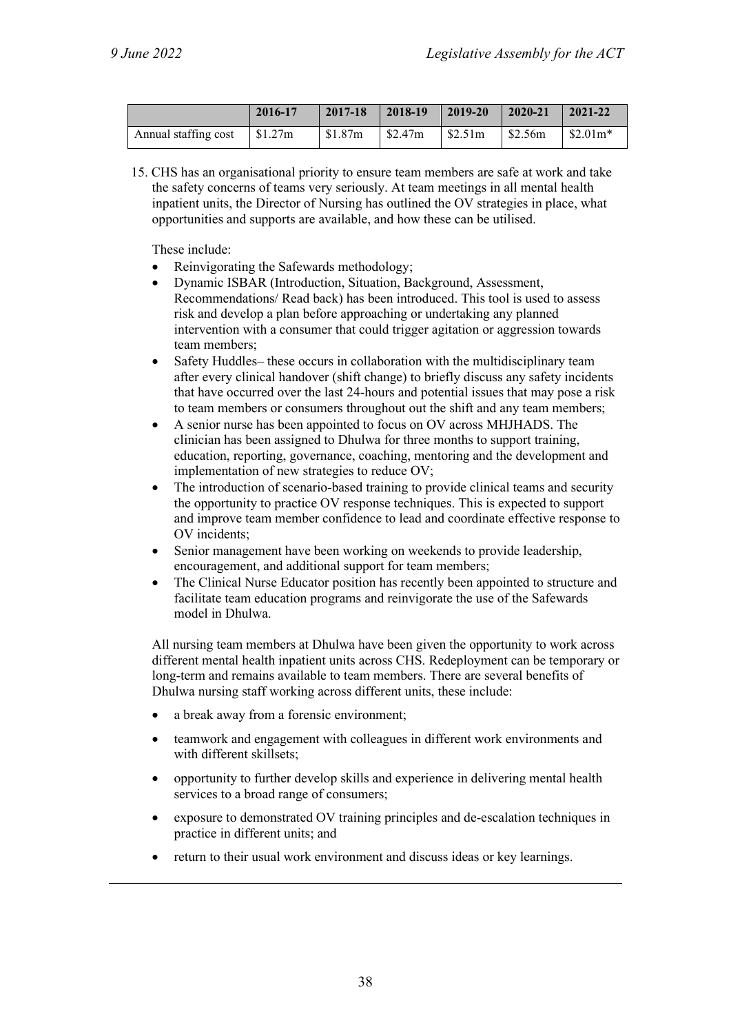| | 2016-17 | 2017-18 | 2018-19 | 2019-20 | 2020-21 | 2021-22 |
|---|---|---|---|---|---|---|
| Annual staffing cost | $1.27m | $1.87m | $2.47m | $2.51m | $2.56m | $2.01m* |

15. CHS has an organisational priority to ensure team members are safe at work and take the safety concerns of teams very seriously. At team meetings in all mental health inpatient units, the Director of Nursing has outlined the OV strategies in place, what opportunities and supports are available, and how these can be utilised.

    These include:

    - Reinvigorating the Safewards methodology;
    - Dynamic ISBAR (Introduction, Situation, Background, Assessment, Recommendations/ Read back) has been introduced. This tool is used to assess risk and develop a plan before approaching or undertaking any planned intervention with a consumer that could trigger agitation or aggression towards team members;
    - Safety Huddles– these occurs in collaboration with the multidisciplinary team after every clinical handover (shift change) to briefly discuss any safety incidents that have occurred over the last 24-hours and potential issues that may pose a risk to team members or consumers throughout out the shift and any team members;
    - A senior nurse has been appointed to focus on OV across MHJHADS. The clinician has been assigned to Dhulwa for three months to support training, education, reporting, governance, coaching, mentoring and the development and implementation of new strategies to reduce OV;
    - The introduction of scenario-based training to provide clinical teams and security the opportunity to practice OV response techniques. This is expected to support and improve team member confidence to lead and coordinate effective response to OV incidents;
    - Senior management have been working on weekends to provide leadership, encouragement, and additional support for team members;
    - The Clinical Nurse Educator position has recently been appointed to structure and facilitate team education programs and reinvigorate the use of the Safewards model in Dhulwa.

    All nursing team members at Dhulwa have been given the opportunity to work across different mental health inpatient units across CHS. Redeployment can be temporary or long-term and remains available to team members. There are several benefits of Dhulwa nursing staff working across different units, these include:

    - a break away from a forensic environment;
    - teamwork and engagement with colleagues in different work environments and with different skillsets;
    - opportunity to further develop skills and experience in delivering mental health services to a broad range of consumers;
    - exposure to demonstrated OV training principles and de-escalation techniques in practice in different units; and
    - return to their usual work environment and discuss ideas or key learnings.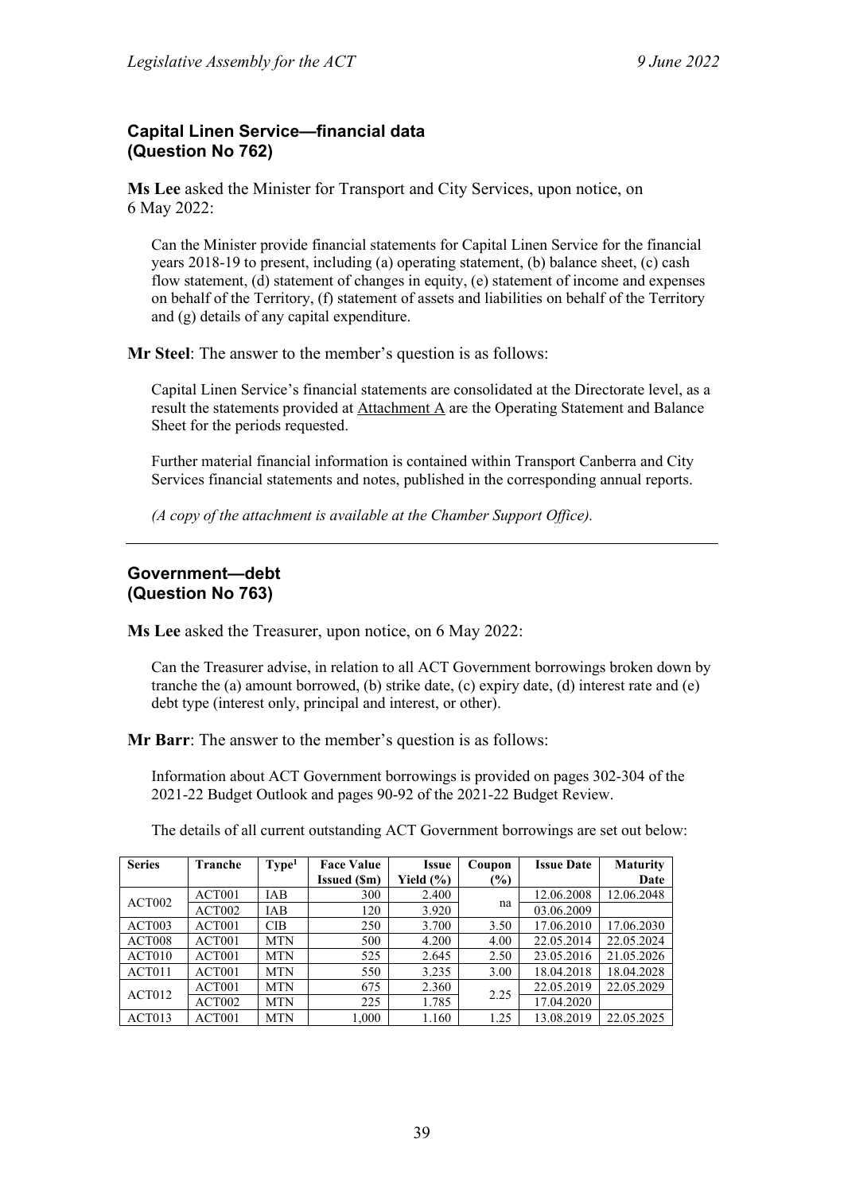### Capital Linen Service—financial data (Question No 762)

**Ms Lee** asked the Minister for Transport and City Services, upon notice, on 6 May 2022:

> Can the Minister provide financial statements for Capital Linen Service for the financial years 2018-19 to present, including (a) operating statement, (b) balance sheet, (c) cash flow statement, (d) statement of changes in equity, (e) statement of income and expenses on behalf of the Territory, (f) statement of assets and liabilities on behalf of the Territory and (g) details of any capital expenditure.

**Mr Steel**: The answer to the member's question is as follows:

> Capital Linen Service's financial statements are consolidated at the Directorate level, as a result the statements provided at Attachment A are the Operating Statement and Balance Sheet for the periods requested.
>
> Further material financial information is contained within Transport Canberra and City Services financial statements and notes, published in the corresponding annual reports.
>
> *(A copy of the attachment is available at the Chamber Support Office).*

---

### Government—debt (Question No 763)

**Ms Lee** asked the Treasurer, upon notice, on 6 May 2022:

> Can the Treasurer advise, in relation to all ACT Government borrowings broken down by tranche the (a) amount borrowed, (b) strike date, (c) expiry date, (d) interest rate and (e) debt type (interest only, principal and interest, or other).

**Mr Barr**: The answer to the member's question is as follows:

> Information about ACT Government borrowings is provided on pages 302-304 of the 2021-22 Budget Outlook and pages 90-92 of the 2021-22 Budget Review.
>
> The details of all current outstanding ACT Government borrowings are set out below:

| Series | Tranche | Type[1] | Face Value Issued ($m) | Issue Yield (%) | Coupon (%) | Issue Date | Maturity Date |
|---|---|---|---|---|---|---|---|
| ACT002 | ACT001 | IAB | 300 | 2.400 | na | 12.06.2008 | 12.06.2048 |
| | ACT002 | IAB | 120 | 3.920 | | 03.06.2009 | |
| ACT003 | ACT001 | CIB | 250 | 3.700 | 3.50 | 17.06.2010 | 17.06.2030 |
| ACT008 | ACT001 | MTN | 500 | 4.200 | 4.00 | 22.05.2014 | 22.05.2024 |
| ACT010 | ACT001 | MTN | 525 | 2.645 | 2.50 | 23.05.2016 | 21.05.2026 |
| ACT011 | ACT001 | MTN | 550 | 3.235 | 3.00 | 18.04.2018 | 18.04.2028 |
| ACT012 | ACT001 | MTN | 675 | 2.360 | 2.25 | 22.05.2019 | 22.05.2029 |
| | ACT002 | MTN | 225 | 1.785 | | 17.04.2020 | |
| ACT013 | ACT001 | MTN | 1,000 | 1.160 | 1.25 | 13.08.2019 | 22.05.2025 |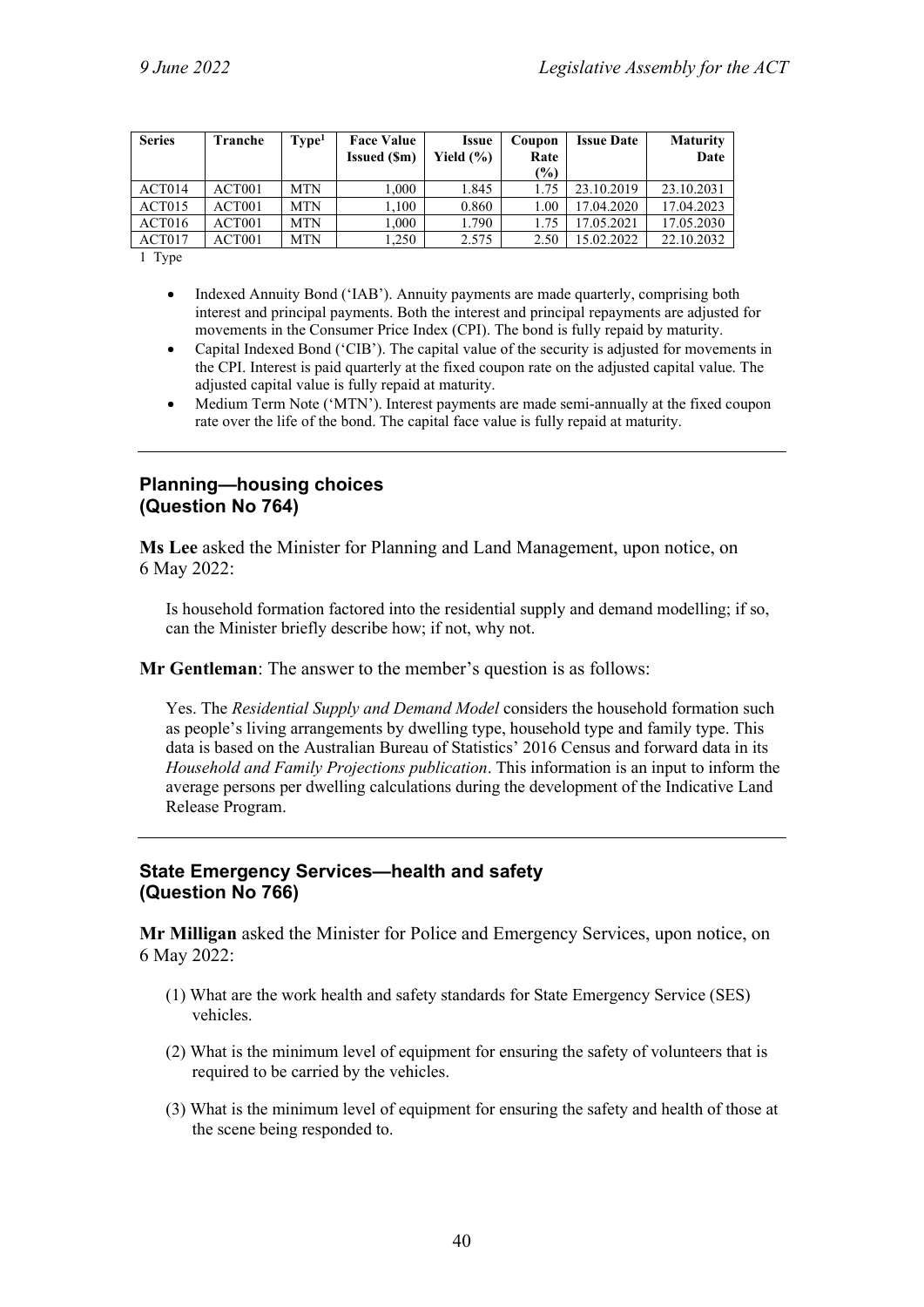| Series | Tranche | Type[1] | Face Value Issued ($m) | Issue Yield (%) | Coupon Rate (%) | Issue Date | Maturity Date |
|---|---|---|---|---|---|---|---|
| ACT014 | ACT001 | MTN | 1,000 | 1.845 | 1.75 | 23.10.2019 | 23.10.2031 |
| ACT015 | ACT001 | MTN | 1,100 | 0.860 | 1.00 | 17.04.2020 | 17.04.2023 |
| ACT016 | ACT001 | MTN | 1,000 | 1.790 | 1.75 | 17.05.2021 | 17.05.2030 |
| ACT017 | ACT001 | MTN | 1,250 | 2.575 | 2.50 | 15.02.2022 | 22.10.2032 |

1 Type

- Indexed Annuity Bond ('IAB'). Annuity payments are made quarterly, comprising both interest and principal payments. Both the interest and principal repayments are adjusted for movements in the Consumer Price Index (CPI). The bond is fully repaid by maturity.
- Capital Indexed Bond ('CIB'). The capital value of the security is adjusted for movements in the CPI. Interest is paid quarterly at the fixed coupon rate on the adjusted capital value. The adjusted capital value is fully repaid at maturity.
- Medium Term Note ('MTN'). Interest payments are made semi-annually at the fixed coupon rate over the life of the bond. The capital face value is fully repaid at maturity.

---

## Planning—housing choices (Question No 764)

**Ms Lee** asked the Minister for Planning and Land Management, upon notice, on 6 May 2022:

> Is household formation factored into the residential supply and demand modelling; if so, can the Minister briefly describe how; if not, why not.

**Mr Gentleman**: The answer to the member's question is as follows:

> Yes. The *Residential Supply and Demand Model* considers the household formation such as people's living arrangements by dwelling type, household type and family type. This data is based on the Australian Bureau of Statistics' 2016 Census and forward data in its *Household and Family Projections publication*. This information is an input to inform the average persons per dwelling calculations during the development of the Indicative Land Release Program.

---

## State Emergency Services—health and safety (Question No 766)

**Mr Milligan** asked the Minister for Police and Emergency Services, upon notice, on 6 May 2022:

> (1) What are the work health and safety standards for State Emergency Service (SES) vehicles.
>
> (2) What is the minimum level of equipment for ensuring the safety of volunteers that is required to be carried by the vehicles.
>
> (3) What is the minimum level of equipment for ensuring the safety and health of those at the scene being responded to.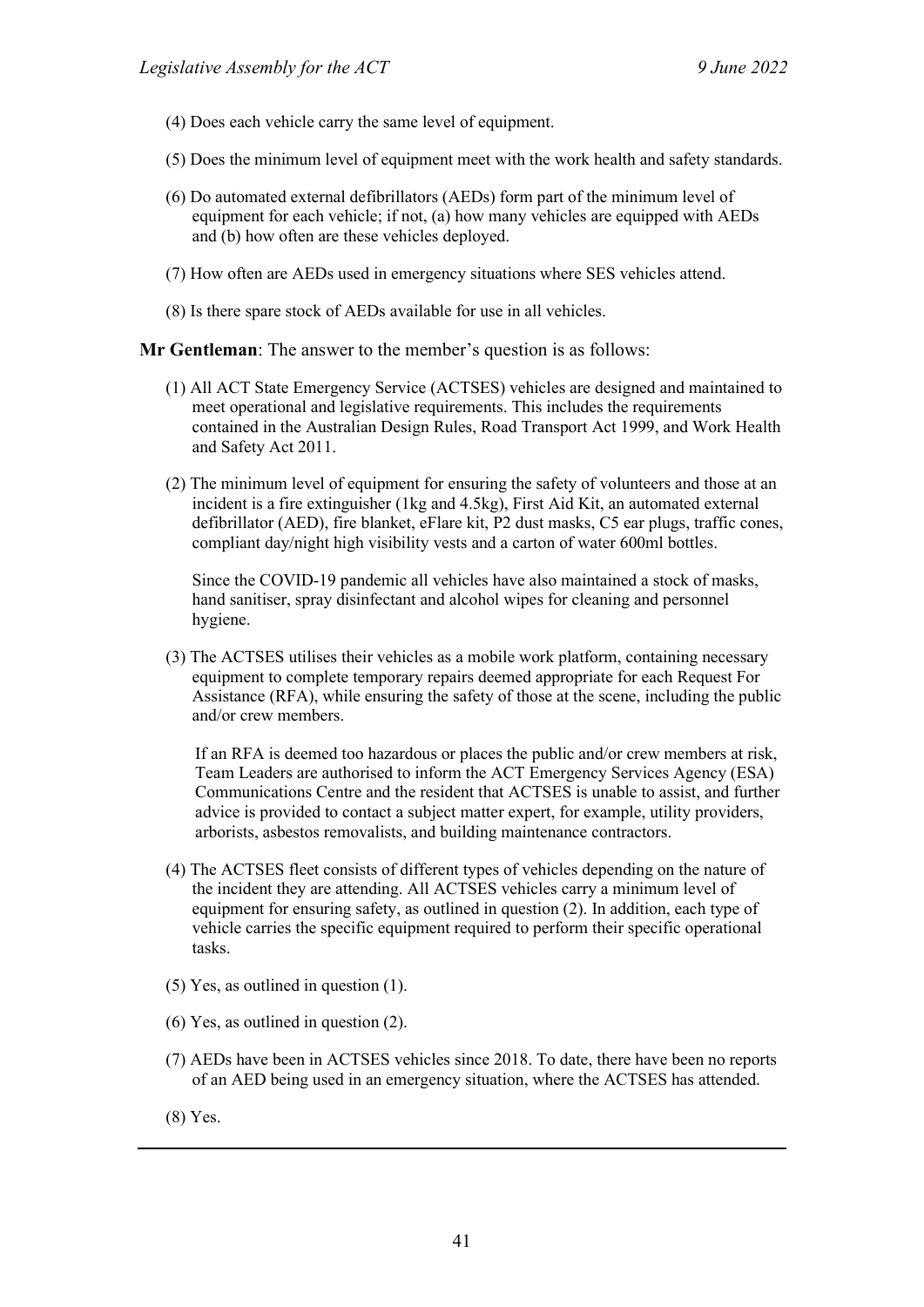(4) Does each vehicle carry the same level of equipment.

(5) Does the minimum level of equipment meet with the work health and safety standards.

(6) Do automated external defibrillators (AEDs) form part of the minimum level of equipment for each vehicle; if not, (a) how many vehicles are equipped with AEDs and (b) how often are these vehicles deployed.

(7) How often are AEDs used in emergency situations where SES vehicles attend.

(8) Is there spare stock of AEDs available for use in all vehicles.

**Mr Gentleman**: The answer to the member's question is as follows:

(1) All ACT State Emergency Service (ACTSES) vehicles are designed and maintained to meet operational and legislative requirements. This includes the requirements contained in the Australian Design Rules, Road Transport Act 1999, and Work Health and Safety Act 2011.

(2) The minimum level of equipment for ensuring the safety of volunteers and those at an incident is a fire extinguisher (1kg and 4.5kg), First Aid Kit, an automated external defibrillator (AED), fire blanket, eFlare kit, P2 dust masks, C5 ear plugs, traffic cones, compliant day/night high visibility vests and a carton of water 600ml bottles.

Since the COVID-19 pandemic all vehicles have also maintained a stock of masks, hand sanitiser, spray disinfectant and alcohol wipes for cleaning and personnel hygiene.

(3) The ACTSES utilises their vehicles as a mobile work platform, containing necessary equipment to complete temporary repairs deemed appropriate for each Request For Assistance (RFA), while ensuring the safety of those at the scene, including the public and/or crew members.

If an RFA is deemed too hazardous or places the public and/or crew members at risk, Team Leaders are authorised to inform the ACT Emergency Services Agency (ESA) Communications Centre and the resident that ACTSES is unable to assist, and further advice is provided to contact a subject matter expert, for example, utility providers, arborists, asbestos removalists, and building maintenance contractors.

(4) The ACTSES fleet consists of different types of vehicles depending on the nature of the incident they are attending. All ACTSES vehicles carry a minimum level of equipment for ensuring safety, as outlined in question (2). In addition, each type of vehicle carries the specific equipment required to perform their specific operational tasks.

(5) Yes, as outlined in question (1).

(6) Yes, as outlined in question (2).

(7) AEDs have been in ACTSES vehicles since 2018. To date, there have been no reports of an AED being used in an emergency situation, where the ACTSES has attended.

(8) Yes.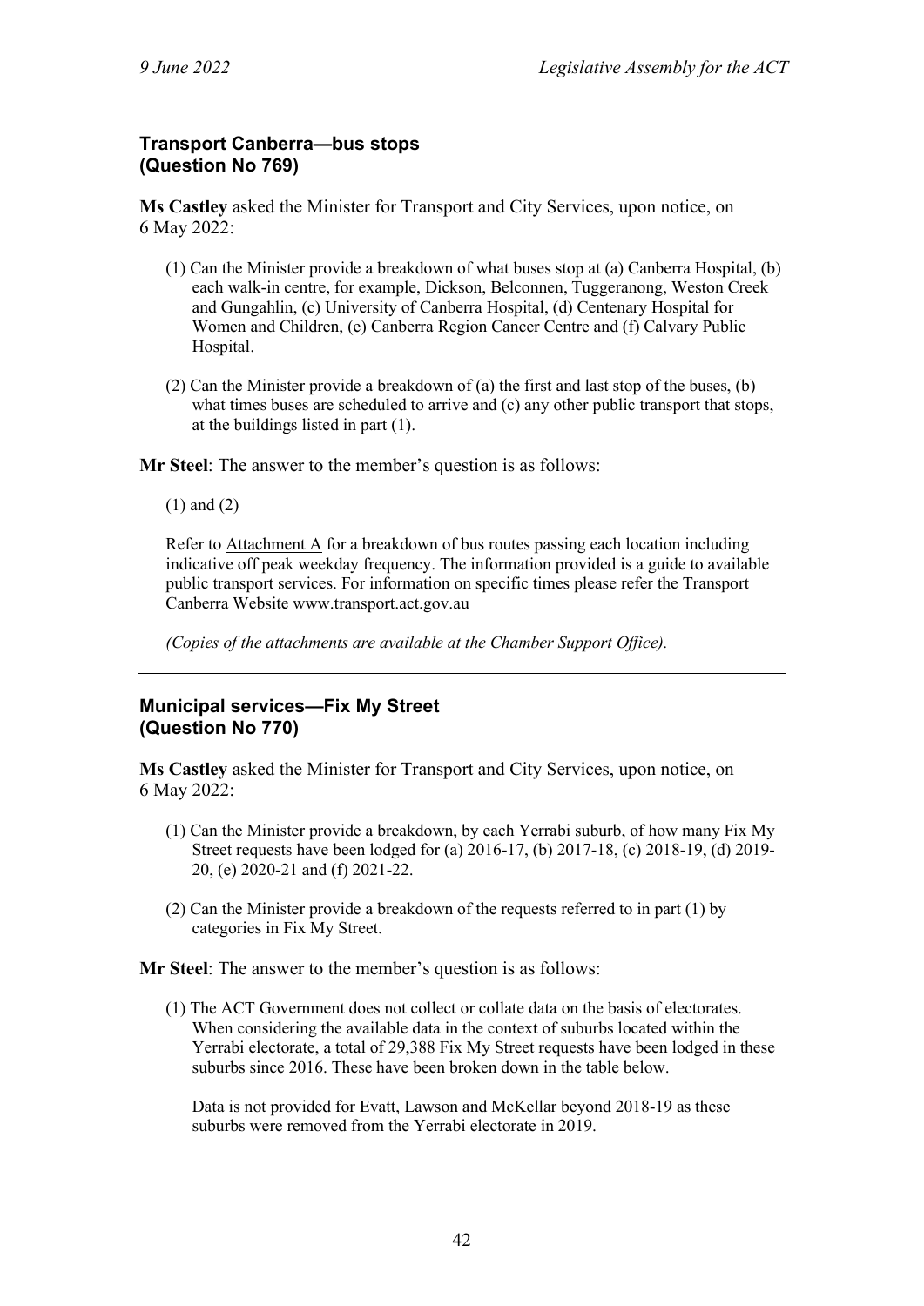### Transport Canberra—bus stops
### (Question No 769)

**Ms Castley** asked the Minister for Transport and City Services, upon notice, on 6 May 2022:

(1) Can the Minister provide a breakdown of what buses stop at (a) Canberra Hospital, (b) each walk-in centre, for example, Dickson, Belconnen, Tuggeranong, Weston Creek and Gungahlin, (c) University of Canberra Hospital, (d) Centenary Hospital for Women and Children, (e) Canberra Region Cancer Centre and (f) Calvary Public Hospital.

(2) Can the Minister provide a breakdown of (a) the first and last stop of the buses, (b) what times buses are scheduled to arrive and (c) any other public transport that stops, at the buildings listed in part (1).

**Mr Steel**: The answer to the member's question is as follows:

(1) and (2)

Refer to Attachment A for a breakdown of bus routes passing each location including indicative off peak weekday frequency. The information provided is a guide to available public transport services. For information on specific times please refer the Transport Canberra Website www.transport.act.gov.au

*(Copies of the attachments are available at the Chamber Support Office).*

---

### Municipal services—Fix My Street
### (Question No 770)

**Ms Castley** asked the Minister for Transport and City Services, upon notice, on 6 May 2022:

(1) Can the Minister provide a breakdown, by each Yerrabi suburb, of how many Fix My Street requests have been lodged for (a) 2016-17, (b) 2017-18, (c) 2018-19, (d) 2019-20, (e) 2020-21 and (f) 2021-22.

(2) Can the Minister provide a breakdown of the requests referred to in part (1) by categories in Fix My Street.

**Mr Steel**: The answer to the member's question is as follows:

(1) The ACT Government does not collect or collate data on the basis of electorates. When considering the available data in the context of suburbs located within the Yerrabi electorate, a total of 29,388 Fix My Street requests have been lodged in these suburbs since 2016. These have been broken down in the table below.

Data is not provided for Evatt, Lawson and McKellar beyond 2018-19 as these suburbs were removed from the Yerrabi electorate in 2019.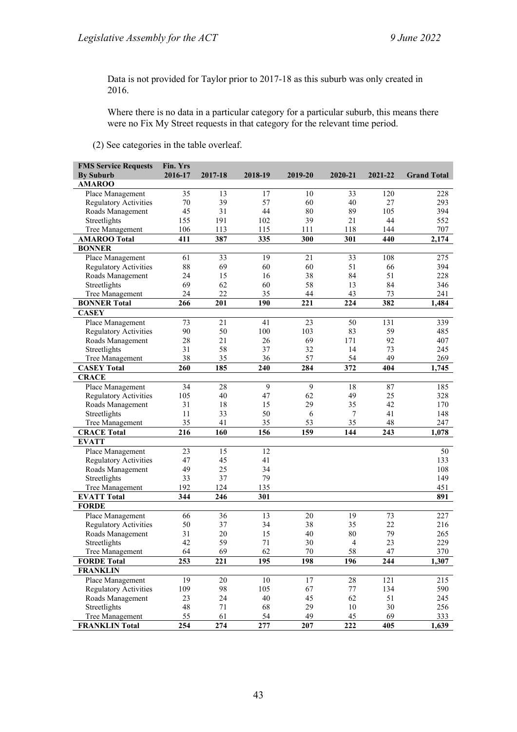Data is not provided for Taylor prior to 2017-18 as this suburb was only created in 2016.

Where there is no data in a particular category for a particular suburb, this means there were no Fix My Street requests in that category for the relevant time period.

(2) See categories in the table overleaf.

| FMS Service Requests By Suburb | Fin. Yrs 2016-17 | 2017-18 | 2018-19 | 2019-20 | 2020-21 | 2021-22 | Grand Total |
|---|---|---|---|---|---|---|---|
| **AMAROO** | | | | | | | |
| Place Management | 35 | 13 | 17 | 10 | 33 | 120 | 228 |
| Regulatory Activities | 70 | 39 | 57 | 60 | 40 | 27 | 293 |
| Roads Management | 45 | 31 | 44 | 80 | 89 | 105 | 394 |
| Streetlights | 155 | 191 | 102 | 39 | 21 | 44 | 552 |
| Tree Management | 106 | 113 | 115 | 111 | 118 | 144 | 707 |
| **AMAROO Total** | **411** | **387** | **335** | **300** | **301** | **440** | **2,174** |
| **BONNER** | | | | | | | |
| Place Management | 61 | 33 | 19 | 21 | 33 | 108 | 275 |
| Regulatory Activities | 88 | 69 | 60 | 60 | 51 | 66 | 394 |
| Roads Management | 24 | 15 | 16 | 38 | 84 | 51 | 228 |
| Streetlights | 69 | 62 | 60 | 58 | 13 | 84 | 346 |
| Tree Management | 24 | 22 | 35 | 44 | 43 | 73 | 241 |
| **BONNER Total** | **266** | **201** | **190** | **221** | **224** | **382** | **1,484** |
| **CASEY** | | | | | | | |
| Place Management | 73 | 21 | 41 | 23 | 50 | 131 | 339 |
| Regulatory Activities | 90 | 50 | 100 | 103 | 83 | 59 | 485 |
| Roads Management | 28 | 21 | 26 | 69 | 171 | 92 | 407 |
| Streetlights | 31 | 58 | 37 | 32 | 14 | 73 | 245 |
| Tree Management | 38 | 35 | 36 | 57 | 54 | 49 | 269 |
| **CASEY Total** | **260** | **185** | **240** | **284** | **372** | **404** | **1,745** |
| **CRACE** | | | | | | | |
| Place Management | 34 | 28 | 9 | 9 | 18 | 87 | 185 |
| Regulatory Activities | 105 | 40 | 47 | 62 | 49 | 25 | 328 |
| Roads Management | 31 | 18 | 15 | 29 | 35 | 42 | 170 |
| Streetlights | 11 | 33 | 50 | 6 | 7 | 41 | 148 |
| Tree Management | 35 | 41 | 35 | 53 | 35 | 48 | 247 |
| **CRACE Total** | **216** | **160** | **156** | **159** | **144** | **243** | **1,078** |
| **EVATT** | | | | | | | |
| Place Management | 23 | 15 | 12 | | | | 50 |
| Regulatory Activities | 47 | 45 | 41 | | | | 133 |
| Roads Management | 49 | 25 | 34 | | | | 108 |
| Streetlights | 33 | 37 | 79 | | | | 149 |
| Tree Management | 192 | 124 | 135 | | | | 451 |
| **EVATT Total** | **344** | **246** | **301** | | | | **891** |
| **FORDE** | | | | | | | |
| Place Management | 66 | 36 | 13 | 20 | 19 | 73 | 227 |
| Regulatory Activities | 50 | 37 | 34 | 38 | 35 | 22 | 216 |
| Roads Management | 31 | 20 | 15 | 40 | 80 | 79 | 265 |
| Streetlights | 42 | 59 | 71 | 30 | 4 | 23 | 229 |
| Tree Management | 64 | 69 | 62 | 70 | 58 | 47 | 370 |
| **FORDE Total** | **253** | **221** | **195** | **198** | **196** | **244** | **1,307** |
| **FRANKLIN** | | | | | | | |
| Place Management | 19 | 20 | 10 | 17 | 28 | 121 | 215 |
| Regulatory Activities | 109 | 98 | 105 | 67 | 77 | 134 | 590 |
| Roads Management | 23 | 24 | 40 | 45 | 62 | 51 | 245 |
| Streetlights | 48 | 71 | 68 | 29 | 10 | 30 | 256 |
| Tree Management | 55 | 61 | 54 | 49 | 45 | 69 | 333 |
| **FRANKLIN Total** | **254** | **274** | **277** | **207** | **222** | **405** | **1,639** |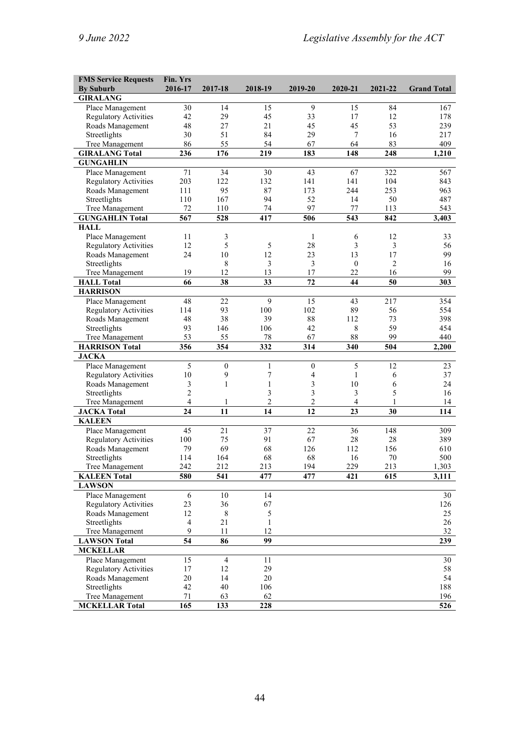| FMS Service Requests By Suburb | Fin. Yrs 2016-17 | 2017-18 | 2018-19 | 2019-20 | 2020-21 | 2021-22 | Grand Total |
|---|---|---|---|---|---|---|---|
| **GIRALANG** | | | | | | | |
| Place Management | 30 | 14 | 15 | 9 | 15 | 84 | 167 |
| Regulatory Activities | 42 | 29 | 45 | 33 | 17 | 12 | 178 |
| Roads Management | 48 | 27 | 21 | 45 | 45 | 53 | 239 |
| Streetlights | 30 | 51 | 84 | 29 | 7 | 16 | 217 |
| Tree Management | 86 | 55 | 54 | 67 | 64 | 83 | 409 |
| **GIRALANG Total** | **236** | **176** | **219** | **183** | **148** | **248** | **1,210** |
| **GUNGAHLIN** | | | | | | | |
| Place Management | 71 | 34 | 30 | 43 | 67 | 322 | 567 |
| Regulatory Activities | 203 | 122 | 132 | 141 | 141 | 104 | 843 |
| Roads Management | 111 | 95 | 87 | 173 | 244 | 253 | 963 |
| Streetlights | 110 | 167 | 94 | 52 | 14 | 50 | 487 |
| Tree Management | 72 | 110 | 74 | 97 | 77 | 113 | 543 |
| **GUNGAHLIN Total** | **567** | **528** | **417** | **506** | **543** | **842** | **3,403** |
| **HALL** | | | | | | | |
| Place Management | 11 | 3 | | 1 | 6 | 12 | 33 |
| Regulatory Activities | 12 | 5 | 5 | 28 | 3 | 3 | 56 |
| Roads Management | 24 | 10 | 12 | 23 | 13 | 17 | 99 |
| Streetlights | | 8 | 3 | 3 | 0 | 2 | 16 |
| Tree Management | 19 | 12 | 13 | 17 | 22 | 16 | 99 |
| **HALL Total** | **66** | **38** | **33** | **72** | **44** | **50** | **303** |
| **HARRISON** | | | | | | | |
| Place Management | 48 | 22 | 9 | 15 | 43 | 217 | 354 |
| Regulatory Activities | 114 | 93 | 100 | 102 | 89 | 56 | 554 |
| Roads Management | 48 | 38 | 39 | 88 | 112 | 73 | 398 |
| Streetlights | 93 | 146 | 106 | 42 | 8 | 59 | 454 |
| Tree Management | 53 | 55 | 78 | 67 | 88 | 99 | 440 |
| **HARRISON Total** | **356** | **354** | **332** | **314** | **340** | **504** | **2,200** |
| **JACKA** | | | | | | | |
| Place Management | 5 | 0 | 1 | 0 | 5 | 12 | 23 |
| Regulatory Activities | 10 | 9 | 7 | 4 | 1 | 6 | 37 |
| Roads Management | 3 | 1 | 1 | 3 | 10 | 6 | 24 |
| Streetlights | 2 | | 3 | 3 | 3 | 5 | 16 |
| Tree Management | 4 | 1 | 2 | 2 | 4 | 1 | 14 |
| **JACKA Total** | **24** | **11** | **14** | **12** | **23** | **30** | **114** |
| **KALEEN** | | | | | | | |
| Place Management | 45 | 21 | 37 | 22 | 36 | 148 | 309 |
| Regulatory Activities | 100 | 75 | 91 | 67 | 28 | 28 | 389 |
| Roads Management | 79 | 69 | 68 | 126 | 112 | 156 | 610 |
| Streetlights | 114 | 164 | 68 | 68 | 16 | 70 | 500 |
| Tree Management | 242 | 212 | 213 | 194 | 229 | 213 | 1,303 |
| **KALEEN Total** | **580** | **541** | **477** | **477** | **421** | **615** | **3,111** |
| **LAWSON** | | | | | | | |
| Place Management | 6 | 10 | 14 | | | | 30 |
| Regulatory Activities | 23 | 36 | 67 | | | | 126 |
| Roads Management | 12 | 8 | 5 | | | | 25 |
| Streetlights | 4 | 21 | 1 | | | | 26 |
| Tree Management | 9 | 11 | 12 | | | | 32 |
| **LAWSON Total** | **54** | **86** | **99** | | | | **239** |
| **MCKELLAR** | | | | | | | |
| Place Management | 15 | 4 | 11 | | | | 30 |
| Regulatory Activities | 17 | 12 | 29 | | | | 58 |
| Roads Management | 20 | 14 | 20 | | | | 54 |
| Streetlights | 42 | 40 | 106 | | | | 188 |
| Tree Management | 71 | 63 | 62 | | | | 196 |
| **MCKELLAR Total** | **165** | **133** | **228** | | | | **526** |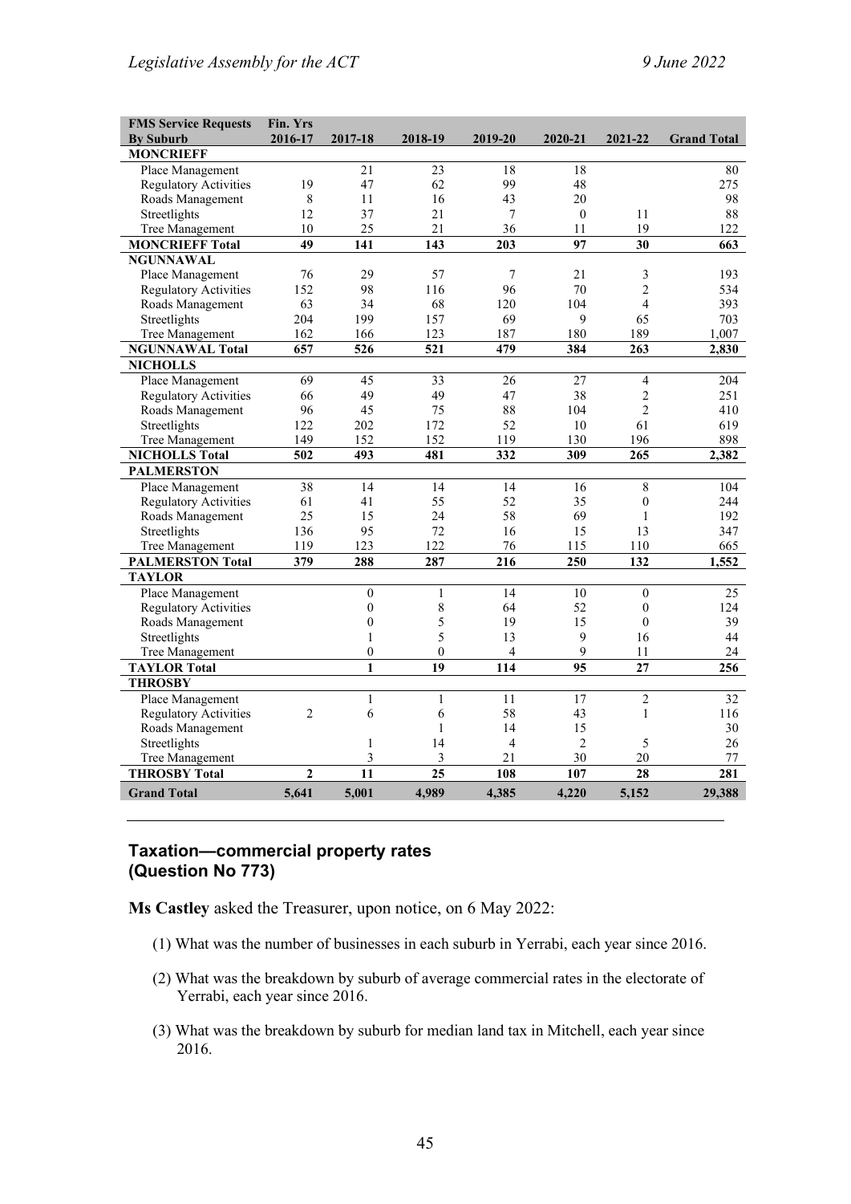| FMS Service Requests By Suburb | Fin. Yrs 2016-17 | 2017-18 | 2018-19 | 2019-20 | 2020-21 | 2021-22 | Grand Total |
|---|---|---|---|---|---|---|---|
| **MONCRIEFF** | | | | | | | |
| Place Management | | 21 | 23 | 18 | 18 | | 80 |
| Regulatory Activities | 19 | 47 | 62 | 99 | 48 | | 275 |
| Roads Management | 8 | 11 | 16 | 43 | 20 | | 98 |
| Streetlights | 12 | 37 | 21 | 7 | 0 | 11 | 88 |
| Tree Management | 10 | 25 | 21 | 36 | 11 | 19 | 122 |
| **MONCRIEFF Total** | **49** | **141** | **143** | **203** | **97** | **30** | **663** |
| **NGUNNAWAL** | | | | | | | |
| Place Management | 76 | 29 | 57 | 7 | 21 | 3 | 193 |
| Regulatory Activities | 152 | 98 | 116 | 96 | 70 | 2 | 534 |
| Roads Management | 63 | 34 | 68 | 120 | 104 | 4 | 393 |
| Streetlights | 204 | 199 | 157 | 69 | 9 | 65 | 703 |
| Tree Management | 162 | 166 | 123 | 187 | 180 | 189 | 1,007 |
| **NGUNNAWAL Total** | **657** | **526** | **521** | **479** | **384** | **263** | **2,830** |
| **NICHOLLS** | | | | | | | |
| Place Management | 69 | 45 | 33 | 26 | 27 | 4 | 204 |
| Regulatory Activities | 66 | 49 | 49 | 47 | 38 | 2 | 251 |
| Roads Management | 96 | 45 | 75 | 88 | 104 | 2 | 410 |
| Streetlights | 122 | 202 | 172 | 52 | 10 | 61 | 619 |
| Tree Management | 149 | 152 | 152 | 119 | 130 | 196 | 898 |
| **NICHOLLS Total** | **502** | **493** | **481** | **332** | **309** | **265** | **2,382** |
| **PALMERSTON** | | | | | | | |
| Place Management | 38 | 14 | 14 | 14 | 16 | 8 | 104 |
| Regulatory Activities | 61 | 41 | 55 | 52 | 35 | 0 | 244 |
| Roads Management | 25 | 15 | 24 | 58 | 69 | 1 | 192 |
| Streetlights | 136 | 95 | 72 | 16 | 15 | 13 | 347 |
| Tree Management | 119 | 123 | 122 | 76 | 115 | 110 | 665 |
| **PALMERSTON Total** | **379** | **288** | **287** | **216** | **250** | **132** | **1,552** |
| **TAYLOR** | | | | | | | |
| Place Management | | 0 | 1 | 14 | 10 | 0 | 25 |
| Regulatory Activities | | 0 | 8 | 64 | 52 | 0 | 124 |
| Roads Management | | 0 | 5 | 19 | 15 | 0 | 39 |
| Streetlights | | 1 | 5 | 13 | 9 | 16 | 44 |
| Tree Management | | 0 | 0 | 4 | 9 | 11 | 24 |
| **TAYLOR Total** | | **1** | **19** | **114** | **95** | **27** | **256** |
| **THROSBY** | | | | | | | |
| Place Management | | 1 | 1 | 11 | 17 | 2 | 32 |
| Regulatory Activities | 2 | 6 | 6 | 58 | 43 | 1 | 116 |
| Roads Management | | | 1 | 14 | 15 | | 30 |
| Streetlights | | 1 | 14 | 4 | 2 | 5 | 26 |
| Tree Management | | 3 | 3 | 21 | 30 | 20 | 77 |
| **THROSBY Total** | **2** | **11** | **25** | **108** | **107** | **28** | **281** |
| **Grand Total** | **5,641** | **5,001** | **4,989** | **4,385** | **4,220** | **5,152** | **29,388** |

## Taxation—commercial property rates (Question No 773)

**Ms Castley** asked the Treasurer, upon notice, on 6 May 2022:

(1) What was the number of businesses in each suburb in Yerrabi, each year since 2016.

(2) What was the breakdown by suburb of average commercial rates in the electorate of Yerrabi, each year since 2016.

(3) What was the breakdown by suburb for median land tax in Mitchell, each year since 2016.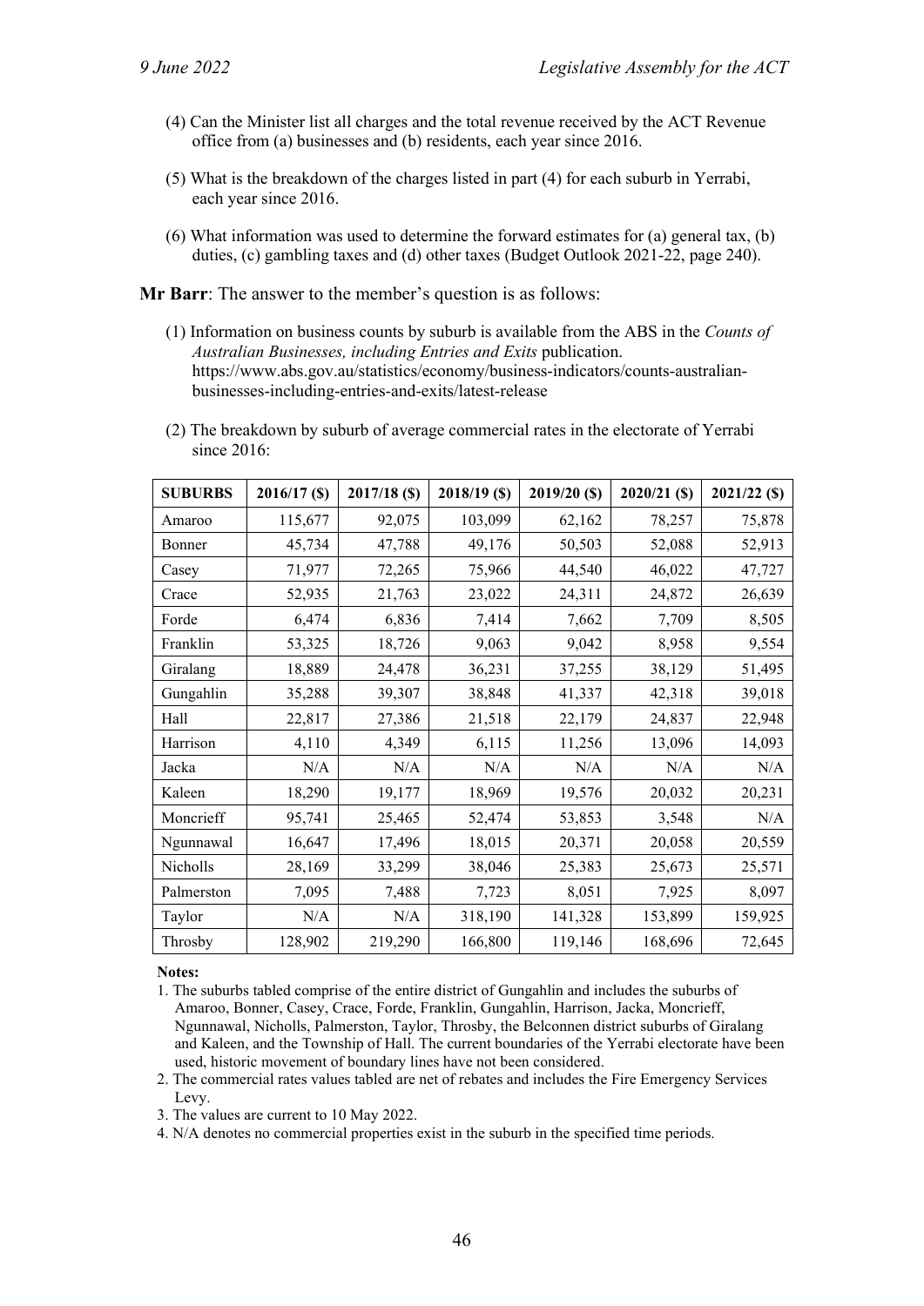(4) Can the Minister list all charges and the total revenue received by the ACT Revenue office from (a) businesses and (b) residents, each year since 2016.

(5) What is the breakdown of the charges listed in part (4) for each suburb in Yerrabi, each year since 2016.

(6) What information was used to determine the forward estimates for (a) general tax, (b) duties, (c) gambling taxes and (d) other taxes (Budget Outlook 2021-22, page 240).

**Mr Barr**: The answer to the member's question is as follows:

(1) Information on business counts by suburb is available from the ABS in the *Counts of Australian Businesses, including Entries and Exits* publication. https://www.abs.gov.au/statistics/economy/business-indicators/counts-australian-businesses-including-entries-and-exits/latest-release

(2) The breakdown by suburb of average commercial rates in the electorate of Yerrabi since 2016:

| SUBURBS | 2016/17 ($) | 2017/18 ($) | 2018/19 ($) | 2019/20 ($) | 2020/21 ($) | 2021/22 ($) |
|---|---|---|---|---|---|---|
| Amaroo | 115,677 | 92,075 | 103,099 | 62,162 | 78,257 | 75,878 |
| Bonner | 45,734 | 47,788 | 49,176 | 50,503 | 52,088 | 52,913 |
| Casey | 71,977 | 72,265 | 75,966 | 44,540 | 46,022 | 47,727 |
| Crace | 52,935 | 21,763 | 23,022 | 24,311 | 24,872 | 26,639 |
| Forde | 6,474 | 6,836 | 7,414 | 7,662 | 7,709 | 8,505 |
| Franklin | 53,325 | 18,726 | 9,063 | 9,042 | 8,958 | 9,554 |
| Giralang | 18,889 | 24,478 | 36,231 | 37,255 | 38,129 | 51,495 |
| Gungahlin | 35,288 | 39,307 | 38,848 | 41,337 | 42,318 | 39,018 |
| Hall | 22,817 | 27,386 | 21,518 | 22,179 | 24,837 | 22,948 |
| Harrison | 4,110 | 4,349 | 6,115 | 11,256 | 13,096 | 14,093 |
| Jacka | N/A | N/A | N/A | N/A | N/A | N/A |
| Kaleen | 18,290 | 19,177 | 18,969 | 19,576 | 20,032 | 20,231 |
| Moncrieff | 95,741 | 25,465 | 52,474 | 53,853 | 3,548 | N/A |
| Ngunnawal | 16,647 | 17,496 | 18,015 | 20,371 | 20,058 | 20,559 |
| Nicholls | 28,169 | 33,299 | 38,046 | 25,383 | 25,673 | 25,571 |
| Palmerston | 7,095 | 7,488 | 7,723 | 8,051 | 7,925 | 8,097 |
| Taylor | N/A | N/A | 318,190 | 141,328 | 153,899 | 159,925 |
| Throsby | 128,902 | 219,290 | 166,800 | 119,146 | 168,696 | 72,645 |

**Notes:**

1. The suburbs tabled comprise of the entire district of Gungahlin and includes the suburbs of Amaroo, Bonner, Casey, Crace, Forde, Franklin, Gungahlin, Harrison, Jacka, Moncrieff, Ngunnawal, Nicholls, Palmerston, Taylor, Throsby, the Belconnen district suburbs of Giralang and Kaleen, and the Township of Hall. The current boundaries of the Yerrabi electorate have been used, historic movement of boundary lines have not been considered.
2. The commercial rates values tabled are net of rebates and includes the Fire Emergency Services Levy.
3. The values are current to 10 May 2022.
4. N/A denotes no commercial properties exist in the suburb in the specified time periods.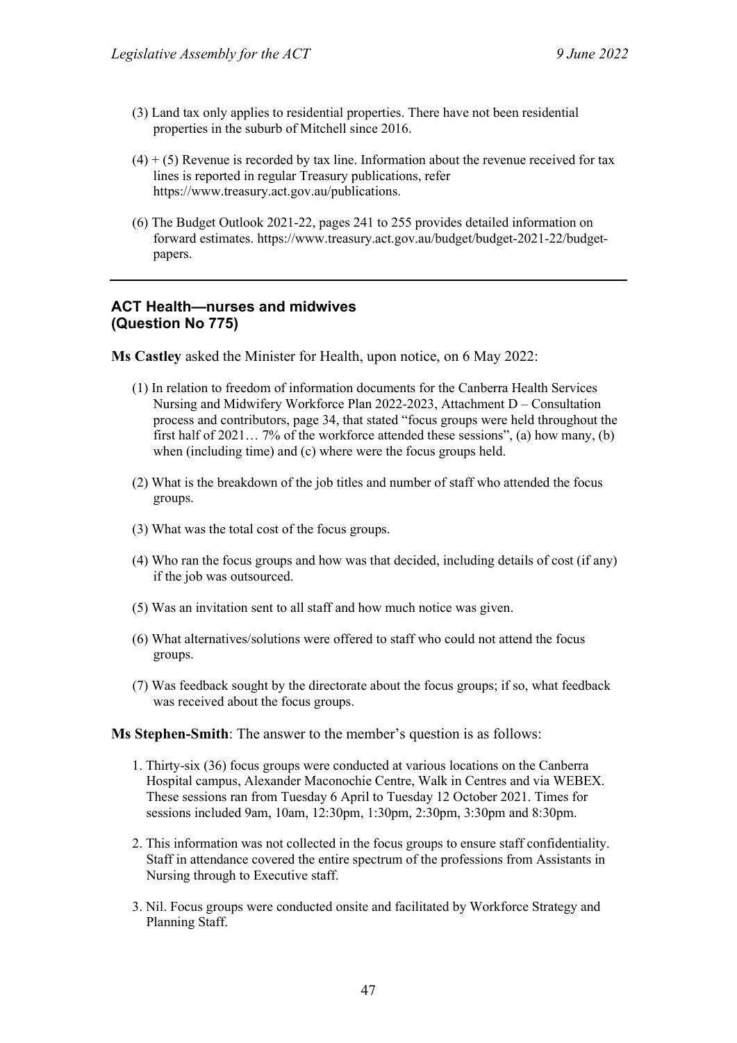(3) Land tax only applies to residential properties. There have not been residential properties in the suburb of Mitchell since 2016.

(4) + (5) Revenue is recorded by tax line. Information about the revenue received for tax lines is reported in regular Treasury publications, refer https://www.treasury.act.gov.au/publications.

(6) The Budget Outlook 2021-22, pages 241 to 255 provides detailed information on forward estimates. https://www.treasury.act.gov.au/budget/budget-2021-22/budget-papers.

---

## ACT Health—nurses and midwives (Question No 775)

**Ms Castley** asked the Minister for Health, upon notice, on 6 May 2022:

(1) In relation to freedom of information documents for the Canberra Health Services Nursing and Midwifery Workforce Plan 2022-2023, Attachment D – Consultation process and contributors, page 34, that stated "focus groups were held throughout the first half of 2021… 7% of the workforce attended these sessions", (a) how many, (b) when (including time) and (c) where were the focus groups held.

(2) What is the breakdown of the job titles and number of staff who attended the focus groups.

(3) What was the total cost of the focus groups.

(4) Who ran the focus groups and how was that decided, including details of cost (if any) if the job was outsourced.

(5) Was an invitation sent to all staff and how much notice was given.

(6) What alternatives/solutions were offered to staff who could not attend the focus groups.

(7) Was feedback sought by the directorate about the focus groups; if so, what feedback was received about the focus groups.

**Ms Stephen-Smith**: The answer to the member's question is as follows:

1. Thirty-six (36) focus groups were conducted at various locations on the Canberra Hospital campus, Alexander Maconochie Centre, Walk in Centres and via WEBEX. These sessions ran from Tuesday 6 April to Tuesday 12 October 2021. Times for sessions included 9am, 10am, 12:30pm, 1:30pm, 2:30pm, 3:30pm and 8:30pm.

2. This information was not collected in the focus groups to ensure staff confidentiality. Staff in attendance covered the entire spectrum of the professions from Assistants in Nursing through to Executive staff.

3. Nil. Focus groups were conducted onsite and facilitated by Workforce Strategy and Planning Staff.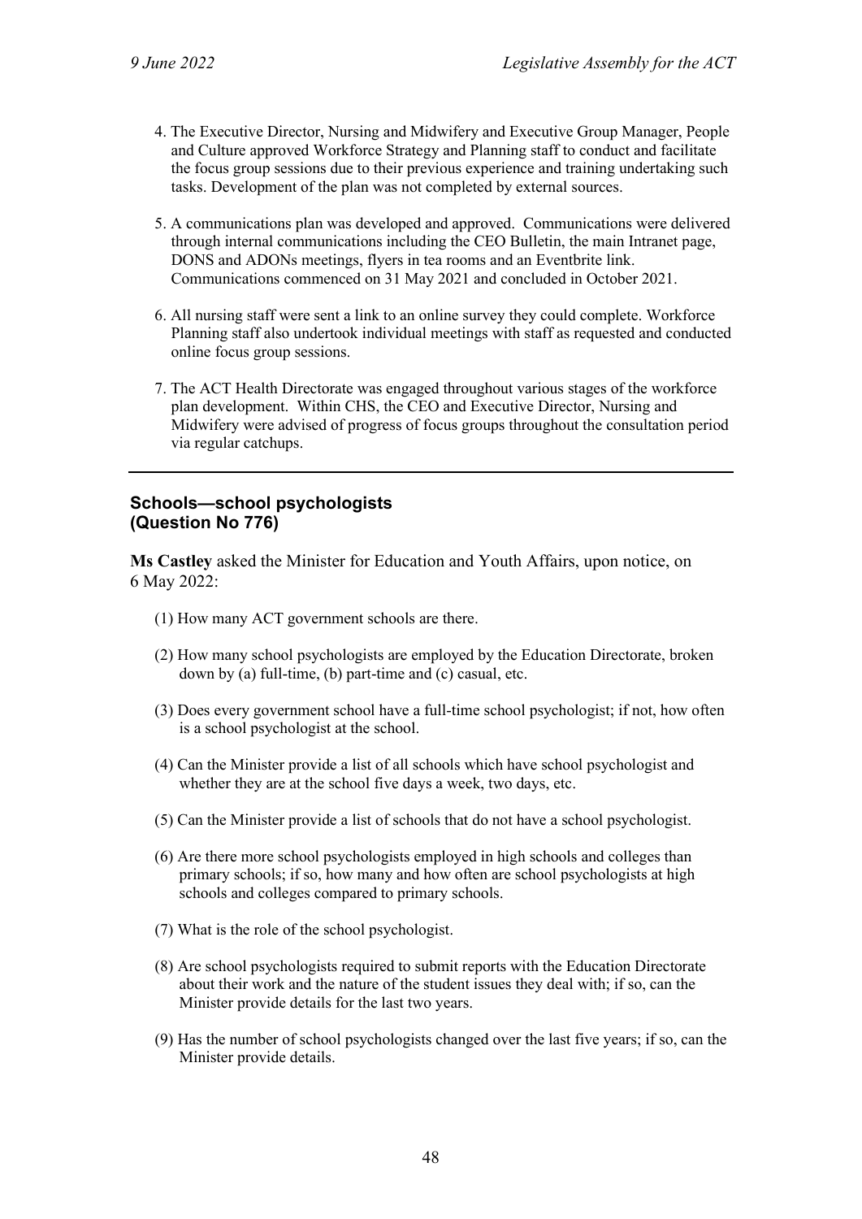4. The Executive Director, Nursing and Midwifery and Executive Group Manager, People and Culture approved Workforce Strategy and Planning staff to conduct and facilitate the focus group sessions due to their previous experience and training undertaking such tasks. Development of the plan was not completed by external sources.

5. A communications plan was developed and approved. Communications were delivered through internal communications including the CEO Bulletin, the main Intranet page, DONS and ADONs meetings, flyers in tea rooms and an Eventbrite link. Communications commenced on 31 May 2021 and concluded in October 2021.

6. All nursing staff were sent a link to an online survey they could complete. Workforce Planning staff also undertook individual meetings with staff as requested and conducted online focus group sessions.

7. The ACT Health Directorate was engaged throughout various stages of the workforce plan development. Within CHS, the CEO and Executive Director, Nursing and Midwifery were advised of progress of focus groups throughout the consultation period via regular catchups.

---

## Schools—school psychologists (Question No 776)

**Ms Castley** asked the Minister for Education and Youth Affairs, upon notice, on 6 May 2022:

(1) How many ACT government schools are there.

(2) How many school psychologists are employed by the Education Directorate, broken down by (a) full-time, (b) part-time and (c) casual, etc.

(3) Does every government school have a full-time school psychologist; if not, how often is a school psychologist at the school.

(4) Can the Minister provide a list of all schools which have school psychologist and whether they are at the school five days a week, two days, etc.

(5) Can the Minister provide a list of schools that do not have a school psychologist.

(6) Are there more school psychologists employed in high schools and colleges than primary schools; if so, how many and how often are school psychologists at high schools and colleges compared to primary schools.

(7) What is the role of the school psychologist.

(8) Are school psychologists required to submit reports with the Education Directorate about their work and the nature of the student issues they deal with; if so, can the Minister provide details for the last two years.

(9) Has the number of school psychologists changed over the last five years; if so, can the Minister provide details.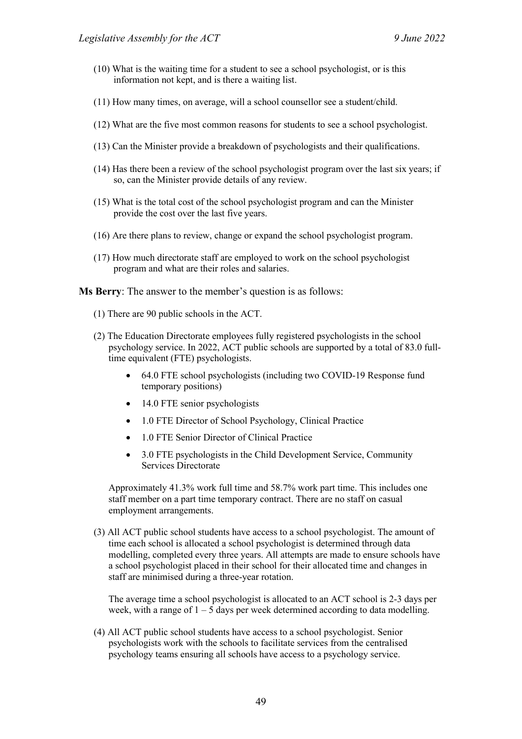(10) What is the waiting time for a student to see a school psychologist, or is this information not kept, and is there a waiting list.

(11) How many times, on average, will a school counsellor see a student/child.

(12) What are the five most common reasons for students to see a school psychologist.

(13) Can the Minister provide a breakdown of psychologists and their qualifications.

(14) Has there been a review of the school psychologist program over the last six years; if so, can the Minister provide details of any review.

(15) What is the total cost of the school psychologist program and can the Minister provide the cost over the last five years.

(16) Are there plans to review, change or expand the school psychologist program.

(17) How much directorate staff are employed to work on the school psychologist program and what are their roles and salaries.

**Ms Berry**: The answer to the member's question is as follows:

(1) There are 90 public schools in the ACT.

(2) The Education Directorate employees fully registered psychologists in the school psychology service. In 2022, ACT public schools are supported by a total of 83.0 full-time equivalent (FTE) psychologists.

- 64.0 FTE school psychologists (including two COVID-19 Response fund temporary positions)
- 14.0 FTE senior psychologists
- 1.0 FTE Director of School Psychology, Clinical Practice
- 1.0 FTE Senior Director of Clinical Practice
- 3.0 FTE psychologists in the Child Development Service, Community Services Directorate

Approximately 41.3% work full time and 58.7% work part time. This includes one staff member on a part time temporary contract. There are no staff on casual employment arrangements.

(3) All ACT public school students have access to a school psychologist. The amount of time each school is allocated a school psychologist is determined through data modelling, completed every three years. All attempts are made to ensure schools have a school psychologist placed in their school for their allocated time and changes in staff are minimised during a three-year rotation.

The average time a school psychologist is allocated to an ACT school is 2-3 days per week, with a range of 1 – 5 days per week determined according to data modelling.

(4) All ACT public school students have access to a school psychologist. Senior psychologists work with the schools to facilitate services from the centralised psychology teams ensuring all schools have access to a psychology service.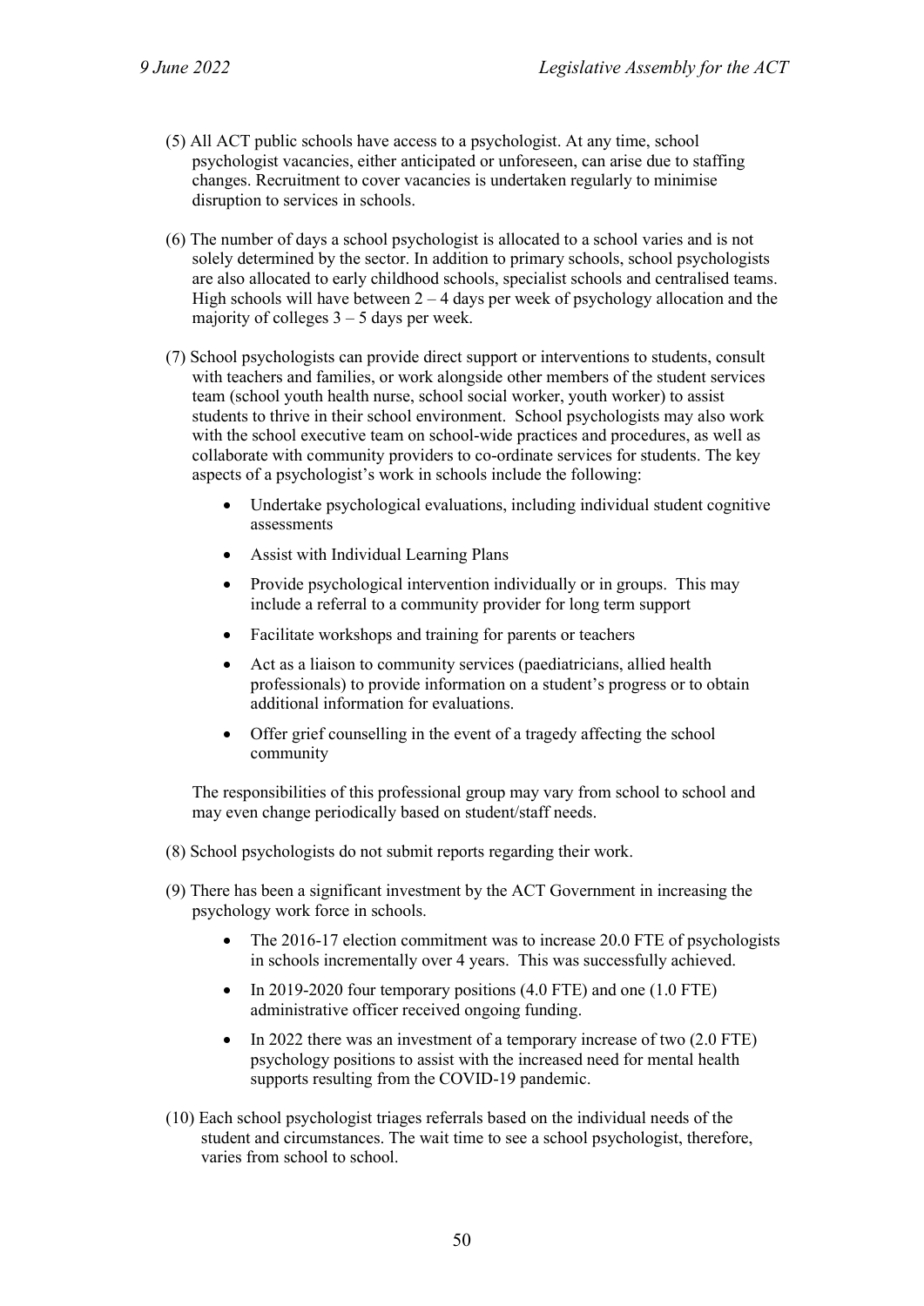(5) All ACT public schools have access to a psychologist. At any time, school psychologist vacancies, either anticipated or unforeseen, can arise due to staffing changes. Recruitment to cover vacancies is undertaken regularly to minimise disruption to services in schools.

(6) The number of days a school psychologist is allocated to a school varies and is not solely determined by the sector. In addition to primary schools, school psychologists are also allocated to early childhood schools, specialist schools and centralised teams. High schools will have between 2 – 4 days per week of psychology allocation and the majority of colleges 3 – 5 days per week.

(7) School psychologists can provide direct support or interventions to students, consult with teachers and families, or work alongside other members of the student services team (school youth health nurse, school social worker, youth worker) to assist students to thrive in their school environment. School psychologists may also work with the school executive team on school-wide practices and procedures, as well as collaborate with community providers to co-ordinate services for students. The key aspects of a psychologist's work in schools include the following:

- Undertake psychological evaluations, including individual student cognitive assessments
- Assist with Individual Learning Plans
- Provide psychological intervention individually or in groups. This may include a referral to a community provider for long term support
- Facilitate workshops and training for parents or teachers
- Act as a liaison to community services (paediatricians, allied health professionals) to provide information on a student's progress or to obtain additional information for evaluations.
- Offer grief counselling in the event of a tragedy affecting the school community

The responsibilities of this professional group may vary from school to school and may even change periodically based on student/staff needs.

(8) School psychologists do not submit reports regarding their work.

(9) There has been a significant investment by the ACT Government in increasing the psychology work force in schools.

- The 2016-17 election commitment was to increase 20.0 FTE of psychologists in schools incrementally over 4 years. This was successfully achieved.
- In 2019-2020 four temporary positions (4.0 FTE) and one (1.0 FTE) administrative officer received ongoing funding.
- In 2022 there was an investment of a temporary increase of two (2.0 FTE) psychology positions to assist with the increased need for mental health supports resulting from the COVID-19 pandemic.

(10) Each school psychologist triages referrals based on the individual needs of the student and circumstances. The wait time to see a school psychologist, therefore, varies from school to school.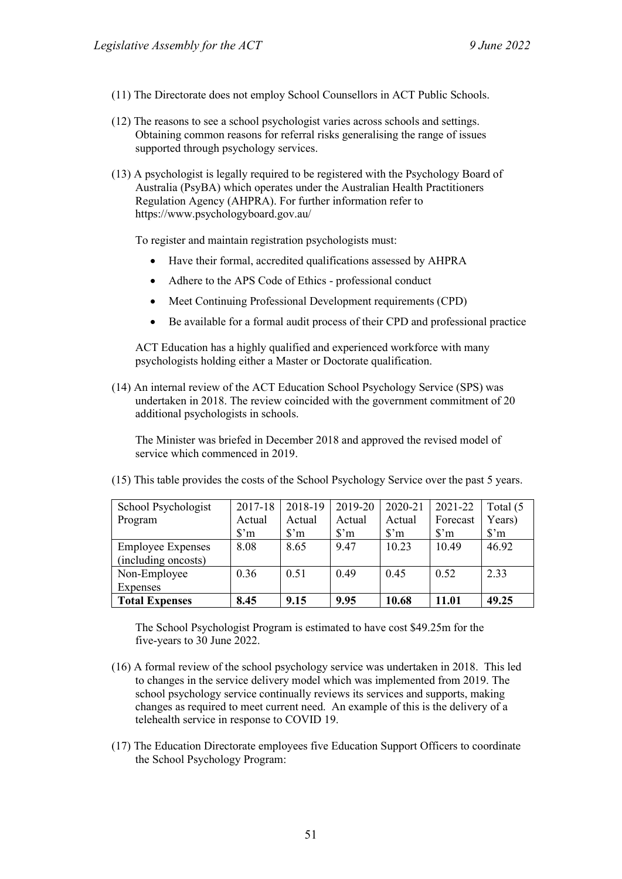(11) The Directorate does not employ School Counsellors in ACT Public Schools.

(12) The reasons to see a school psychologist varies across schools and settings. Obtaining common reasons for referral risks generalising the range of issues supported through psychology services.

(13) A psychologist is legally required to be registered with the Psychology Board of Australia (PsyBA) which operates under the Australian Health Practitioners Regulation Agency (AHPRA). For further information refer to https://www.psychologyboard.gov.au/

To register and maintain registration psychologists must:

- Have their formal, accredited qualifications assessed by AHPRA
- Adhere to the APS Code of Ethics - professional conduct
- Meet Continuing Professional Development requirements (CPD)
- Be available for a formal audit process of their CPD and professional practice

ACT Education has a highly qualified and experienced workforce with many psychologists holding either a Master or Doctorate qualification.

(14) An internal review of the ACT Education School Psychology Service (SPS) was undertaken in 2018. The review coincided with the government commitment of 20 additional psychologists in schools.

The Minister was briefed in December 2018 and approved the revised model of service which commenced in 2019.

(15) This table provides the costs of the School Psychology Service over the past 5 years.

| School Psychologist Program | 2017-18 Actual $'m | 2018-19 Actual $'m | 2019-20 Actual $'m | 2020-21 Actual $'m | 2021-22 Forecast $'m | Total (5 Years) $'m |
|---|---|---|---|---|---|---|
| Employee Expenses (including oncosts) | 8.08 | 8.65 | 9.47 | 10.23 | 10.49 | 46.92 |
| Non-Employee Expenses | 0.36 | 0.51 | 0.49 | 0.45 | 0.52 | 2.33 |
| **Total Expenses** | **8.45** | **9.15** | **9.95** | **10.68** | **11.01** | **49.25** |

The School Psychologist Program is estimated to have cost $49.25m for the five-years to 30 June 2022.

(16) A formal review of the school psychology service was undertaken in 2018. This led to changes in the service delivery model which was implemented from 2019. The school psychology service continually reviews its services and supports, making changes as required to meet current need. An example of this is the delivery of a telehealth service in response to COVID 19.

(17) The Education Directorate employees five Education Support Officers to coordinate the School Psychology Program: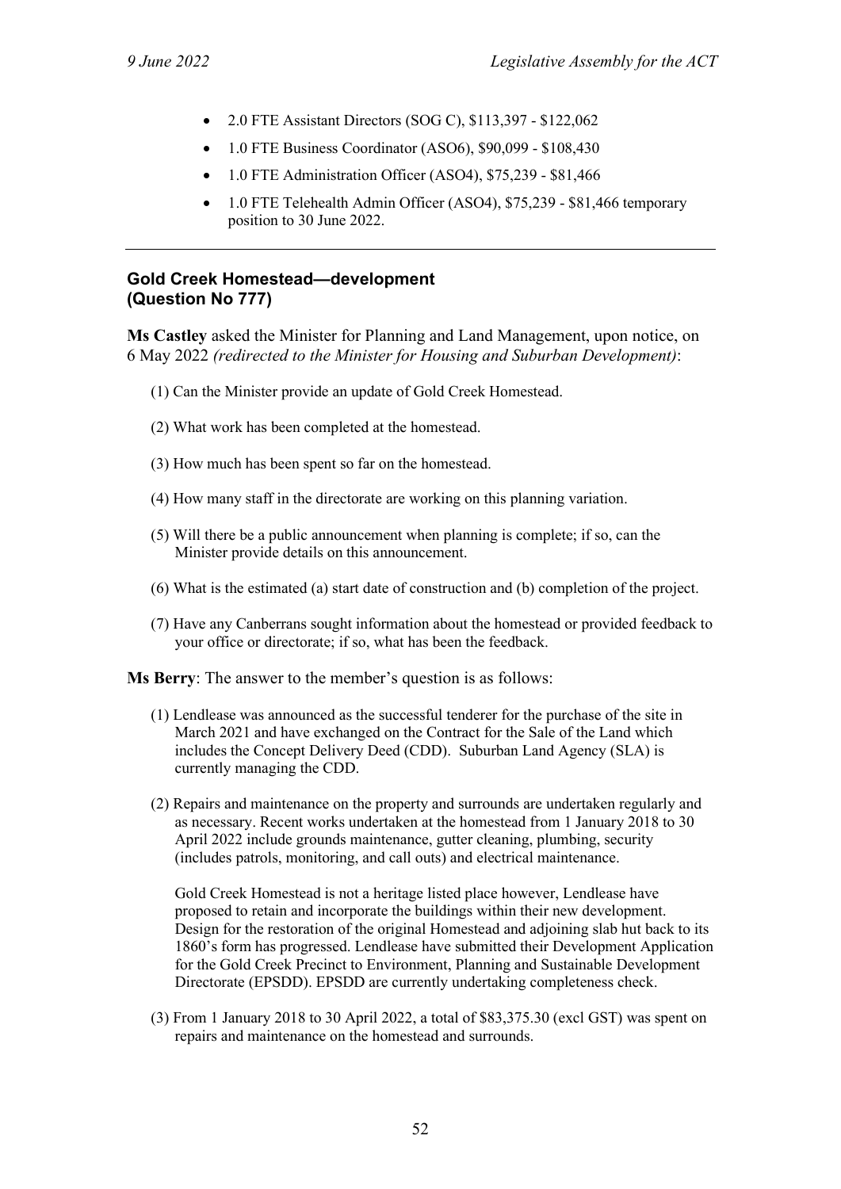- 2.0 FTE Assistant Directors (SOG C), $113,397 - $122,062
- 1.0 FTE Business Coordinator (ASO6), $90,099 - $108,430
- 1.0 FTE Administration Officer (ASO4), $75,239 - $81,466
- 1.0 FTE Telehealth Admin Officer (ASO4), $75,239 - $81,466 temporary position to 30 June 2022.

---

## Gold Creek Homestead—development
## (Question No 777)

**Ms Castley** asked the Minister for Planning and Land Management, upon notice, on 6 May 2022 *(redirected to the Minister for Housing and Suburban Development)*:

(1) Can the Minister provide an update of Gold Creek Homestead.

(2) What work has been completed at the homestead.

(3) How much has been spent so far on the homestead.

(4) How many staff in the directorate are working on this planning variation.

(5) Will there be a public announcement when planning is complete; if so, can the Minister provide details on this announcement.

(6) What is the estimated (a) start date of construction and (b) completion of the project.

(7) Have any Canberrans sought information about the homestead or provided feedback to your office or directorate; if so, what has been the feedback.

**Ms Berry**: The answer to the member's question is as follows:

(1) Lendlease was announced as the successful tenderer for the purchase of the site in March 2021 and have exchanged on the Contract for the Sale of the Land which includes the Concept Delivery Deed (CDD). Suburban Land Agency (SLA) is currently managing the CDD.

(2) Repairs and maintenance on the property and surrounds are undertaken regularly and as necessary. Recent works undertaken at the homestead from 1 January 2018 to 30 April 2022 include grounds maintenance, gutter cleaning, plumbing, security (includes patrols, monitoring, and call outs) and electrical maintenance.

Gold Creek Homestead is not a heritage listed place however, Lendlease have proposed to retain and incorporate the buildings within their new development. Design for the restoration of the original Homestead and adjoining slab hut back to its 1860's form has progressed. Lendlease have submitted their Development Application for the Gold Creek Precinct to Environment, Planning and Sustainable Development Directorate (EPSDD). EPSDD are currently undertaking completeness check.

(3) From 1 January 2018 to 30 April 2022, a total of $83,375.30 (excl GST) was spent on repairs and maintenance on the homestead and surrounds.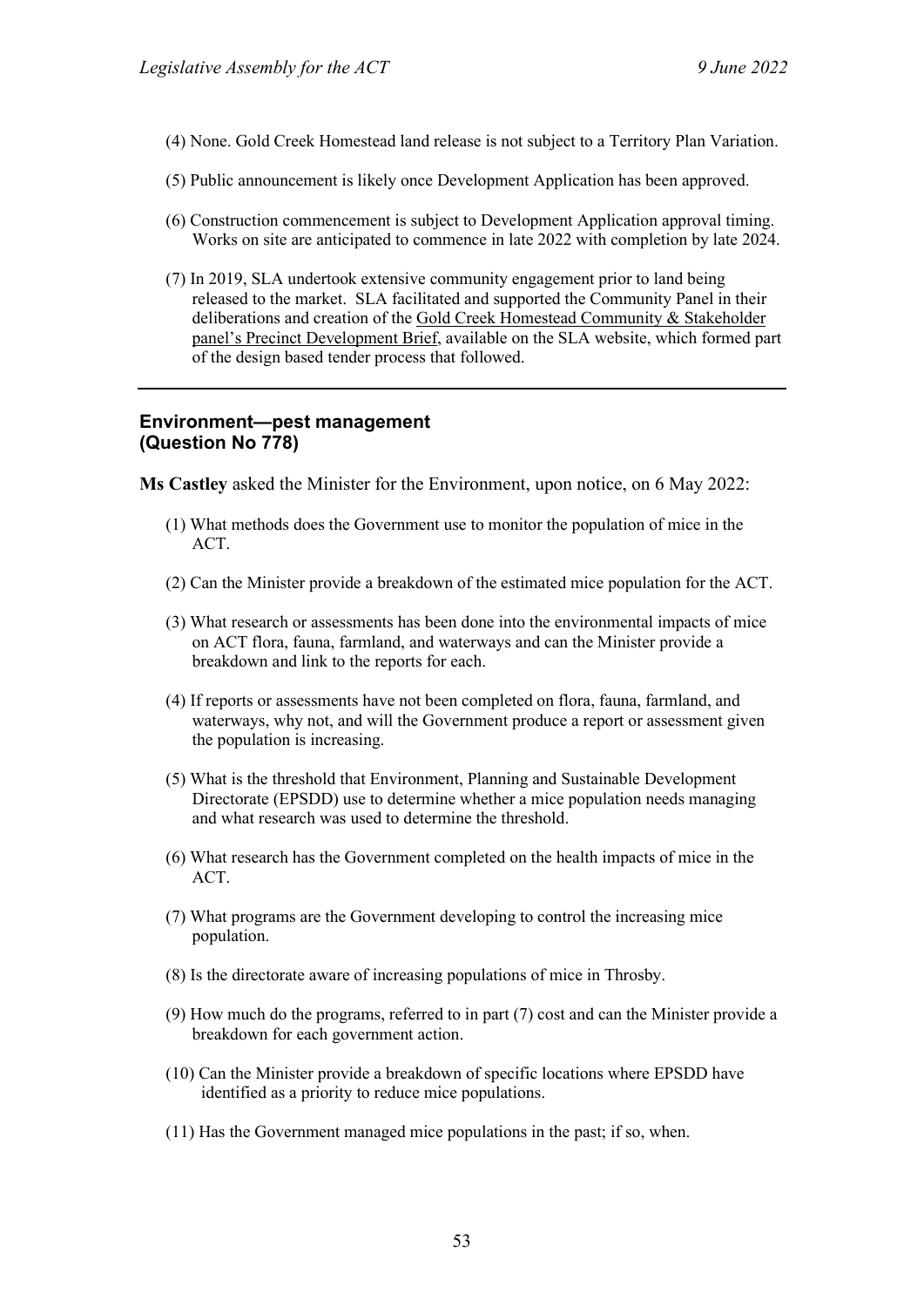(4) None. Gold Creek Homestead land release is not subject to a Territory Plan Variation.

(5) Public announcement is likely once Development Application has been approved.

(6) Construction commencement is subject to Development Application approval timing. Works on site are anticipated to commence in late 2022 with completion by late 2024.

(7) In 2019, SLA undertook extensive community engagement prior to land being released to the market. SLA facilitated and supported the Community Panel in their deliberations and creation of the Gold Creek Homestead Community & Stakeholder panel's Precinct Development Brief, available on the SLA website, which formed part of the design based tender process that followed.

---

## Environment—pest management (Question No 778)

**Ms Castley** asked the Minister for the Environment, upon notice, on 6 May 2022:

(1) What methods does the Government use to monitor the population of mice in the ACT.

(2) Can the Minister provide a breakdown of the estimated mice population for the ACT.

(3) What research or assessments has been done into the environmental impacts of mice on ACT flora, fauna, farmland, and waterways and can the Minister provide a breakdown and link to the reports for each.

(4) If reports or assessments have not been completed on flora, fauna, farmland, and waterways, why not, and will the Government produce a report or assessment given the population is increasing.

(5) What is the threshold that Environment, Planning and Sustainable Development Directorate (EPSDD) use to determine whether a mice population needs managing and what research was used to determine the threshold.

(6) What research has the Government completed on the health impacts of mice in the ACT.

(7) What programs are the Government developing to control the increasing mice population.

(8) Is the directorate aware of increasing populations of mice in Throsby.

(9) How much do the programs, referred to in part (7) cost and can the Minister provide a breakdown for each government action.

(10) Can the Minister provide a breakdown of specific locations where EPSDD have identified as a priority to reduce mice populations.

(11) Has the Government managed mice populations in the past; if so, when.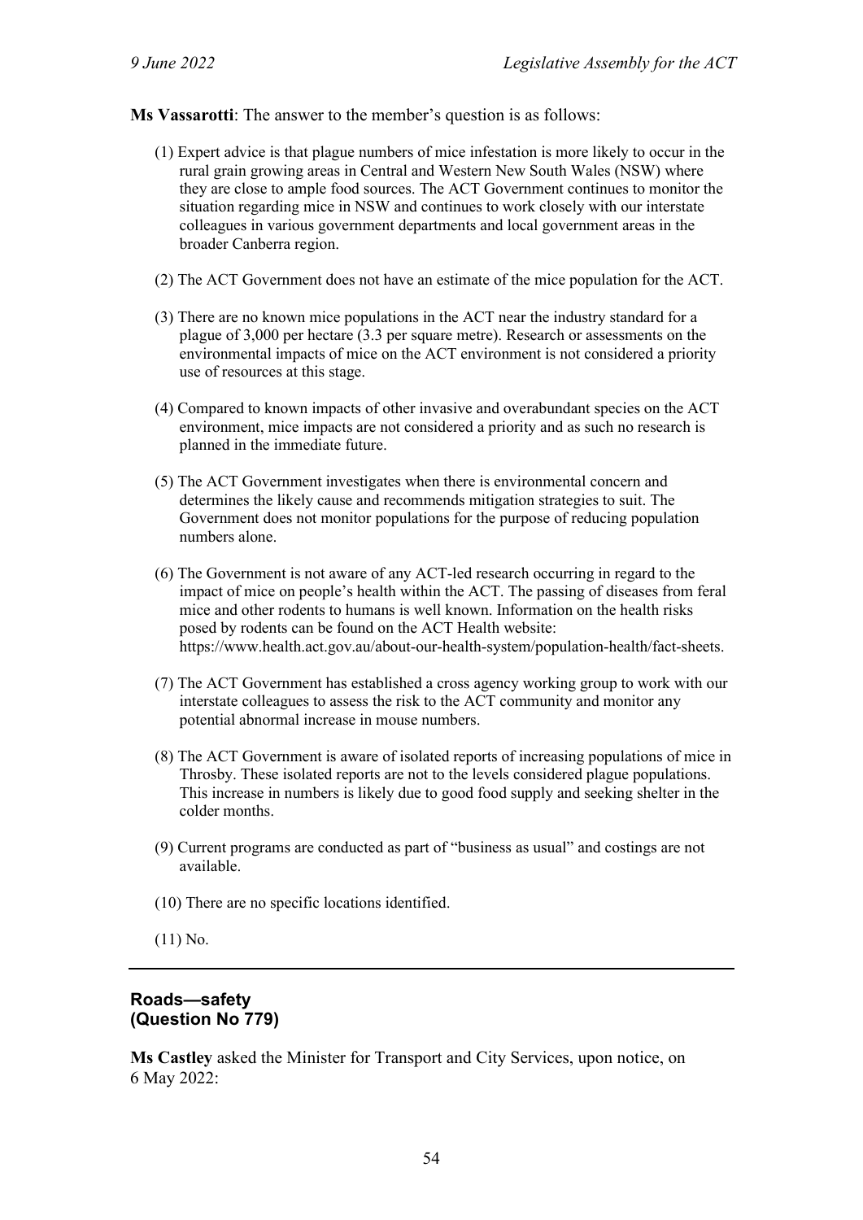**Ms Vassarotti**: The answer to the member's question is as follows:

(1) Expert advice is that plague numbers of mice infestation is more likely to occur in the rural grain growing areas in Central and Western New South Wales (NSW) where they are close to ample food sources. The ACT Government continues to monitor the situation regarding mice in NSW and continues to work closely with our interstate colleagues in various government departments and local government areas in the broader Canberra region.

(2) The ACT Government does not have an estimate of the mice population for the ACT.

(3) There are no known mice populations in the ACT near the industry standard for a plague of 3,000 per hectare (3.3 per square metre). Research or assessments on the environmental impacts of mice on the ACT environment is not considered a priority use of resources at this stage.

(4) Compared to known impacts of other invasive and overabundant species on the ACT environment, mice impacts are not considered a priority and as such no research is planned in the immediate future.

(5) The ACT Government investigates when there is environmental concern and determines the likely cause and recommends mitigation strategies to suit. The Government does not monitor populations for the purpose of reducing population numbers alone.

(6) The Government is not aware of any ACT-led research occurring in regard to the impact of mice on people's health within the ACT. The passing of diseases from feral mice and other rodents to humans is well known. Information on the health risks posed by rodents can be found on the ACT Health website: https://www.health.act.gov.au/about-our-health-system/population-health/fact-sheets.

(7) The ACT Government has established a cross agency working group to work with our interstate colleagues to assess the risk to the ACT community and monitor any potential abnormal increase in mouse numbers.

(8) The ACT Government is aware of isolated reports of increasing populations of mice in Throsby. These isolated reports are not to the levels considered plague populations. This increase in numbers is likely due to good food supply and seeking shelter in the colder months.

(9) Current programs are conducted as part of "business as usual" and costings are not available.

(10) There are no specific locations identified.

(11) No.

---

## Roads—safety
## (Question No 779)

**Ms Castley** asked the Minister for Transport and City Services, upon notice, on 6 May 2022: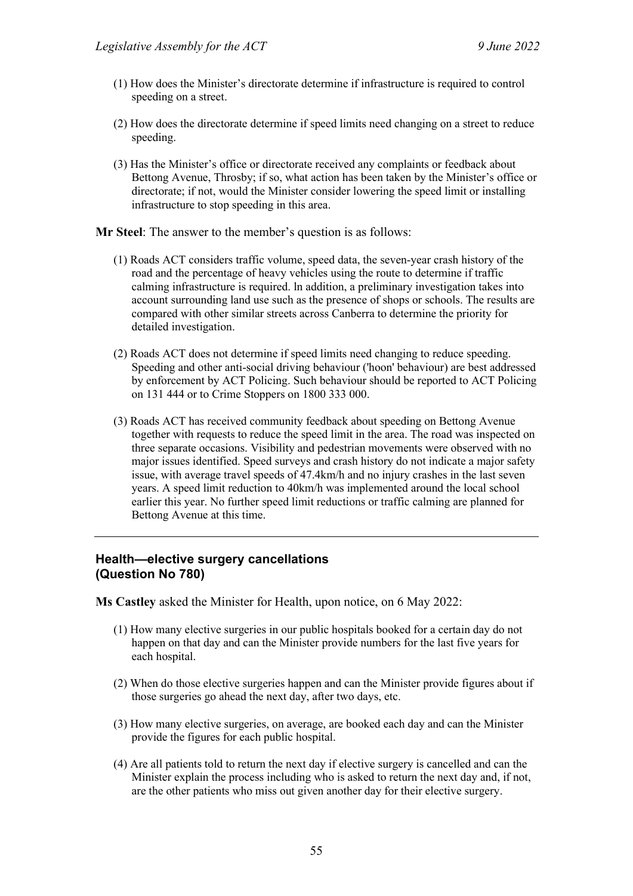(1) How does the Minister's directorate determine if infrastructure is required to control speeding on a street.

(2) How does the directorate determine if speed limits need changing on a street to reduce speeding.

(3) Has the Minister's office or directorate received any complaints or feedback about Bettong Avenue, Throsby; if so, what action has been taken by the Minister's office or directorate; if not, would the Minister consider lowering the speed limit or installing infrastructure to stop speeding in this area.

**Mr Steel**: The answer to the member's question is as follows:

(1) Roads ACT considers traffic volume, speed data, the seven-year crash history of the road and the percentage of heavy vehicles using the route to determine if traffic calming infrastructure is required. ln addition, a preliminary investigation takes into account surrounding land use such as the presence of shops or schools. The results are compared with other similar streets across Canberra to determine the priority for detailed investigation.

(2) Roads ACT does not determine if speed limits need changing to reduce speeding. Speeding and other anti-social driving behaviour ('hoon' behaviour) are best addressed by enforcement by ACT Policing. Such behaviour should be reported to ACT Policing on 131 444 or to Crime Stoppers on 1800 333 000.

(3) Roads ACT has received community feedback about speeding on Bettong Avenue together with requests to reduce the speed limit in the area. The road was inspected on three separate occasions. Visibility and pedestrian movements were observed with no major issues identified. Speed surveys and crash history do not indicate a major safety issue, with average travel speeds of 47.4km/h and no injury crashes in the last seven years. A speed limit reduction to 40km/h was implemented around the local school earlier this year. No further speed limit reductions or traffic calming are planned for Bettong Avenue at this time.

---

## Health—elective surgery cancellations (Question No 780)

**Ms Castley** asked the Minister for Health, upon notice, on 6 May 2022:

(1) How many elective surgeries in our public hospitals booked for a certain day do not happen on that day and can the Minister provide numbers for the last five years for each hospital.

(2) When do those elective surgeries happen and can the Minister provide figures about if those surgeries go ahead the next day, after two days, etc.

(3) How many elective surgeries, on average, are booked each day and can the Minister provide the figures for each public hospital.

(4) Are all patients told to return the next day if elective surgery is cancelled and can the Minister explain the process including who is asked to return the next day and, if not, are the other patients who miss out given another day for their elective surgery.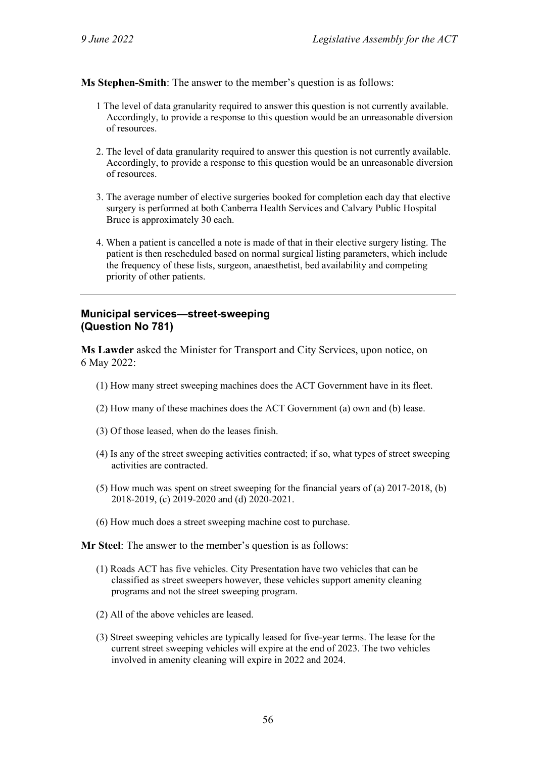**Ms Stephen-Smith**: The answer to the member's question is as follows:

1 The level of data granularity required to answer this question is not currently available. Accordingly, to provide a response to this question would be an unreasonable diversion of resources.

2. The level of data granularity required to answer this question is not currently available. Accordingly, to provide a response to this question would be an unreasonable diversion of resources.

3. The average number of elective surgeries booked for completion each day that elective surgery is performed at both Canberra Health Services and Calvary Public Hospital Bruce is approximately 30 each.

4. When a patient is cancelled a note is made of that in their elective surgery listing. The patient is then rescheduled based on normal surgical listing parameters, which include the frequency of these lists, surgeon, anaesthetist, bed availability and competing priority of other patients.

---

## Municipal services—street-sweeping (Question No 781)

**Ms Lawder** asked the Minister for Transport and City Services, upon notice, on 6 May 2022:

(1) How many street sweeping machines does the ACT Government have in its fleet.

(2) How many of these machines does the ACT Government (a) own and (b) lease.

(3) Of those leased, when do the leases finish.

(4) Is any of the street sweeping activities contracted; if so, what types of street sweeping activities are contracted.

(5) How much was spent on street sweeping for the financial years of (a) 2017-2018, (b) 2018-2019, (c) 2019-2020 and (d) 2020-2021.

(6) How much does a street sweeping machine cost to purchase.

**Mr Steel**: The answer to the member's question is as follows:

(1) Roads ACT has five vehicles. City Presentation have two vehicles that can be classified as street sweepers however, these vehicles support amenity cleaning programs and not the street sweeping program.

(2) All of the above vehicles are leased.

(3) Street sweeping vehicles are typically leased for five-year terms. The lease for the current street sweeping vehicles will expire at the end of 2023. The two vehicles involved in amenity cleaning will expire in 2022 and 2024.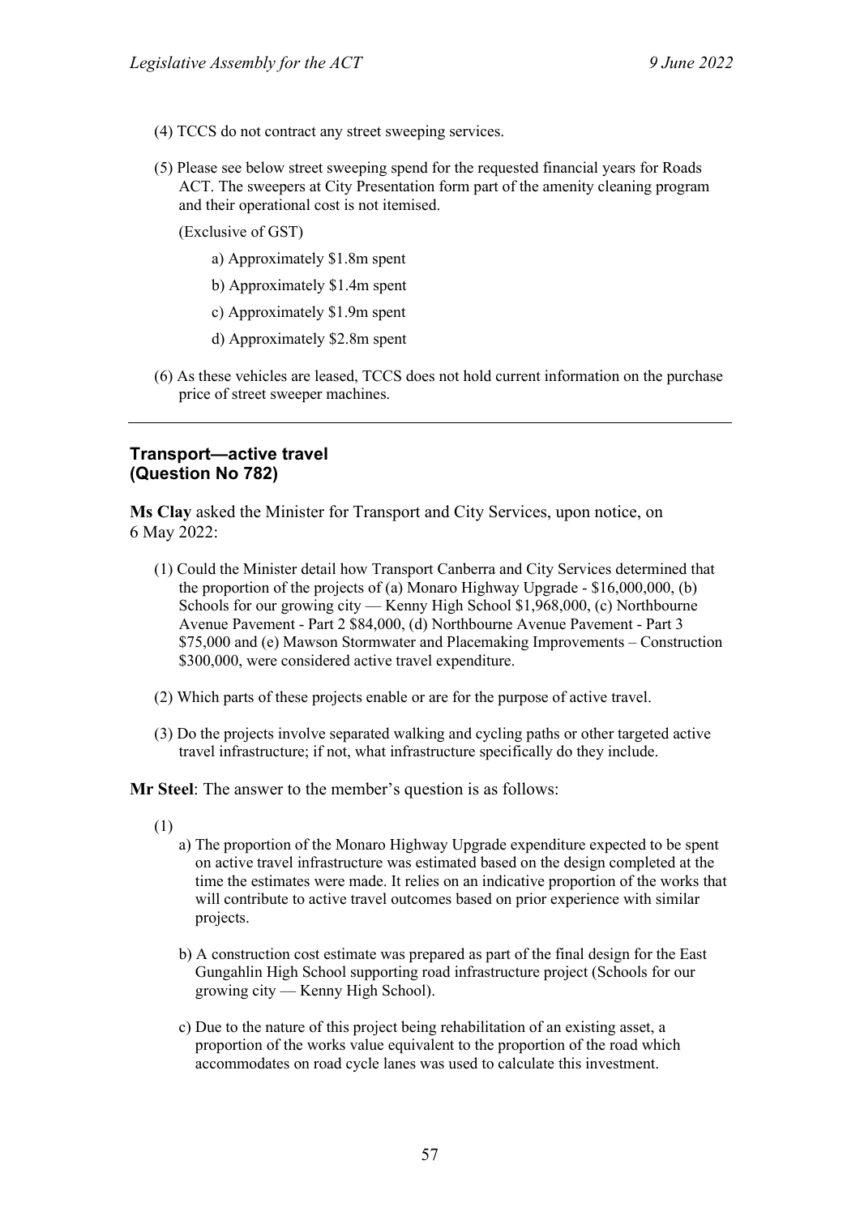(4) TCCS do not contract any street sweeping services.

(5) Please see below street sweeping spend for the requested financial years for Roads ACT. The sweepers at City Presentation form part of the amenity cleaning program and their operational cost is not itemised.

(Exclusive of GST)

a) Approximately $1.8m spent

b) Approximately $1.4m spent

c) Approximately $1.9m spent

d) Approximately $2.8m spent

(6) As these vehicles are leased, TCCS does not hold current information on the purchase price of street sweeper machines.

---

### Transport—active travel (Question No 782)

**Ms Clay** asked the Minister for Transport and City Services, upon notice, on 6 May 2022:

(1) Could the Minister detail how Transport Canberra and City Services determined that the proportion of the projects of (a) Monaro Highway Upgrade - $16,000,000, (b) Schools for our growing city — Kenny High School $1,968,000, (c) Northbourne Avenue Pavement - Part 2 $84,000, (d) Northbourne Avenue Pavement - Part 3 $75,000 and (e) Mawson Stormwater and Placemaking Improvements – Construction $300,000, were considered active travel expenditure.

(2) Which parts of these projects enable or are for the purpose of active travel.

(3) Do the projects involve separated walking and cycling paths or other targeted active travel infrastructure; if not, what infrastructure specifically do they include.

**Mr Steel**: The answer to the member's question is as follows:

(1)

a) The proportion of the Monaro Highway Upgrade expenditure expected to be spent on active travel infrastructure was estimated based on the design completed at the time the estimates were made. It relies on an indicative proportion of the works that will contribute to active travel outcomes based on prior experience with similar projects.

b) A construction cost estimate was prepared as part of the final design for the East Gungahlin High School supporting road infrastructure project (Schools for our growing city — Kenny High School).

c) Due to the nature of this project being rehabilitation of an existing asset, a proportion of the works value equivalent to the proportion of the road which accommodates on road cycle lanes was used to calculate this investment.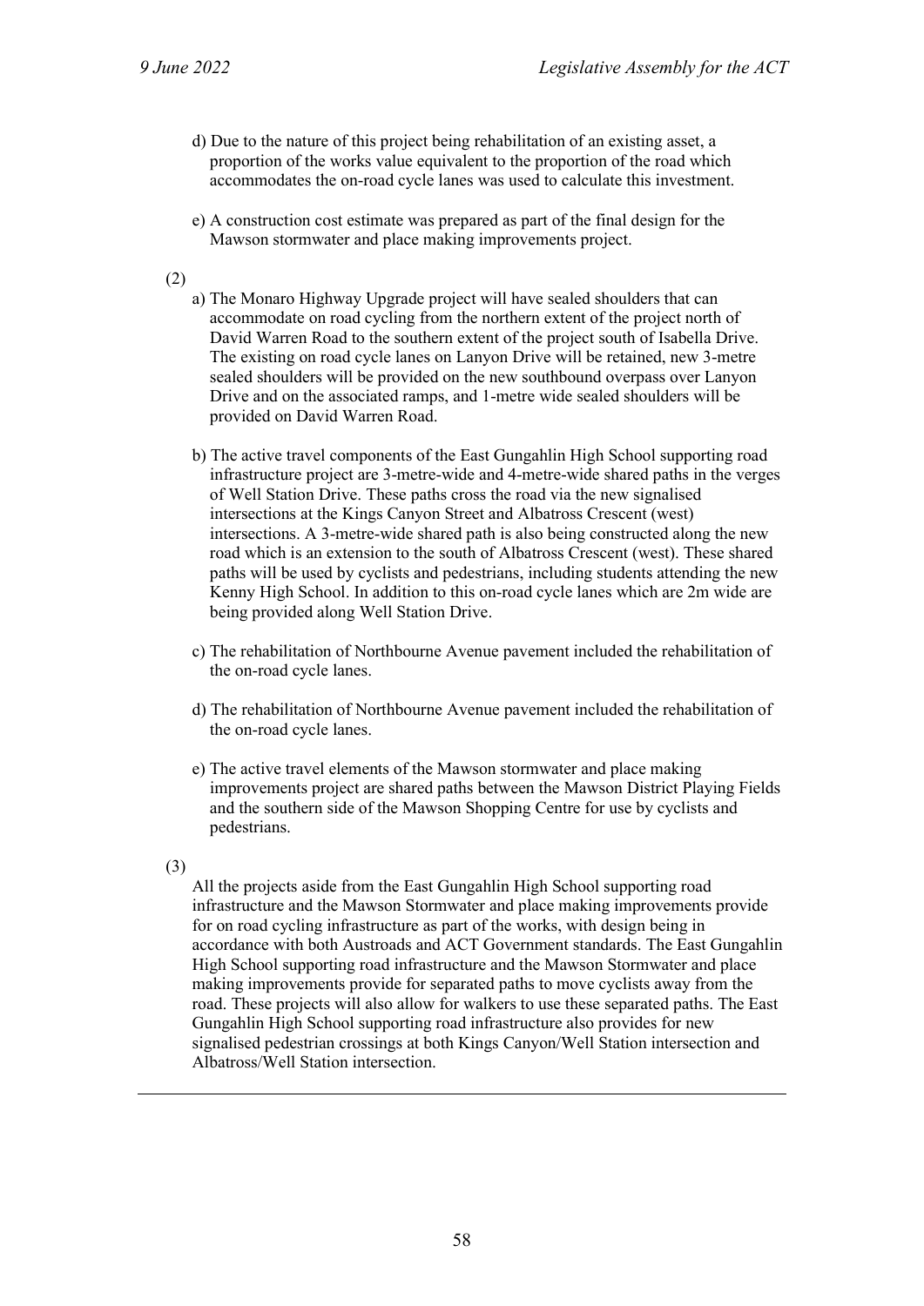d) Due to the nature of this project being rehabilitation of an existing asset, a proportion of the works value equivalent to the proportion of the road which accommodates the on-road cycle lanes was used to calculate this investment.

e) A construction cost estimate was prepared as part of the final design for the Mawson stormwater and place making improvements project.

(2)

a) The Monaro Highway Upgrade project will have sealed shoulders that can accommodate on road cycling from the northern extent of the project north of David Warren Road to the southern extent of the project south of Isabella Drive. The existing on road cycle lanes on Lanyon Drive will be retained, new 3-metre sealed shoulders will be provided on the new southbound overpass over Lanyon Drive and on the associated ramps, and 1-metre wide sealed shoulders will be provided on David Warren Road.

b) The active travel components of the East Gungahlin High School supporting road infrastructure project are 3-metre-wide and 4-metre-wide shared paths in the verges of Well Station Drive. These paths cross the road via the new signalised intersections at the Kings Canyon Street and Albatross Crescent (west) intersections. A 3-metre-wide shared path is also being constructed along the new road which is an extension to the south of Albatross Crescent (west). These shared paths will be used by cyclists and pedestrians, including students attending the new Kenny High School. In addition to this on-road cycle lanes which are 2m wide are being provided along Well Station Drive.

c) The rehabilitation of Northbourne Avenue pavement included the rehabilitation of the on-road cycle lanes.

d) The rehabilitation of Northbourne Avenue pavement included the rehabilitation of the on-road cycle lanes.

e) The active travel elements of the Mawson stormwater and place making improvements project are shared paths between the Mawson District Playing Fields and the southern side of the Mawson Shopping Centre for use by cyclists and pedestrians.

(3)

All the projects aside from the East Gungahlin High School supporting road infrastructure and the Mawson Stormwater and place making improvements provide for on road cycling infrastructure as part of the works, with design being in accordance with both Austroads and ACT Government standards. The East Gungahlin High School supporting road infrastructure and the Mawson Stormwater and place making improvements provide for separated paths to move cyclists away from the road. These projects will also allow for walkers to use these separated paths. The East Gungahlin High School supporting road infrastructure also provides for new signalised pedestrian crossings at both Kings Canyon/Well Station intersection and Albatross/Well Station intersection.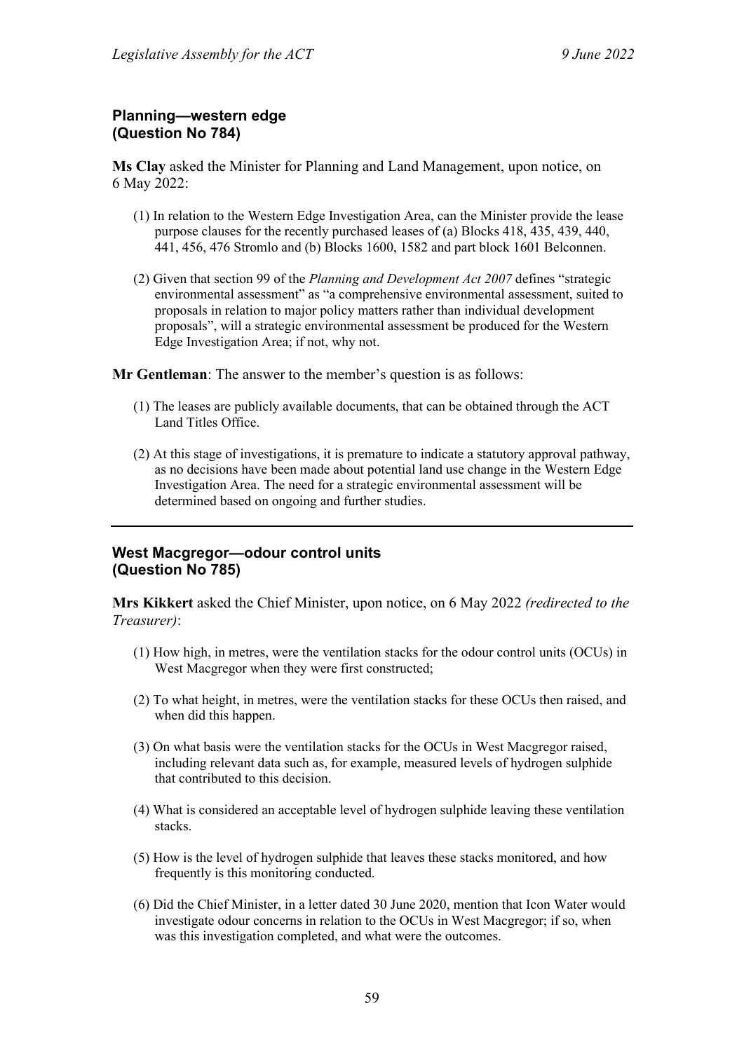## Planning—western edge
## (Question No 784)

**Ms Clay** asked the Minister for Planning and Land Management, upon notice, on 6 May 2022:

(1) In relation to the Western Edge Investigation Area, can the Minister provide the lease purpose clauses for the recently purchased leases of (a) Blocks 418, 435, 439, 440, 441, 456, 476 Stromlo and (b) Blocks 1600, 1582 and part block 1601 Belconnen.

(2) Given that section 99 of the *Planning and Development Act 2007* defines "strategic environmental assessment" as "a comprehensive environmental assessment, suited to proposals in relation to major policy matters rather than individual development proposals", will a strategic environmental assessment be produced for the Western Edge Investigation Area; if not, why not.

**Mr Gentleman**: The answer to the member's question is as follows:

(1) The leases are publicly available documents, that can be obtained through the ACT Land Titles Office.

(2) At this stage of investigations, it is premature to indicate a statutory approval pathway, as no decisions have been made about potential land use change in the Western Edge Investigation Area. The need for a strategic environmental assessment will be determined based on ongoing and further studies.

---

## West Macgregor—odour control units
## (Question No 785)

**Mrs Kikkert** asked the Chief Minister, upon notice, on 6 May 2022 *(redirected to the Treasurer)*:

(1) How high, in metres, were the ventilation stacks for the odour control units (OCUs) in West Macgregor when they were first constructed;

(2) To what height, in metres, were the ventilation stacks for these OCUs then raised, and when did this happen.

(3) On what basis were the ventilation stacks for the OCUs in West Macgregor raised, including relevant data such as, for example, measured levels of hydrogen sulphide that contributed to this decision.

(4) What is considered an acceptable level of hydrogen sulphide leaving these ventilation stacks.

(5) How is the level of hydrogen sulphide that leaves these stacks monitored, and how frequently is this monitoring conducted.

(6) Did the Chief Minister, in a letter dated 30 June 2020, mention that Icon Water would investigate odour concerns in relation to the OCUs in West Macgregor; if so, when was this investigation completed, and what were the outcomes.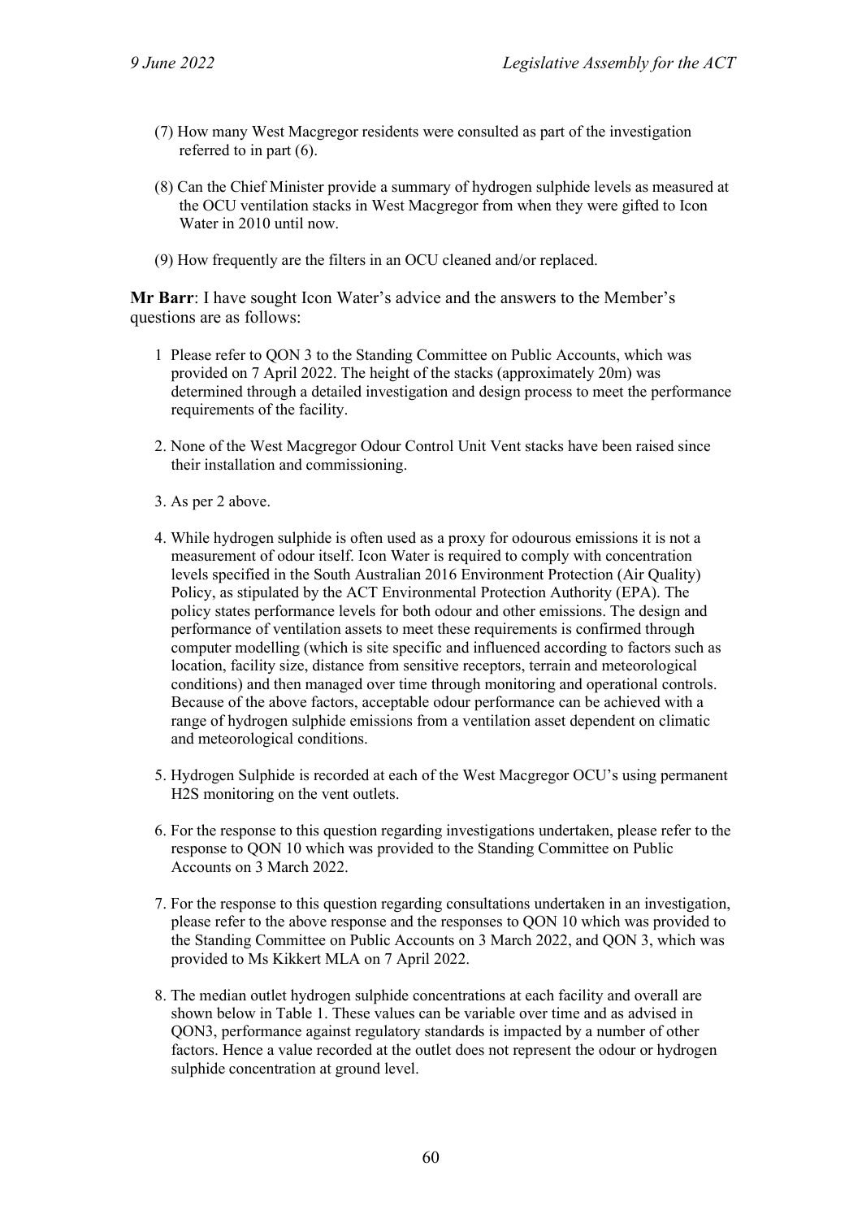(7) How many West Macgregor residents were consulted as part of the investigation referred to in part (6).

(8) Can the Chief Minister provide a summary of hydrogen sulphide levels as measured at the OCU ventilation stacks in West Macgregor from when they were gifted to Icon Water in 2010 until now.

(9) How frequently are the filters in an OCU cleaned and/or replaced.

**Mr Barr**: I have sought Icon Water's advice and the answers to the Member's questions are as follows:

1 Please refer to QON 3 to the Standing Committee on Public Accounts, which was provided on 7 April 2022. The height of the stacks (approximately 20m) was determined through a detailed investigation and design process to meet the performance requirements of the facility.

2. None of the West Macgregor Odour Control Unit Vent stacks have been raised since their installation and commissioning.

3. As per 2 above.

4. While hydrogen sulphide is often used as a proxy for odourous emissions it is not a measurement of odour itself. Icon Water is required to comply with concentration levels specified in the South Australian 2016 Environment Protection (Air Quality) Policy, as stipulated by the ACT Environmental Protection Authority (EPA). The policy states performance levels for both odour and other emissions. The design and performance of ventilation assets to meet these requirements is confirmed through computer modelling (which is site specific and influenced according to factors such as location, facility size, distance from sensitive receptors, terrain and meteorological conditions) and then managed over time through monitoring and operational controls. Because of the above factors, acceptable odour performance can be achieved with a range of hydrogen sulphide emissions from a ventilation asset dependent on climatic and meteorological conditions.

5. Hydrogen Sulphide is recorded at each of the West Macgregor OCU's using permanent $H_2S$ monitoring on the vent outlets.

6. For the response to this question regarding investigations undertaken, please refer to the response to QON 10 which was provided to the Standing Committee on Public Accounts on 3 March 2022.

7. For the response to this question regarding consultations undertaken in an investigation, please refer to the above response and the responses to QON 10 which was provided to the Standing Committee on Public Accounts on 3 March 2022, and QON 3, which was provided to Ms Kikkert MLA on 7 April 2022.

8. The median outlet hydrogen sulphide concentrations at each facility and overall are shown below in Table 1. These values can be variable over time and as advised in QON3, performance against regulatory standards is impacted by a number of other factors. Hence a value recorded at the outlet does not represent the odour or hydrogen sulphide concentration at ground level.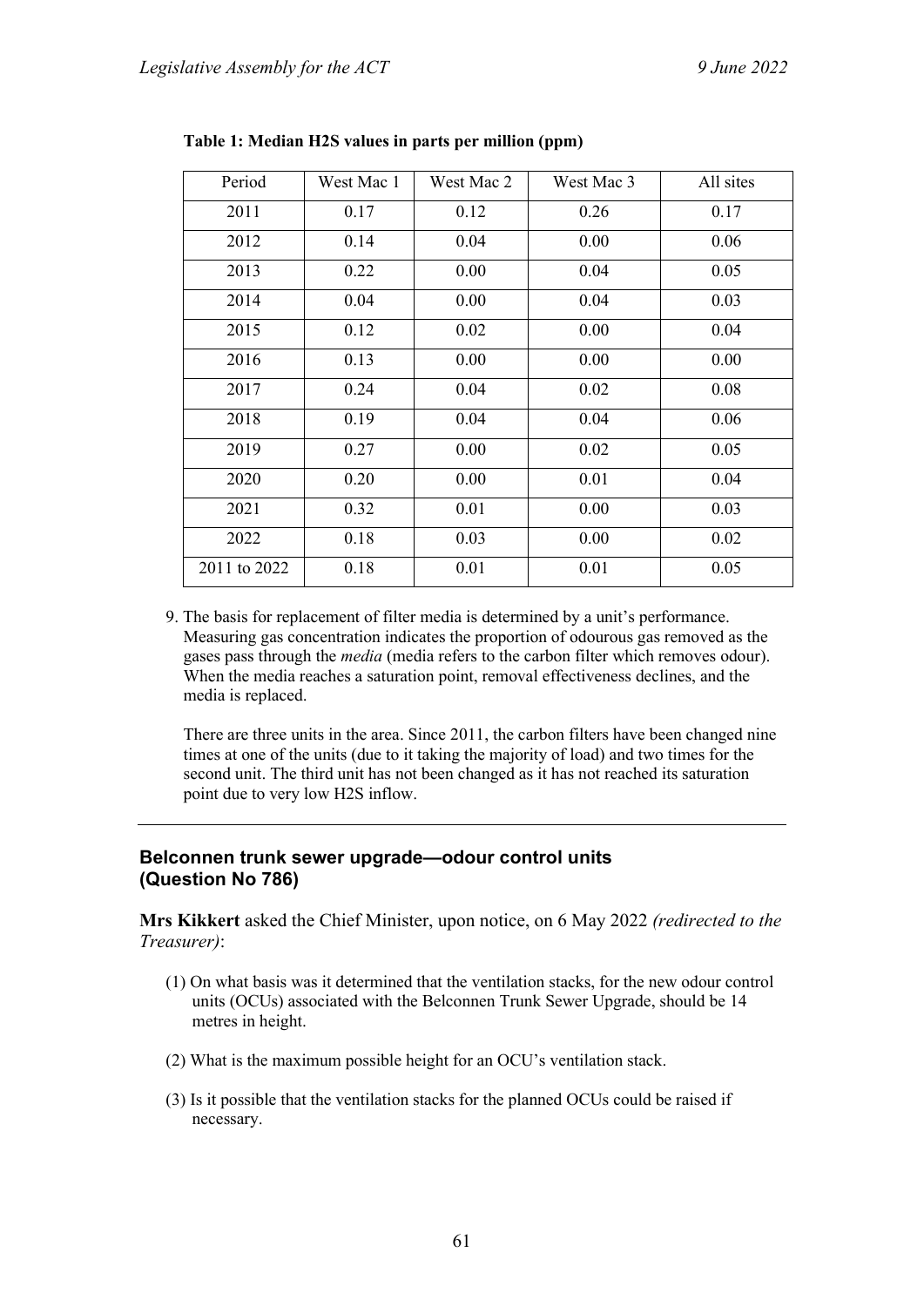**Table 1: Median H2S values in parts per million (ppm)**

| Period | West Mac 1 | West Mac 2 | West Mac 3 | All sites |
|---|---|---|---|---|
| 2011 | 0.17 | 0.12 | 0.26 | 0.17 |
| 2012 | 0.14 | 0.04 | 0.00 | 0.06 |
| 2013 | 0.22 | 0.00 | 0.04 | 0.05 |
| 2014 | 0.04 | 0.00 | 0.04 | 0.03 |
| 2015 | 0.12 | 0.02 | 0.00 | 0.04 |
| 2016 | 0.13 | 0.00 | 0.00 | 0.00 |
| 2017 | 0.24 | 0.04 | 0.02 | 0.08 |
| 2018 | 0.19 | 0.04 | 0.04 | 0.06 |
| 2019 | 0.27 | 0.00 | 0.02 | 0.05 |
| 2020 | 0.20 | 0.00 | 0.01 | 0.04 |
| 2021 | 0.32 | 0.01 | 0.00 | 0.03 |
| 2022 | 0.18 | 0.03 | 0.00 | 0.02 |
| 2011 to 2022 | 0.18 | 0.01 | 0.01 | 0.05 |

9. The basis for replacement of filter media is determined by a unit's performance. Measuring gas concentration indicates the proportion of odourous gas removed as the gases pass through the *media* (media refers to the carbon filter which removes odour). When the media reaches a saturation point, removal effectiveness declines, and the media is replaced.

   There are three units in the area. Since 2011, the carbon filters have been changed nine times at one of the units (due to it taking the majority of load) and two times for the second unit. The third unit has not been changed as it has not reached its saturation point due to very low H2S inflow.

---

## Belconnen trunk sewer upgrade—odour control units (Question No 786)

**Mrs Kikkert** asked the Chief Minister, upon notice, on 6 May 2022 *(redirected to the Treasurer)*:

(1) On what basis was it determined that the ventilation stacks, for the new odour control units (OCUs) associated with the Belconnen Trunk Sewer Upgrade, should be 14 metres in height.

(2) What is the maximum possible height for an OCU's ventilation stack.

(3) Is it possible that the ventilation stacks for the planned OCUs could be raised if necessary.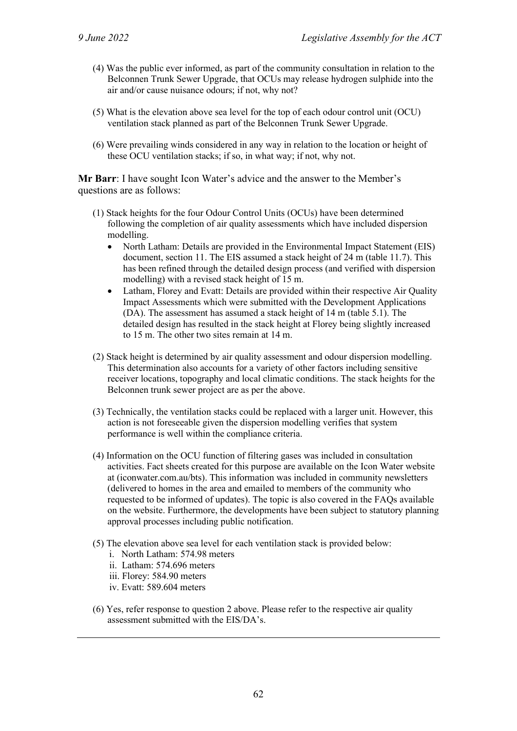(4) Was the public ever informed, as part of the community consultation in relation to the Belconnen Trunk Sewer Upgrade, that OCUs may release hydrogen sulphide into the air and/or cause nuisance odours; if not, why not?

(5) What is the elevation above sea level for the top of each odour control unit (OCU) ventilation stack planned as part of the Belconnen Trunk Sewer Upgrade.

(6) Were prevailing winds considered in any way in relation to the location or height of these OCU ventilation stacks; if so, in what way; if not, why not.

**Mr Barr**: I have sought Icon Water's advice and the answer to the Member's questions are as follows:

(1) Stack heights for the four Odour Control Units (OCUs) have been determined following the completion of air quality assessments which have included dispersion modelling.

- North Latham: Details are provided in the Environmental Impact Statement (EIS) document, section 11. The EIS assumed a stack height of 24 m (table 11.7). This has been refined through the detailed design process (and verified with dispersion modelling) with a revised stack height of 15 m.
- Latham, Florey and Evatt: Details are provided within their respective Air Quality Impact Assessments which were submitted with the Development Applications (DA). The assessment has assumed a stack height of 14 m (table 5.1). The detailed design has resulted in the stack height at Florey being slightly increased to 15 m. The other two sites remain at 14 m.

(2) Stack height is determined by air quality assessment and odour dispersion modelling. This determination also accounts for a variety of other factors including sensitive receiver locations, topography and local climatic conditions. The stack heights for the Belconnen trunk sewer project are as per the above.

(3) Technically, the ventilation stacks could be replaced with a larger unit. However, this action is not foreseeable given the dispersion modelling verifies that system performance is well within the compliance criteria.

(4) Information on the OCU function of filtering gases was included in consultation activities. Fact sheets created for this purpose are available on the Icon Water website at (iconwater.com.au/bts). This information was included in community newsletters (delivered to homes in the area and emailed to members of the community who requested to be informed of updates). The topic is also covered in the FAQs available on the website. Furthermore, the developments have been subject to statutory planning approval processes including public notification.

(5) The elevation above sea level for each ventilation stack is provided below:

i. North Latham: 574.98 meters
ii. Latham: 574.696 meters
iii. Florey: 584.90 meters
iv. Evatt: 589.604 meters

(6) Yes, refer response to question 2 above. Please refer to the respective air quality assessment submitted with the EIS/DA's.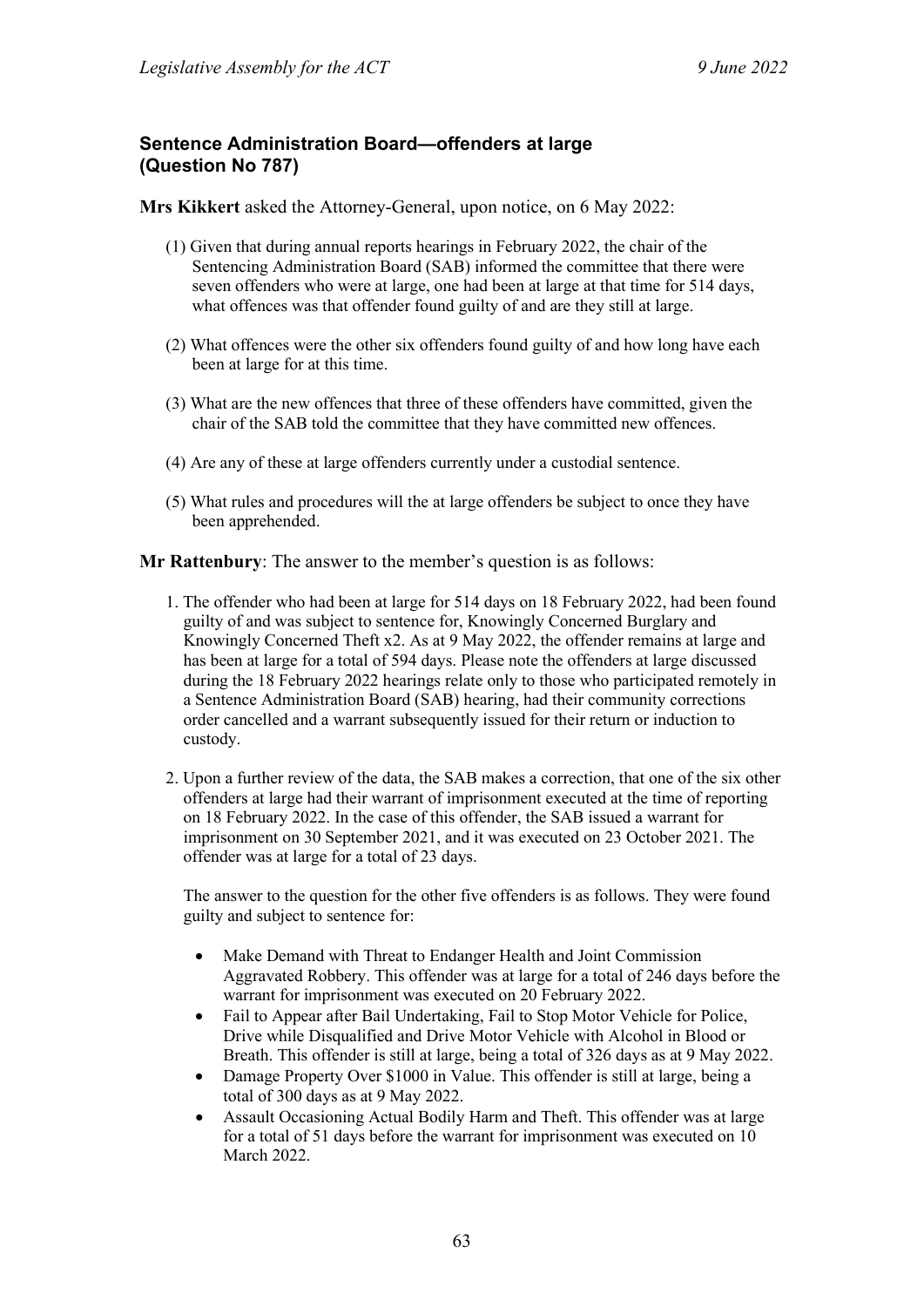## Sentence Administration Board—offenders at large (Question No 787)

**Mrs Kikkert** asked the Attorney-General, upon notice, on 6 May 2022:

(1) Given that during annual reports hearings in February 2022, the chair of the Sentencing Administration Board (SAB) informed the committee that there were seven offenders who were at large, one had been at large at that time for 514 days, what offences was that offender found guilty of and are they still at large.

(2) What offences were the other six offenders found guilty of and how long have each been at large for at this time.

(3) What are the new offences that three of these offenders have committed, given the chair of the SAB told the committee that they have committed new offences.

(4) Are any of these at large offenders currently under a custodial sentence.

(5) What rules and procedures will the at large offenders be subject to once they have been apprehended.

**Mr Rattenbury**: The answer to the member's question is as follows:

1. The offender who had been at large for 514 days on 18 February 2022, had been found guilty of and was subject to sentence for, Knowingly Concerned Burglary and Knowingly Concerned Theft x2. As at 9 May 2022, the offender remains at large and has been at large for a total of 594 days. Please note the offenders at large discussed during the 18 February 2022 hearings relate only to those who participated remotely in a Sentence Administration Board (SAB) hearing, had their community corrections order cancelled and a warrant subsequently issued for their return or induction to custody.

2. Upon a further review of the data, the SAB makes a correction, that one of the six other offenders at large had their warrant of imprisonment executed at the time of reporting on 18 February 2022. In the case of this offender, the SAB issued a warrant for imprisonment on 30 September 2021, and it was executed on 23 October 2021. The offender was at large for a total of 23 days.

   The answer to the question for the other five offenders is as follows. They were found guilty and subject to sentence for:

   - Make Demand with Threat to Endanger Health and Joint Commission Aggravated Robbery. This offender was at large for a total of 246 days before the warrant for imprisonment was executed on 20 February 2022.
   - Fail to Appear after Bail Undertaking, Fail to Stop Motor Vehicle for Police, Drive while Disqualified and Drive Motor Vehicle with Alcohol in Blood or Breath. This offender is still at large, being a total of 326 days as at 9 May 2022.
   - Damage Property Over $1000 in Value. This offender is still at large, being a total of 300 days as at 9 May 2022.
   - Assault Occasioning Actual Bodily Harm and Theft. This offender was at large for a total of 51 days before the warrant for imprisonment was executed on 10 March 2022.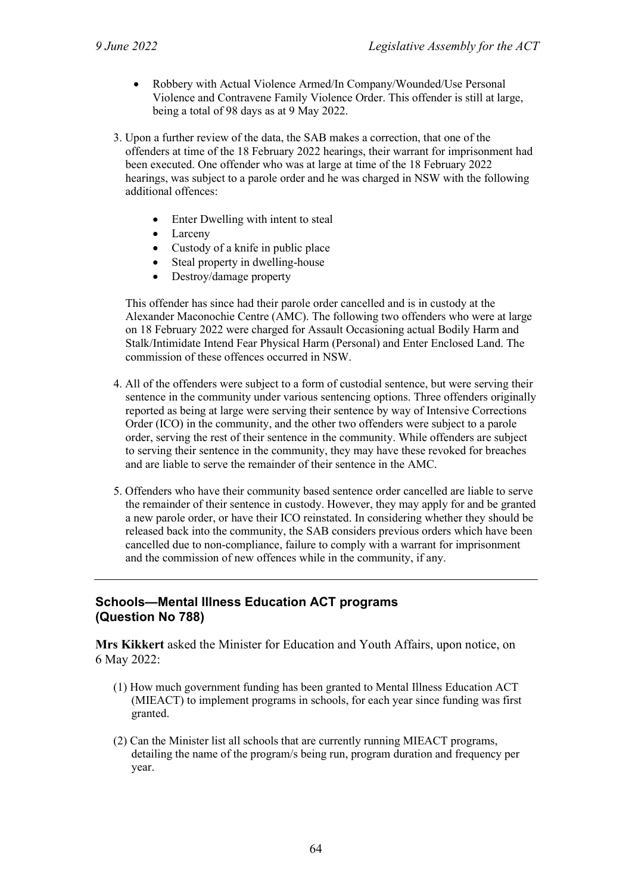- Robbery with Actual Violence Armed/In Company/Wounded/Use Personal Violence and Contravene Family Violence Order. This offender is still at large, being a total of 98 days as at 9 May 2022.

3. Upon a further review of the data, the SAB makes a correction, that one of the offenders at time of the 18 February 2022 hearings, their warrant for imprisonment had been executed. One offender who was at large at time of the 18 February 2022 hearings, was subject to a parole order and he was charged in NSW with the following additional offences:

   - Enter Dwelling with intent to steal
   - Larceny
   - Custody of a knife in public place
   - Steal property in dwelling-house
   - Destroy/damage property

   This offender has since had their parole order cancelled and is in custody at the Alexander Maconochie Centre (AMC). The following two offenders who were at large on 18 February 2022 were charged for Assault Occasioning actual Bodily Harm and Stalk/Intimidate Intend Fear Physical Harm (Personal) and Enter Enclosed Land. The commission of these offences occurred in NSW.

4. All of the offenders were subject to a form of custodial sentence, but were serving their sentence in the community under various sentencing options. Three offenders originally reported as being at large were serving their sentence by way of Intensive Corrections Order (ICO) in the community, and the other two offenders were subject to a parole order, serving the rest of their sentence in the community. While offenders are subject to serving their sentence in the community, they may have these revoked for breaches and are liable to serve the remainder of their sentence in the AMC.

5. Offenders who have their community based sentence order cancelled are liable to serve the remainder of their sentence in custody. However, they may apply for and be granted a new parole order, or have their ICO reinstated. In considering whether they should be released back into the community, the SAB considers previous orders which have been cancelled due to non-compliance, failure to comply with a warrant for imprisonment and the commission of new offences while in the community, if any.

---

## Schools—Mental Illness Education ACT programs (Question No 788)

**Mrs Kikkert** asked the Minister for Education and Youth Affairs, upon notice, on 6 May 2022:

(1) How much government funding has been granted to Mental Illness Education ACT (MIEACT) to implement programs in schools, for each year since funding was first granted.

(2) Can the Minister list all schools that are currently running MIEACT programs, detailing the name of the program/s being run, program duration and frequency per year.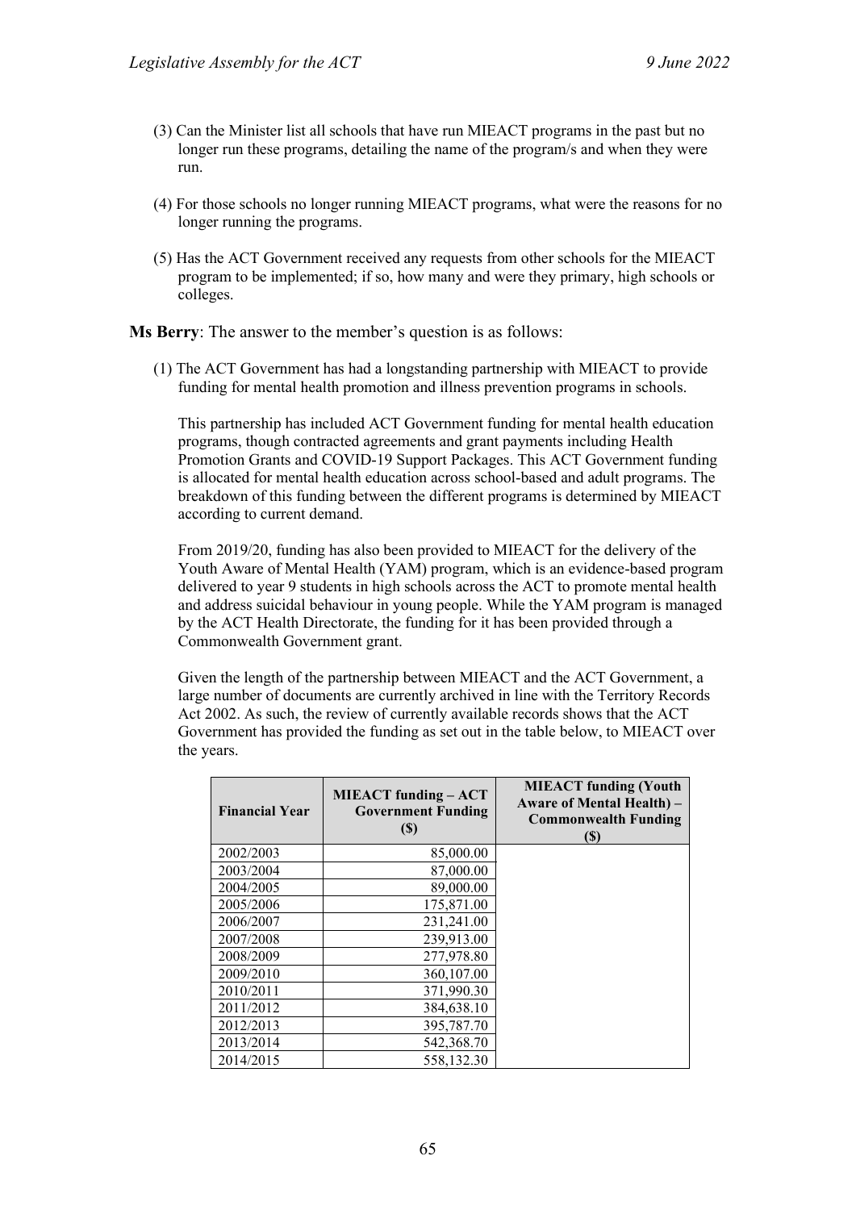(3) Can the Minister list all schools that have run MIEACT programs in the past but no longer run these programs, detailing the name of the program/s and when they were run.

(4) For those schools no longer running MIEACT programs, what were the reasons for no longer running the programs.

(5) Has the ACT Government received any requests from other schools for the MIEACT program to be implemented; if so, how many and were they primary, high schools or colleges.

**Ms Berry**: The answer to the member's question is as follows:

(1) The ACT Government has had a longstanding partnership with MIEACT to provide funding for mental health promotion and illness prevention programs in schools.

This partnership has included ACT Government funding for mental health education programs, though contracted agreements and grant payments including Health Promotion Grants and COVID-19 Support Packages. This ACT Government funding is allocated for mental health education across school-based and adult programs. The breakdown of this funding between the different programs is determined by MIEACT according to current demand.

From 2019/20, funding has also been provided to MIEACT for the delivery of the Youth Aware of Mental Health (YAM) program, which is an evidence-based program delivered to year 9 students in high schools across the ACT to promote mental health and address suicidal behaviour in young people. While the YAM program is managed by the ACT Health Directorate, the funding for it has been provided through a Commonwealth Government grant.

Given the length of the partnership between MIEACT and the ACT Government, a large number of documents are currently archived in line with the Territory Records Act 2002. As such, the review of currently available records shows that the ACT Government has provided the funding as set out in the table below, to MIEACT over the years.

| Financial Year | MIEACT funding – ACT Government Funding ($) | MIEACT funding (Youth Aware of Mental Health) – Commonwealth Funding ($) |
|---|---|---|
| 2002/2003 | 85,000.00 | |
| 2003/2004 | 87,000.00 | |
| 2004/2005 | 89,000.00 | |
| 2005/2006 | 175,871.00 | |
| 2006/2007 | 231,241.00 | |
| 2007/2008 | 239,913.00 | |
| 2008/2009 | 277,978.80 | |
| 2009/2010 | 360,107.00 | |
| 2010/2011 | 371,990.30 | |
| 2011/2012 | 384,638.10 | |
| 2012/2013 | 395,787.70 | |
| 2013/2014 | 542,368.70 | |
| 2014/2015 | 558,132.30 | |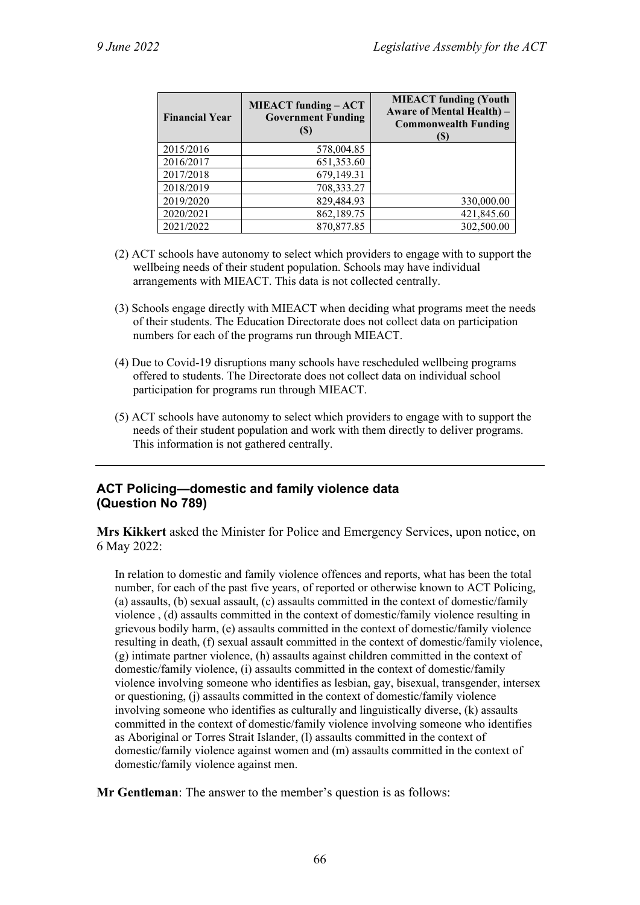| Financial Year | MIEACT funding – ACT Government Funding ($) | MIEACT funding (Youth Aware of Mental Health) – Commonwealth Funding ($) |
|---|---|---|
| 2015/2016 | 578,004.85 | |
| 2016/2017 | 651,353.60 | |
| 2017/2018 | 679,149.31 | |
| 2018/2019 | 708,333.27 | |
| 2019/2020 | 829,484.93 | 330,000.00 |
| 2020/2021 | 862,189.75 | 421,845.60 |
| 2021/2022 | 870,877.85 | 302,500.00 |

(2) ACT schools have autonomy to select which providers to engage with to support the wellbeing needs of their student population. Schools may have individual arrangements with MIEACT. This data is not collected centrally.

(3) Schools engage directly with MIEACT when deciding what programs meet the needs of their students. The Education Directorate does not collect data on participation numbers for each of the programs run through MIEACT.

(4) Due to Covid-19 disruptions many schools have rescheduled wellbeing programs offered to students. The Directorate does not collect data on individual school participation for programs run through MIEACT.

(5) ACT schools have autonomy to select which providers to engage with to support the needs of their student population and work with them directly to deliver programs. This information is not gathered centrally.

---

## ACT Policing—domestic and family violence data (Question No 789)

**Mrs Kikkert** asked the Minister for Police and Emergency Services, upon notice, on 6 May 2022:

> In relation to domestic and family violence offences and reports, what has been the total number, for each of the past five years, of reported or otherwise known to ACT Policing, (a) assaults, (b) sexual assault, (c) assaults committed in the context of domestic/family violence , (d) assaults committed in the context of domestic/family violence resulting in grievous bodily harm, (e) assaults committed in the context of domestic/family violence resulting in death, (f) sexual assault committed in the context of domestic/family violence, (g) intimate partner violence, (h) assaults against children committed in the context of domestic/family violence, (i) assaults committed in the context of domestic/family violence involving someone who identifies as lesbian, gay, bisexual, transgender, intersex or questioning, (j) assaults committed in the context of domestic/family violence involving someone who identifies as culturally and linguistically diverse, (k) assaults committed in the context of domestic/family violence involving someone who identifies as Aboriginal or Torres Strait Islander, (l) assaults committed in the context of domestic/family violence against women and (m) assaults committed in the context of domestic/family violence against men.

**Mr Gentleman**: The answer to the member's question is as follows: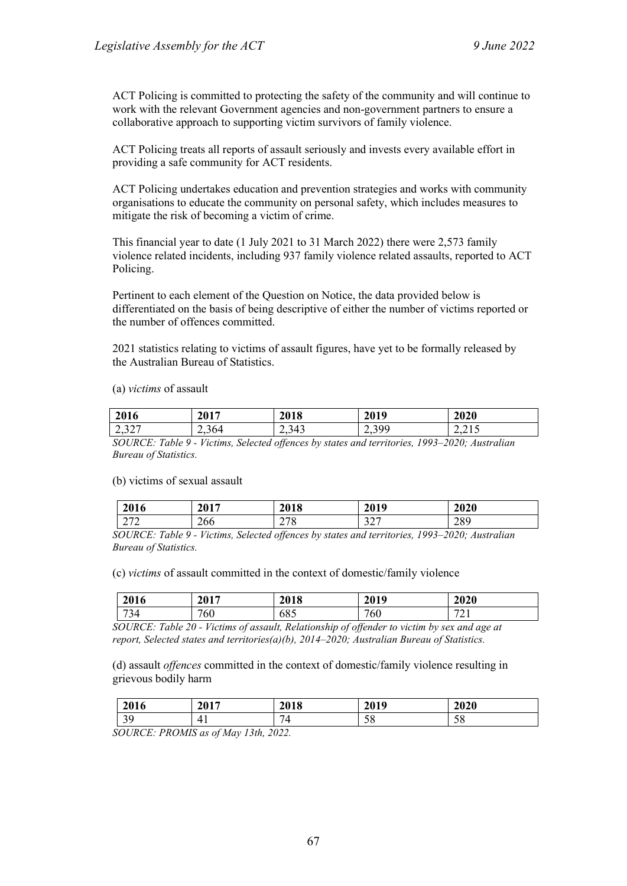ACT Policing is committed to protecting the safety of the community and will continue to work with the relevant Government agencies and non-government partners to ensure a collaborative approach to supporting victim survivors of family violence.

ACT Policing treats all reports of assault seriously and invests every available effort in providing a safe community for ACT residents.

ACT Policing undertakes education and prevention strategies and works with community organisations to educate the community on personal safety, which includes measures to mitigate the risk of becoming a victim of crime.

This financial year to date (1 July 2021 to 31 March 2022) there were 2,573 family violence related incidents, including 937 family violence related assaults, reported to ACT Policing.

Pertinent to each element of the Question on Notice, the data provided below is differentiated on the basis of being descriptive of either the number of victims reported or the number of offences committed.

2021 statistics relating to victims of assault figures, have yet to be formally released by the Australian Bureau of Statistics.

(a) *victims* of assault

| 2016 | 2017 | 2018 | 2019 | 2020 |
|---|---|---|---|---|
| 2,327 | 2,364 | 2,343 | 2,399 | 2,215 |

*SOURCE: Table 9 - Victims, Selected offences by states and territories, 1993–2020; Australian Bureau of Statistics.*

(b) victims of sexual assault

| 2016 | 2017 | 2018 | 2019 | 2020 |
|---|---|---|---|---|
| 272 | 266 | 278 | 327 | 289 |

*SOURCE: Table 9 - Victims, Selected offences by states and territories, 1993–2020; Australian Bureau of Statistics.*

(c) *victims* of assault committed in the context of domestic/family violence

| 2016 | 2017 | 2018 | 2019 | 2020 |
|---|---|---|---|---|
| 734 | 760 | 685 | 760 | 721 |

*SOURCE: Table 20 - Victims of assault, Relationship of offender to victim by sex and age at report, Selected states and territories(a)(b), 2014–2020; Australian Bureau of Statistics.*

(d) assault *offences* committed in the context of domestic/family violence resulting in grievous bodily harm

| 2016 | 2017 | 2018 | 2019 | 2020 |
|---|---|---|---|---|
| 39 | 41 | 74 | 58 | 58 |

*SOURCE: PROMIS as of May 13th, 2022.*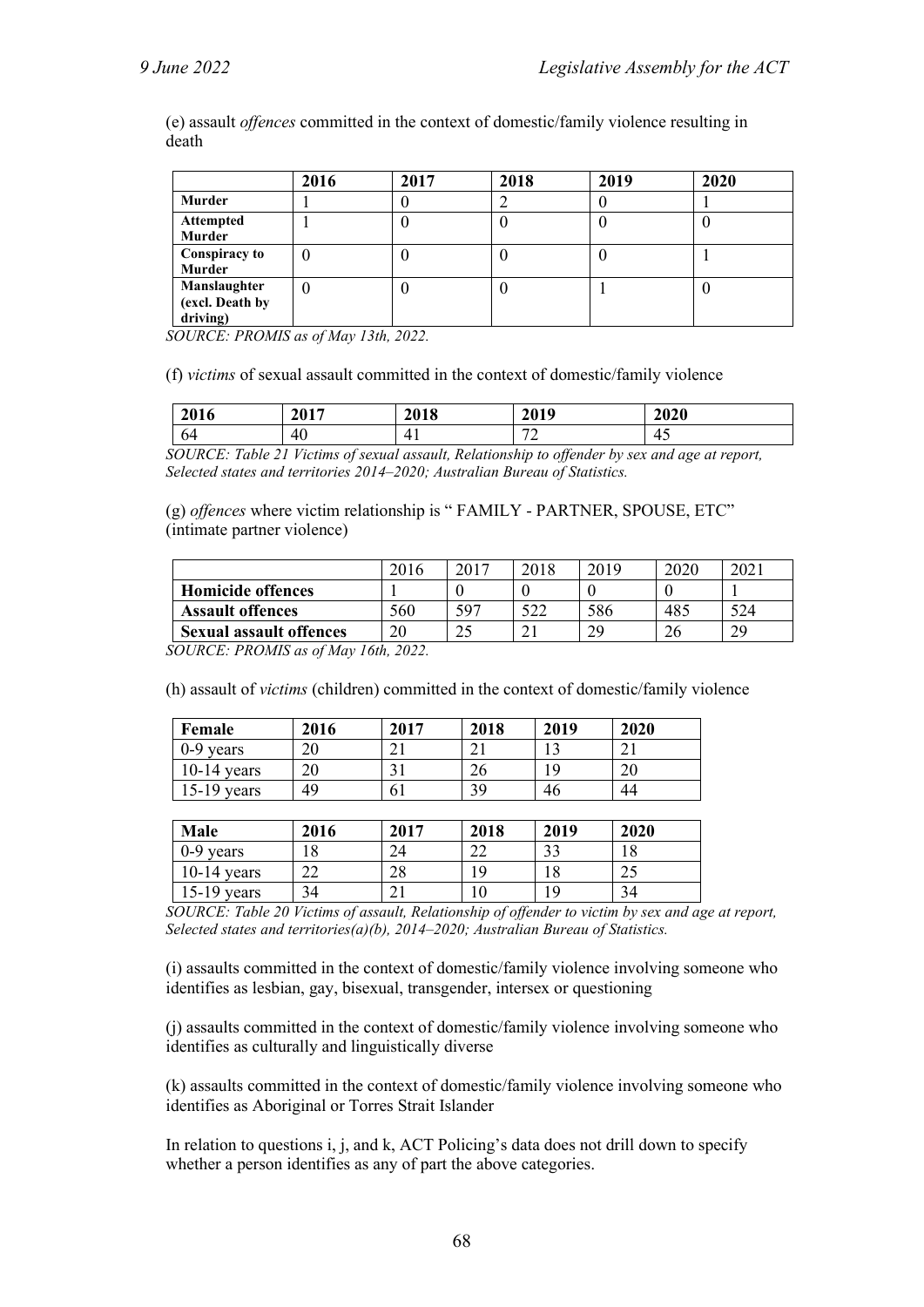(e) assault *offences* committed in the context of domestic/family violence resulting in death

| | 2016 | 2017 | 2018 | 2019 | 2020 |
|---|---|---|---|---|---|
| **Murder** | 1 | 0 | 2 | 0 | 1 |
| **Attempted Murder** | 1 | 0 | 0 | 0 | 0 |
| **Conspiracy to Murder** | 0 | 0 | 0 | 0 | 1 |
| **Manslaughter (excl. Death by driving)** | 0 | 0 | 0 | 1 | 0 |

*SOURCE: PROMIS as of May 13th, 2022.*

(f) *victims* of sexual assault committed in the context of domestic/family violence

| 2016 | 2017 | 2018 | 2019 | 2020 |
|---|---|---|---|---|
| 64 | 40 | 41 | 72 | 45 |

*SOURCE: Table 21 Victims of sexual assault, Relationship to offender by sex and age at report, Selected states and territories 2014–2020; Australian Bureau of Statistics.*

(g) *offences* where victim relationship is " FAMILY - PARTNER, SPOUSE, ETC" (intimate partner violence)

| | 2016 | 2017 | 2018 | 2019 | 2020 | 2021 |
|---|---|---|---|---|---|---|
| **Homicide offences** | 1 | 0 | 0 | 0 | 0 | 1 |
| **Assault offences** | 560 | 597 | 522 | 586 | 485 | 524 |
| **Sexual assault offences** | 20 | 25 | 21 | 29 | 26 | 29 |

*SOURCE: PROMIS as of May 16th, 2022.*

(h) assault of *victims* (children) committed in the context of domestic/family violence

| **Female** | **2016** | **2017** | **2018** | **2019** | **2020** |
|---|---|---|---|---|---|
| 0-9 years | 20 | 21 | 21 | 13 | 21 |
| 10-14 years | 20 | 31 | 26 | 19 | 20 |
| 15-19 years | 49 | 61 | 39 | 46 | 44 |

| **Male** | **2016** | **2017** | **2018** | **2019** | **2020** |
|---|---|---|---|---|---|
| 0-9 years | 18 | 24 | 22 | 33 | 18 |
| 10-14 years | 22 | 28 | 19 | 18 | 25 |
| 15-19 years | 34 | 21 | 10 | 19 | 34 |

*SOURCE: Table 20 Victims of assault, Relationship of offender to victim by sex and age at report, Selected states and territories(a)(b), 2014–2020; Australian Bureau of Statistics.*

(i) assaults committed in the context of domestic/family violence involving someone who identifies as lesbian, gay, bisexual, transgender, intersex or questioning

(j) assaults committed in the context of domestic/family violence involving someone who identifies as culturally and linguistically diverse

(k) assaults committed in the context of domestic/family violence involving someone who identifies as Aboriginal or Torres Strait Islander

In relation to questions i, j, and k, ACT Policing's data does not drill down to specify whether a person identifies as any of part the above categories.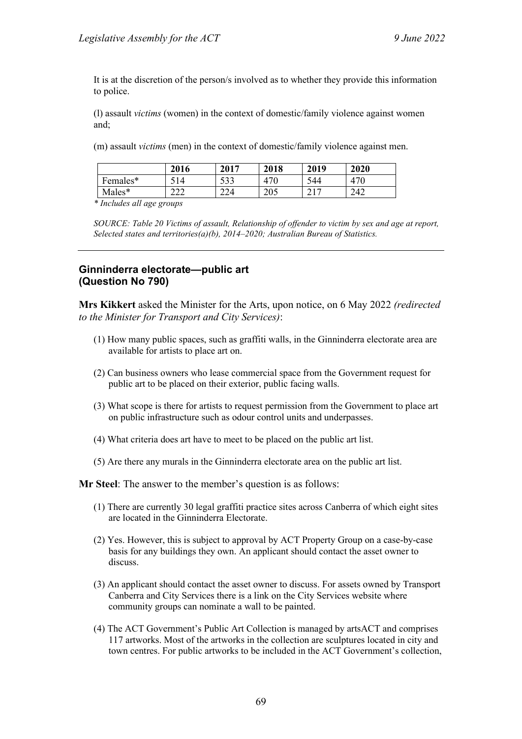It is at the discretion of the person/s involved as to whether they provide this information to police.

(l) assault *victims* (women) in the context of domestic/family violence against women and;

(m) assault *victims* (men) in the context of domestic/family violence against men.

| | 2016 | 2017 | 2018 | 2019 | 2020 |
|---|---|---|---|---|---|
| Females* | 514 | 533 | 470 | 544 | 470 |
| Males* | 222 | 224 | 205 | 217 | 242 |

*\* Includes all age groups*

*SOURCE: Table 20 Victims of assault, Relationship of offender to victim by sex and age at report, Selected states and territories(a)(b), 2014–2020; Australian Bureau of Statistics.*

---

## Ginninderra electorate—public art (Question No 790)

**Mrs Kikkert** asked the Minister for the Arts, upon notice, on 6 May 2022 *(redirected to the Minister for Transport and City Services)*:

(1) How many public spaces, such as graffiti walls, in the Ginninderra electorate area are available for artists to place art on.

(2) Can business owners who lease commercial space from the Government request for public art to be placed on their exterior, public facing walls.

(3) What scope is there for artists to request permission from the Government to place art on public infrastructure such as odour control units and underpasses.

(4) What criteria does art have to meet to be placed on the public art list.

(5) Are there any murals in the Ginninderra electorate area on the public art list.

**Mr Steel**: The answer to the member's question is as follows:

(1) There are currently 30 legal graffiti practice sites across Canberra of which eight sites are located in the Ginninderra Electorate.

(2) Yes. However, this is subject to approval by ACT Property Group on a case-by-case basis for any buildings they own. An applicant should contact the asset owner to discuss.

(3) An applicant should contact the asset owner to discuss. For assets owned by Transport Canberra and City Services there is a link on the City Services website where community groups can nominate a wall to be painted.

(4) The ACT Government's Public Art Collection is managed by artsACT and comprises 117 artworks. Most of the artworks in the collection are sculptures located in city and town centres. For public artworks to be included in the ACT Government's collection,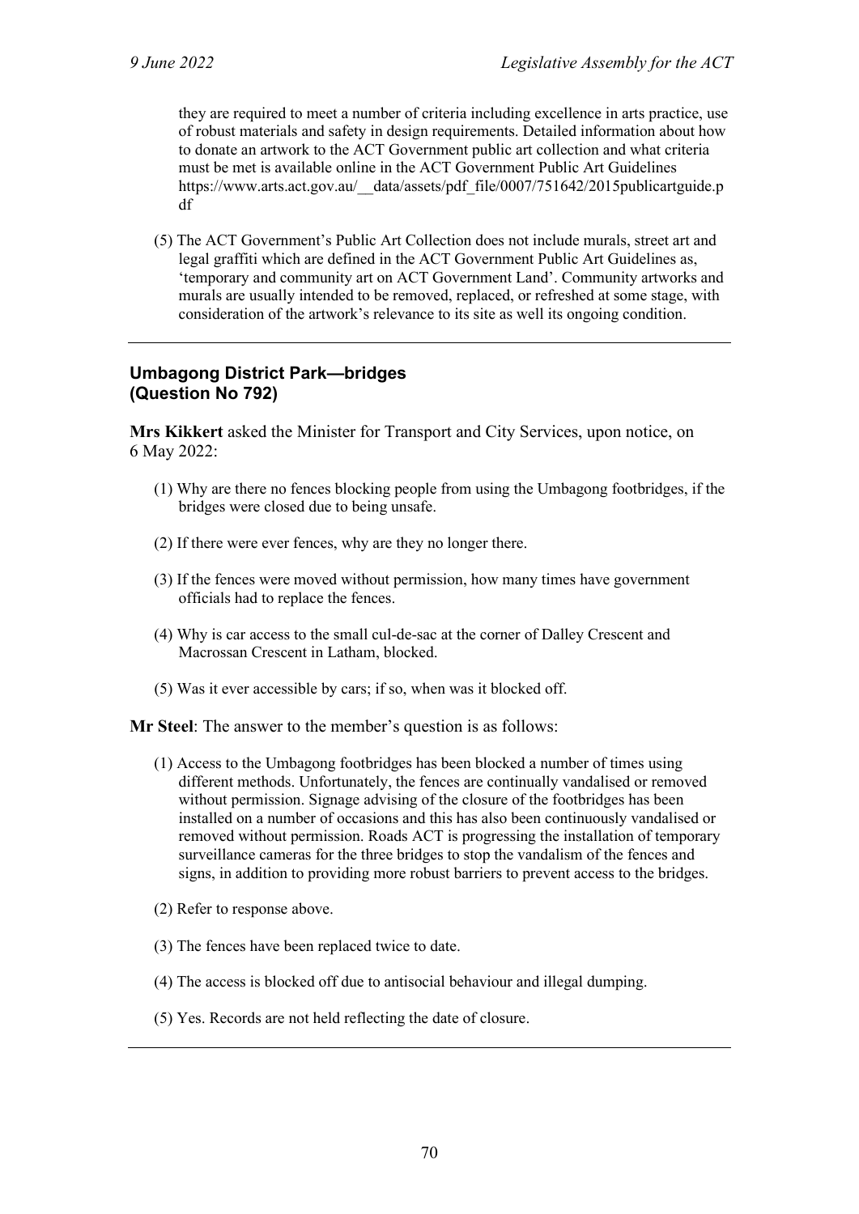they are required to meet a number of criteria including excellence in arts practice, use of robust materials and safety in design requirements. Detailed information about how to donate an artwork to the ACT Government public art collection and what criteria must be met is available online in the ACT Government Public Art Guidelines https://www.arts.act.gov.au/__data/assets/pdf_file/0007/751642/2015publicartguide.pdf

(5) The ACT Government's Public Art Collection does not include murals, street art and legal graffiti which are defined in the ACT Government Public Art Guidelines as, 'temporary and community art on ACT Government Land'. Community artworks and murals are usually intended to be removed, replaced, or refreshed at some stage, with consideration of the artwork's relevance to its site as well its ongoing condition.

---

### Umbagong District Park—bridges
### (Question No 792)

**Mrs Kikkert** asked the Minister for Transport and City Services, upon notice, on 6 May 2022:

(1) Why are there no fences blocking people from using the Umbagong footbridges, if the bridges were closed due to being unsafe.

(2) If there were ever fences, why are they no longer there.

(3) If the fences were moved without permission, how many times have government officials had to replace the fences.

(4) Why is car access to the small cul-de-sac at the corner of Dalley Crescent and Macrossan Crescent in Latham, blocked.

(5) Was it ever accessible by cars; if so, when was it blocked off.

**Mr Steel**: The answer to the member's question is as follows:

(1) Access to the Umbagong footbridges has been blocked a number of times using different methods. Unfortunately, the fences are continually vandalised or removed without permission. Signage advising of the closure of the footbridges has been installed on a number of occasions and this has also been continuously vandalised or removed without permission. Roads ACT is progressing the installation of temporary surveillance cameras for the three bridges to stop the vandalism of the fences and signs, in addition to providing more robust barriers to prevent access to the bridges.

(2) Refer to response above.

(3) The fences have been replaced twice to date.

(4) The access is blocked off due to antisocial behaviour and illegal dumping.

(5) Yes. Records are not held reflecting the date of closure.

---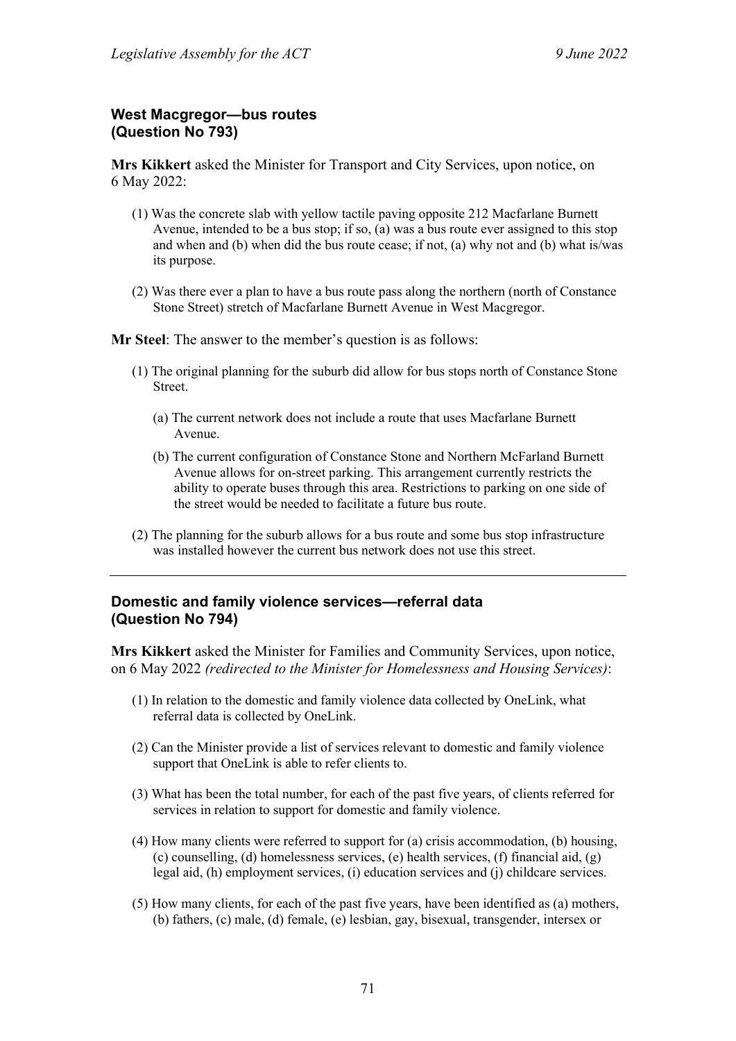### West Macgregor—bus routes
### (Question No 793)

**Mrs Kikkert** asked the Minister for Transport and City Services, upon notice, on 6 May 2022:

(1) Was the concrete slab with yellow tactile paving opposite 212 Macfarlane Burnett Avenue, intended to be a bus stop; if so, (a) was a bus route ever assigned to this stop and when and (b) when did the bus route cease; if not, (a) why not and (b) what is/was its purpose.

(2) Was there ever a plan to have a bus route pass along the northern (north of Constance Stone Street) stretch of Macfarlane Burnett Avenue in West Macgregor.

**Mr Steel**: The answer to the member's question is as follows:

(1) The original planning for the suburb did allow for bus stops north of Constance Stone Street.

   (a) The current network does not include a route that uses Macfarlane Burnett Avenue.

   (b) The current configuration of Constance Stone and Northern McFarland Burnett Avenue allows for on-street parking. This arrangement currently restricts the ability to operate buses through this area. Restrictions to parking on one side of the street would be needed to facilitate a future bus route.

(2) The planning for the suburb allows for a bus route and some bus stop infrastructure was installed however the current bus network does not use this street.

---

### Domestic and family violence services—referral data
### (Question No 794)

**Mrs Kikkert** asked the Minister for Families and Community Services, upon notice, on 6 May 2022 *(redirected to the Minister for Homelessness and Housing Services)*:

(1) In relation to the domestic and family violence data collected by OneLink, what referral data is collected by OneLink.

(2) Can the Minister provide a list of services relevant to domestic and family violence support that OneLink is able to refer clients to.

(3) What has been the total number, for each of the past five years, of clients referred for services in relation to support for domestic and family violence.

(4) How many clients were referred to support for (a) crisis accommodation, (b) housing, (c) counselling, (d) homelessness services, (e) health services, (f) financial aid, (g) legal aid, (h) employment services, (i) education services and (j) childcare services.

(5) How many clients, for each of the past five years, have been identified as (a) mothers, (b) fathers, (c) male, (d) female, (e) lesbian, gay, bisexual, transgender, intersex or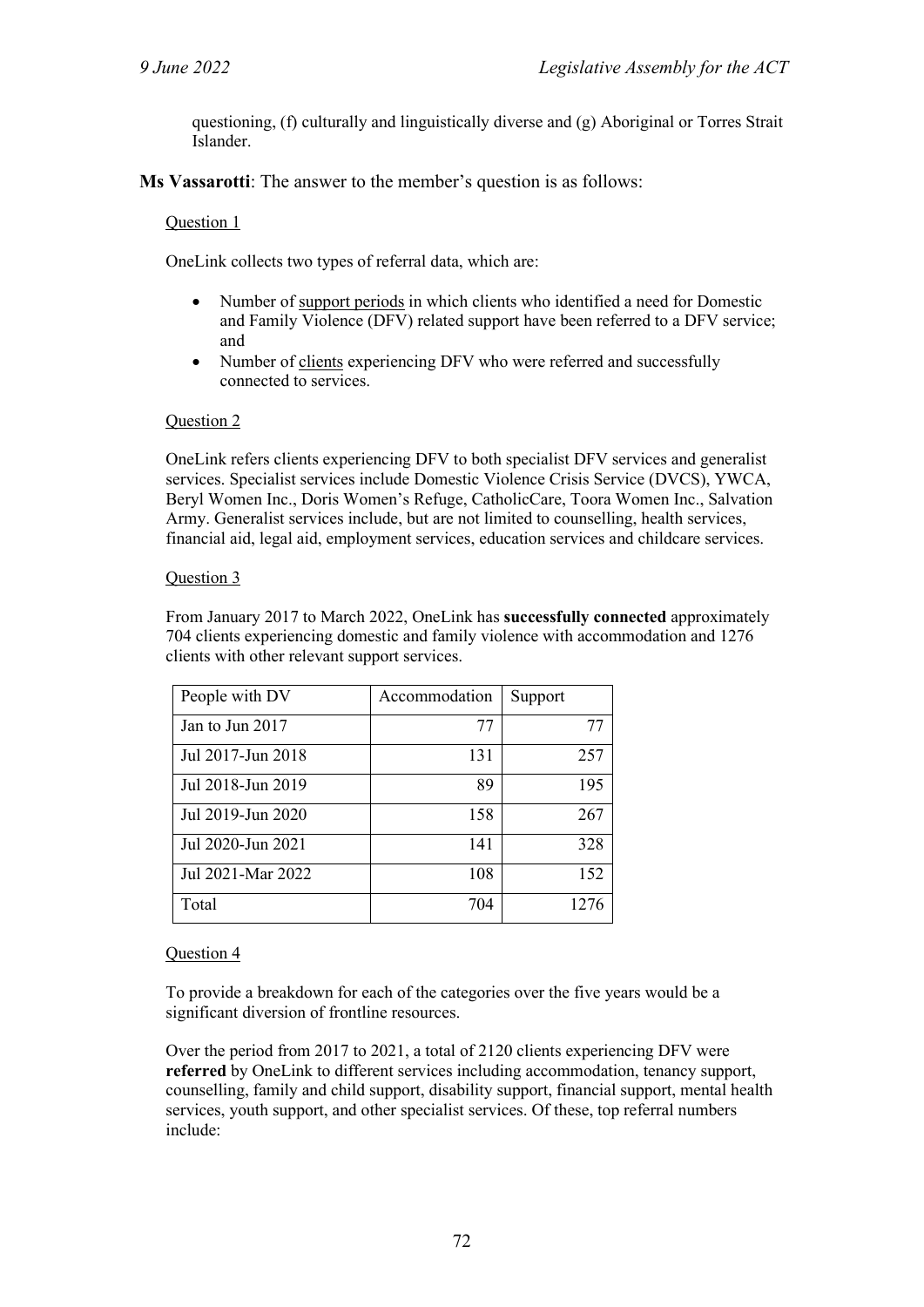questioning, (f) culturally and linguistically diverse and (g) Aboriginal or Torres Strait Islander.

**Ms Vassarotti**: The answer to the member's question is as follows:

Question 1

OneLink collects two types of referral data, which are:

- Number of support periods in which clients who identified a need for Domestic and Family Violence (DFV) related support have been referred to a DFV service; and
- Number of clients experiencing DFV who were referred and successfully connected to services.

Question 2

OneLink refers clients experiencing DFV to both specialist DFV services and generalist services. Specialist services include Domestic Violence Crisis Service (DVCS), YWCA, Beryl Women Inc., Doris Women's Refuge, CatholicCare, Toora Women Inc., Salvation Army. Generalist services include, but are not limited to counselling, health services, financial aid, legal aid, employment services, education services and childcare services.

Question 3

From January 2017 to March 2022, OneLink has **successfully connected** approximately 704 clients experiencing domestic and family violence with accommodation and 1276 clients with other relevant support services.

| People with DV | Accommodation | Support |
|---|---|---|
| Jan to Jun 2017 | 77 | 77 |
| Jul 2017-Jun 2018 | 131 | 257 |
| Jul 2018-Jun 2019 | 89 | 195 |
| Jul 2019-Jun 2020 | 158 | 267 |
| Jul 2020-Jun 2021 | 141 | 328 |
| Jul 2021-Mar 2022 | 108 | 152 |
| Total | 704 | 1276 |

Question 4

To provide a breakdown for each of the categories over the five years would be a significant diversion of frontline resources.

Over the period from 2017 to 2021, a total of 2120 clients experiencing DFV were **referred** by OneLink to different services including accommodation, tenancy support, counselling, family and child support, disability support, financial support, mental health services, youth support, and other specialist services. Of these, top referral numbers include: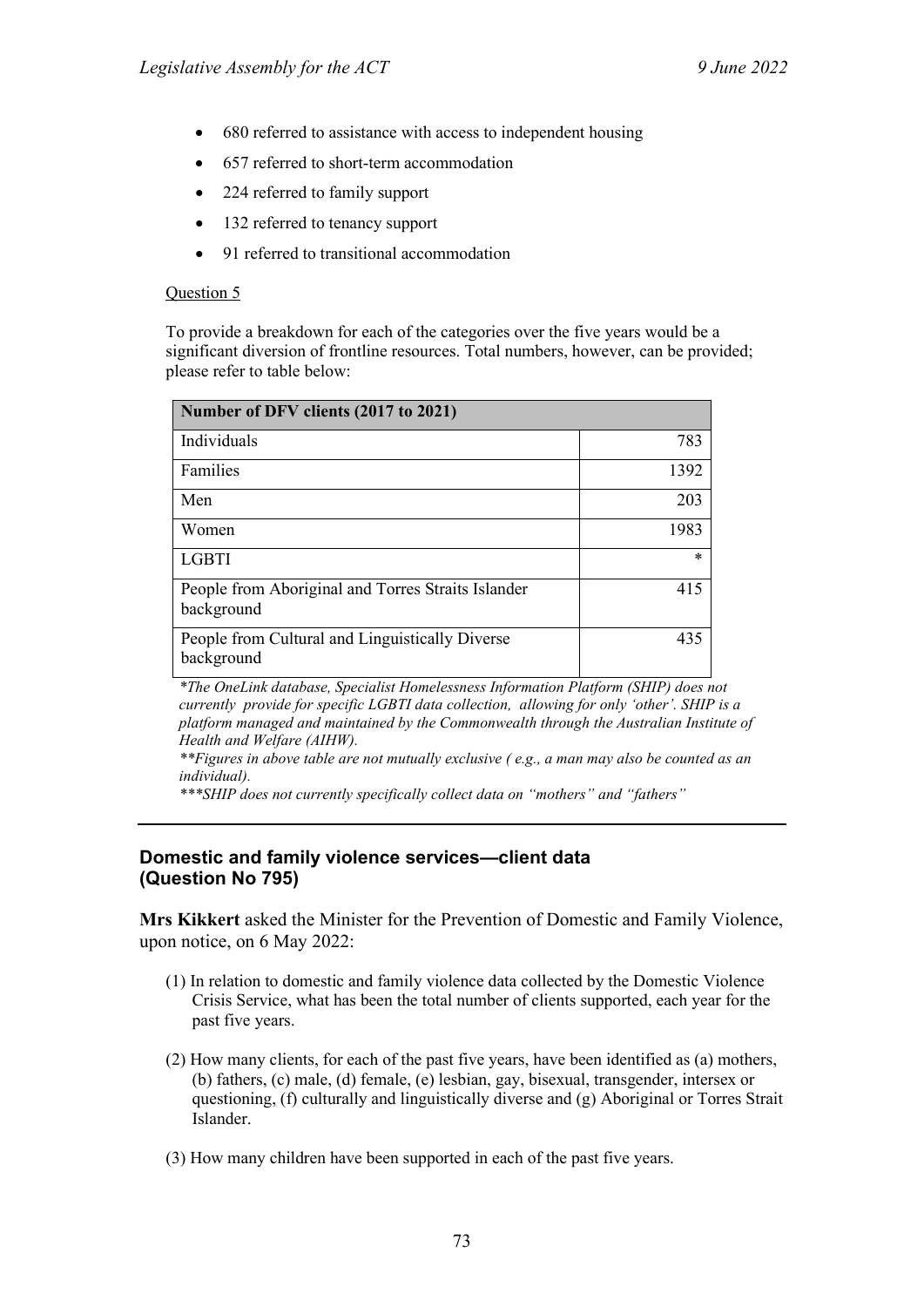- 680 referred to assistance with access to independent housing
- 657 referred to short-term accommodation
- 224 referred to family support
- 132 referred to tenancy support
- 91 referred to transitional accommodation

Question 5

To provide a breakdown for each of the categories over the five years would be a significant diversion of frontline resources. Total numbers, however, can be provided; please refer to table below:

| **Number of DFV clients (2017 to 2021)** | |
|---|---|
| Individuals | 783 |
| Families | 1392 |
| Men | 203 |
| Women | 1983 |
| LGBTI | * |
| People from Aboriginal and Torres Straits Islander background | 415 |
| People from Cultural and Linguistically Diverse background | 435 |

*\*The OneLink database, Specialist Homelessness Information Platform (SHIP) does not currently provide for specific LGBTI data collection, allowing for only 'other'. SHIP is a platform managed and maintained by the Commonwealth through the Australian Institute of Health and Welfare (AIHW).*

*\*\*Figures in above table are not mutually exclusive ( e.g., a man may also be counted as an individual).*

*\*\*\*SHIP does not currently specifically collect data on "mothers" and "fathers"*

---

## Domestic and family violence services—client data (Question No 795)

**Mrs Kikkert** asked the Minister for the Prevention of Domestic and Family Violence, upon notice, on 6 May 2022:

(1) In relation to domestic and family violence data collected by the Domestic Violence Crisis Service, what has been the total number of clients supported, each year for the past five years.

(2) How many clients, for each of the past five years, have been identified as (a) mothers, (b) fathers, (c) male, (d) female, (e) lesbian, gay, bisexual, transgender, intersex or questioning, (f) culturally and linguistically diverse and (g) Aboriginal or Torres Strait Islander.

(3) How many children have been supported in each of the past five years.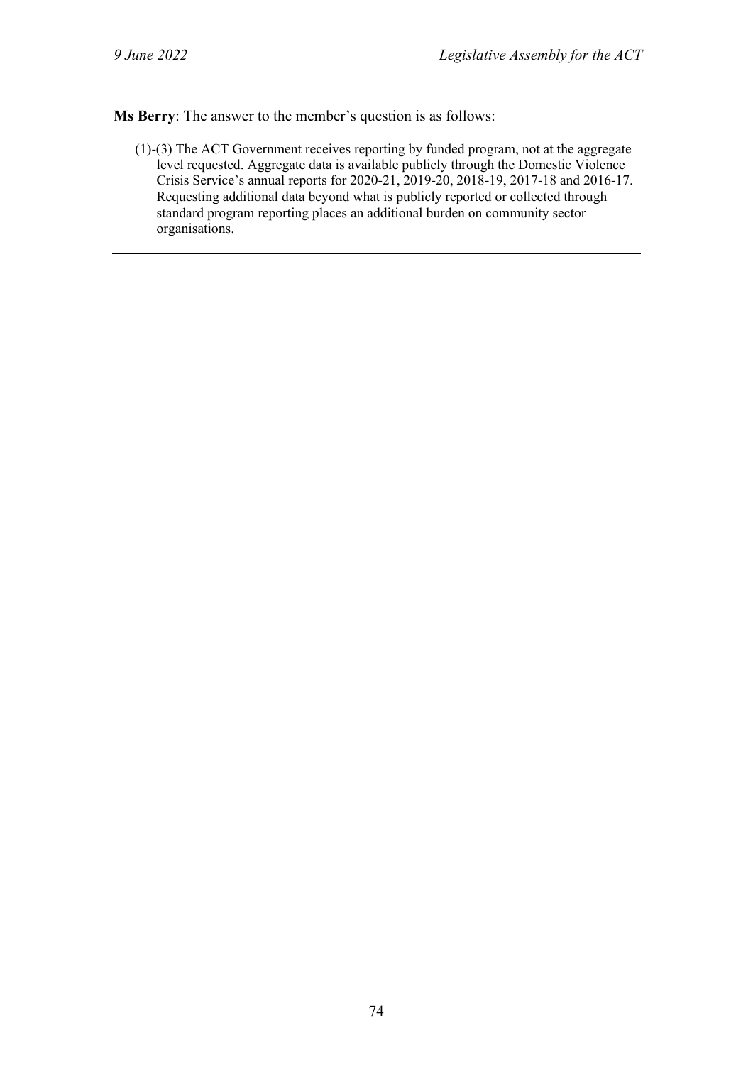**Ms Berry**: The answer to the member's question is as follows:

(1)-(3) The ACT Government receives reporting by funded program, not at the aggregate level requested. Aggregate data is available publicly through the Domestic Violence Crisis Service's annual reports for 2020-21, 2019-20, 2018-19, 2017-18 and 2016-17. Requesting additional data beyond what is publicly reported or collected through standard program reporting places an additional burden on community sector organisations.

---